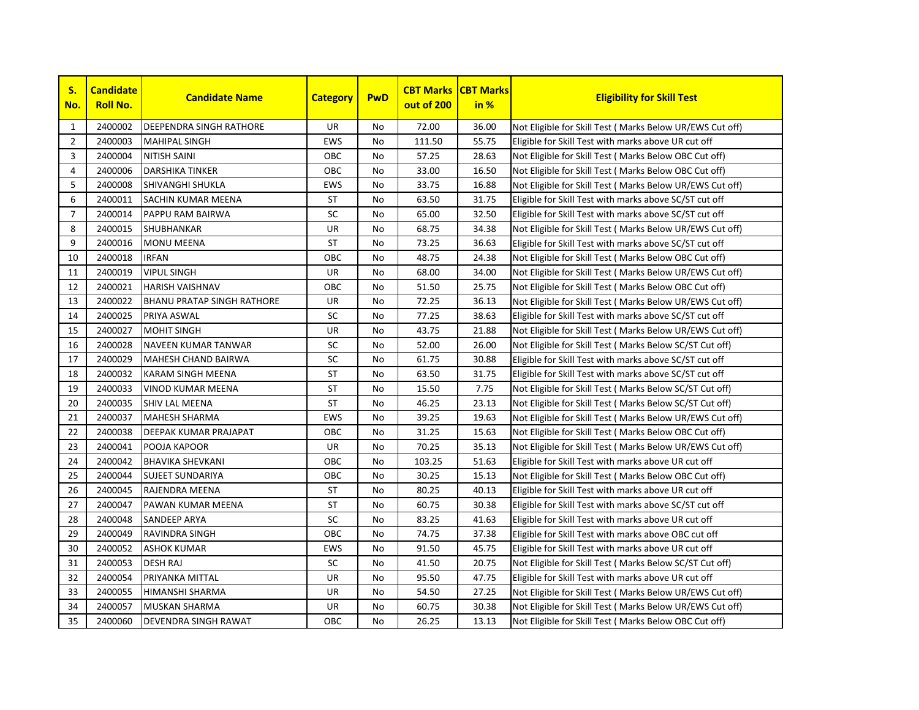| S. No. | Candidate Roll No. | Candidate Name | Category | PwD | CBT Marks out of 200 | CBT Marks in % | Eligibility for Skill Test |
|---|---|---|---|---|---|---|---|
| 1 | 2400002 | DEEPENDRA SINGH RATHORE | UR | No | 72.00 | 36.00 | Not Eligible for Skill Test ( Marks Below UR/EWS Cut off) |
| 2 | 2400003 | MAHIPAL SINGH | EWS | No | 111.50 | 55.75 | Eligible for Skill Test with marks above UR cut off |
| 3 | 2400004 | NITISH SAINI | OBC | No | 57.25 | 28.63 | Not Eligible for Skill Test ( Marks Below OBC Cut off) |
| 4 | 2400006 | DARSHIKA TINKER | OBC | No | 33.00 | 16.50 | Not Eligible for Skill Test ( Marks Below OBC Cut off) |
| 5 | 2400008 | SHIVANGHI SHUKLA | EWS | No | 33.75 | 16.88 | Not Eligible for Skill Test ( Marks Below UR/EWS Cut off) |
| 6 | 2400011 | SACHIN KUMAR MEENA | ST | No | 63.50 | 31.75 | Eligible for Skill Test with marks above SC/ST cut off |
| 7 | 2400014 | PAPPU RAM BAIRWA | SC | No | 65.00 | 32.50 | Eligible for Skill Test with marks above SC/ST cut off |
| 8 | 2400015 | SHUBHANKAR | UR | No | 68.75 | 34.38 | Not Eligible for Skill Test ( Marks Below UR/EWS Cut off) |
| 9 | 2400016 | MONU MEENA | ST | No | 73.25 | 36.63 | Eligible for Skill Test with marks above SC/ST cut off |
| 10 | 2400018 | IRFAN | OBC | No | 48.75 | 24.38 | Not Eligible for Skill Test ( Marks Below OBC Cut off) |
| 11 | 2400019 | VIPUL SINGH | UR | No | 68.00 | 34.00 | Not Eligible for Skill Test ( Marks Below UR/EWS Cut off) |
| 12 | 2400021 | HARISH VAISHNAV | OBC | No | 51.50 | 25.75 | Not Eligible for Skill Test ( Marks Below OBC Cut off) |
| 13 | 2400022 | BHANU PRATAP SINGH RATHORE | UR | No | 72.25 | 36.13 | Not Eligible for Skill Test ( Marks Below UR/EWS Cut off) |
| 14 | 2400025 | PRIYA ASWAL | SC | No | 77.25 | 38.63 | Eligible for Skill Test with marks above SC/ST cut off |
| 15 | 2400027 | MOHIT SINGH | UR | No | 43.75 | 21.88 | Not Eligible for Skill Test ( Marks Below UR/EWS Cut off) |
| 16 | 2400028 | NAVEEN KUMAR TANWAR | SC | No | 52.00 | 26.00 | Not Eligible for Skill Test ( Marks Below SC/ST Cut off) |
| 17 | 2400029 | MAHESH CHAND BAIRWA | SC | No | 61.75 | 30.88 | Eligible for Skill Test with marks above SC/ST cut off |
| 18 | 2400032 | KARAM SINGH MEENA | ST | No | 63.50 | 31.75 | Eligible for Skill Test with marks above SC/ST cut off |
| 19 | 2400033 | VINOD KUMAR MEENA | ST | No | 15.50 | 7.75 | Not Eligible for Skill Test ( Marks Below SC/ST Cut off) |
| 20 | 2400035 | SHIV LAL MEENA | ST | No | 46.25 | 23.13 | Not Eligible for Skill Test ( Marks Below SC/ST Cut off) |
| 21 | 2400037 | MAHESH SHARMA | EWS | No | 39.25 | 19.63 | Not Eligible for Skill Test ( Marks Below UR/EWS Cut off) |
| 22 | 2400038 | DEEPAK KUMAR PRAJAPAT | OBC | No | 31.25 | 15.63 | Not Eligible for Skill Test ( Marks Below OBC Cut off) |
| 23 | 2400041 | POOJA KAPOOR | UR | No | 70.25 | 35.13 | Not Eligible for Skill Test ( Marks Below UR/EWS Cut off) |
| 24 | 2400042 | BHAVIKA SHEVKANI | OBC | No | 103.25 | 51.63 | Eligible for Skill Test with marks above UR cut off |
| 25 | 2400044 | SUJEET SUNDARIYA | OBC | No | 30.25 | 15.13 | Not Eligible for Skill Test ( Marks Below OBC Cut off) |
| 26 | 2400045 | RAJENDRA MEENA | ST | No | 80.25 | 40.13 | Eligible for Skill Test with marks above UR cut off |
| 27 | 2400047 | PAWAN KUMAR MEENA | ST | No | 60.75 | 30.38 | Eligible for Skill Test with marks above SC/ST cut off |
| 28 | 2400048 | SANDEEP ARYA | SC | No | 83.25 | 41.63 | Eligible for Skill Test with marks above UR cut off |
| 29 | 2400049 | RAVINDRA SINGH | OBC | No | 74.75 | 37.38 | Eligible for Skill Test with marks above OBC cut off |
| 30 | 2400052 | ASHOK KUMAR | EWS | No | 91.50 | 45.75 | Eligible for Skill Test with marks above UR cut off |
| 31 | 2400053 | DESH RAJ | SC | No | 41.50 | 20.75 | Not Eligible for Skill Test ( Marks Below SC/ST Cut off) |
| 32 | 2400054 | PRIYANKA MITTAL | UR | No | 95.50 | 47.75 | Eligible for Skill Test with marks above UR cut off |
| 33 | 2400055 | HIMANSHI SHARMA | UR | No | 54.50 | 27.25 | Not Eligible for Skill Test ( Marks Below UR/EWS Cut off) |
| 34 | 2400057 | MUSKAN SHARMA | UR | No | 60.75 | 30.38 | Not Eligible for Skill Test ( Marks Below UR/EWS Cut off) |
| 35 | 2400060 | DEVENDRA SINGH RAWAT | OBC | No | 26.25 | 13.13 | Not Eligible for Skill Test ( Marks Below OBC Cut off) |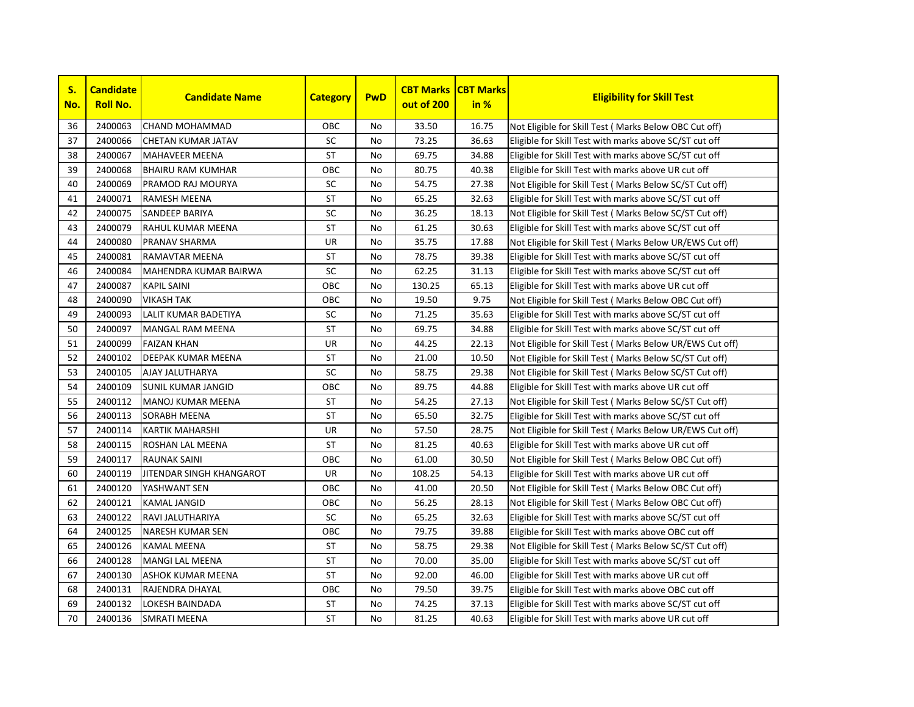| S. No. | Candidate Roll No. | Candidate Name | Category | PwD | CBT Marks out of 200 | CBT Marks in % | Eligibility for Skill Test |
|---|---|---|---|---|---|---|---|
| 36 | 2400063 | CHAND MOHAMMAD | OBC | No | 33.50 | 16.75 | Not Eligible for Skill Test ( Marks Below OBC Cut off) |
| 37 | 2400066 | CHETAN KUMAR JATAV | SC | No | 73.25 | 36.63 | Eligible for Skill Test with marks above SC/ST cut off |
| 38 | 2400067 | MAHAVEER MEENA | ST | No | 69.75 | 34.88 | Eligible for Skill Test with marks above SC/ST cut off |
| 39 | 2400068 | BHAIRU RAM KUMHAR | OBC | No | 80.75 | 40.38 | Eligible for Skill Test with marks above UR cut off |
| 40 | 2400069 | PRAMOD RAJ MOURYA | SC | No | 54.75 | 27.38 | Not Eligible for Skill Test ( Marks Below SC/ST Cut off) |
| 41 | 2400071 | RAMESH MEENA | ST | No | 65.25 | 32.63 | Eligible for Skill Test with marks above SC/ST cut off |
| 42 | 2400075 | SANDEEP BARIYA | SC | No | 36.25 | 18.13 | Not Eligible for Skill Test ( Marks Below SC/ST Cut off) |
| 43 | 2400079 | RAHUL KUMAR MEENA | ST | No | 61.25 | 30.63 | Eligible for Skill Test with marks above SC/ST cut off |
| 44 | 2400080 | PRANAV SHARMA | UR | No | 35.75 | 17.88 | Not Eligible for Skill Test ( Marks Below UR/EWS Cut off) |
| 45 | 2400081 | RAMAVTAR MEENA | ST | No | 78.75 | 39.38 | Eligible for Skill Test with marks above SC/ST cut off |
| 46 | 2400084 | MAHENDRA KUMAR BAIRWA | SC | No | 62.25 | 31.13 | Eligible for Skill Test with marks above SC/ST cut off |
| 47 | 2400087 | KAPIL SAINI | OBC | No | 130.25 | 65.13 | Eligible for Skill Test with marks above UR cut off |
| 48 | 2400090 | VIKASH TAK | OBC | No | 19.50 | 9.75 | Not Eligible for Skill Test ( Marks Below OBC Cut off) |
| 49 | 2400093 | LALIT KUMAR BADETIYA | SC | No | 71.25 | 35.63 | Eligible for Skill Test with marks above SC/ST cut off |
| 50 | 2400097 | MANGAL RAM MEENA | ST | No | 69.75 | 34.88 | Eligible for Skill Test with marks above SC/ST cut off |
| 51 | 2400099 | FAIZAN KHAN | UR | No | 44.25 | 22.13 | Not Eligible for Skill Test ( Marks Below UR/EWS Cut off) |
| 52 | 2400102 | DEEPAK KUMAR MEENA | ST | No | 21.00 | 10.50 | Not Eligible for Skill Test ( Marks Below SC/ST Cut off) |
| 53 | 2400105 | AJAY JALUTHARYA | SC | No | 58.75 | 29.38 | Not Eligible for Skill Test ( Marks Below SC/ST Cut off) |
| 54 | 2400109 | SUNIL KUMAR JANGID | OBC | No | 89.75 | 44.88 | Eligible for Skill Test with marks above UR cut off |
| 55 | 2400112 | MANOJ KUMAR MEENA | ST | No | 54.25 | 27.13 | Not Eligible for Skill Test ( Marks Below SC/ST Cut off) |
| 56 | 2400113 | SORABH MEENA | ST | No | 65.50 | 32.75 | Eligible for Skill Test with marks above SC/ST cut off |
| 57 | 2400114 | KARTIK MAHARSHI | UR | No | 57.50 | 28.75 | Not Eligible for Skill Test ( Marks Below UR/EWS Cut off) |
| 58 | 2400115 | ROSHAN LAL MEENA | ST | No | 81.25 | 40.63 | Eligible for Skill Test with marks above UR cut off |
| 59 | 2400117 | RAUNAK SAINI | OBC | No | 61.00 | 30.50 | Not Eligible for Skill Test ( Marks Below OBC Cut off) |
| 60 | 2400119 | JITENDAR SINGH KHANGAROT | UR | No | 108.25 | 54.13 | Eligible for Skill Test with marks above UR cut off |
| 61 | 2400120 | YASHWANT SEN | OBC | No | 41.00 | 20.50 | Not Eligible for Skill Test ( Marks Below OBC Cut off) |
| 62 | 2400121 | KAMAL JANGID | OBC | No | 56.25 | 28.13 | Not Eligible for Skill Test ( Marks Below OBC Cut off) |
| 63 | 2400122 | RAVI JALUTHARIYA | SC | No | 65.25 | 32.63 | Eligible for Skill Test with marks above SC/ST cut off |
| 64 | 2400125 | NARESH KUMAR SEN | OBC | No | 79.75 | 39.88 | Eligible for Skill Test with marks above OBC cut off |
| 65 | 2400126 | KAMAL MEENA | ST | No | 58.75 | 29.38 | Not Eligible for Skill Test ( Marks Below SC/ST Cut off) |
| 66 | 2400128 | MANGI LAL MEENA | ST | No | 70.00 | 35.00 | Eligible for Skill Test with marks above SC/ST cut off |
| 67 | 2400130 | ASHOK KUMAR MEENA | ST | No | 92.00 | 46.00 | Eligible for Skill Test with marks above UR cut off |
| 68 | 2400131 | RAJENDRA DHAYAL | OBC | No | 79.50 | 39.75 | Eligible for Skill Test with marks above OBC cut off |
| 69 | 2400132 | LOKESH BAINDADA | ST | No | 74.25 | 37.13 | Eligible for Skill Test with marks above SC/ST cut off |
| 70 | 2400136 | SMRATI MEENA | ST | No | 81.25 | 40.63 | Eligible for Skill Test with marks above UR cut off |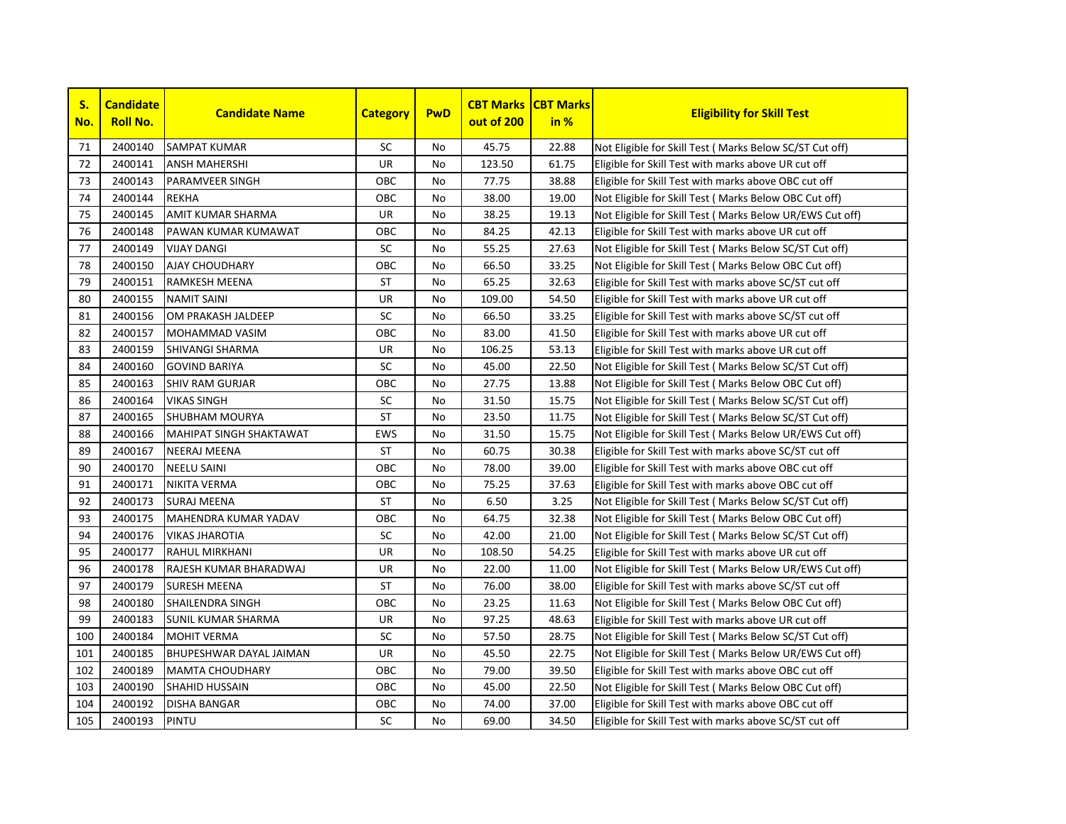| S. No. | Candidate Roll No. | Candidate Name | Category | PwD | CBT Marks out of 200 | CBT Marks in % | Eligibility for Skill Test |
|---|---|---|---|---|---|---|---|
| 71 | 2400140 | SAMPAT KUMAR | SC | No | 45.75 | 22.88 | Not Eligible for Skill Test ( Marks Below SC/ST Cut off) |
| 72 | 2400141 | ANSH MAHERSHI | UR | No | 123.50 | 61.75 | Eligible for Skill Test with marks above UR cut off |
| 73 | 2400143 | PARAMVEER SINGH | OBC | No | 77.75 | 38.88 | Eligible for Skill Test with marks above OBC cut off |
| 74 | 2400144 | REKHA | OBC | No | 38.00 | 19.00 | Not Eligible for Skill Test ( Marks Below OBC Cut off) |
| 75 | 2400145 | AMIT KUMAR SHARMA | UR | No | 38.25 | 19.13 | Not Eligible for Skill Test ( Marks Below UR/EWS Cut off) |
| 76 | 2400148 | PAWAN KUMAR KUMAWAT | OBC | No | 84.25 | 42.13 | Eligible for Skill Test with marks above UR cut off |
| 77 | 2400149 | VIJAY DANGI | SC | No | 55.25 | 27.63 | Not Eligible for Skill Test ( Marks Below SC/ST Cut off) |
| 78 | 2400150 | AJAY CHOUDHARY | OBC | No | 66.50 | 33.25 | Not Eligible for Skill Test ( Marks Below OBC Cut off) |
| 79 | 2400151 | RAMKESH MEENA | ST | No | 65.25 | 32.63 | Eligible for Skill Test with marks above SC/ST cut off |
| 80 | 2400155 | NAMIT SAINI | UR | No | 109.00 | 54.50 | Eligible for Skill Test with marks above UR cut off |
| 81 | 2400156 | OM PRAKASH JALDEEP | SC | No | 66.50 | 33.25 | Eligible for Skill Test with marks above SC/ST cut off |
| 82 | 2400157 | MOHAMMAD VASIM | OBC | No | 83.00 | 41.50 | Eligible for Skill Test with marks above UR cut off |
| 83 | 2400159 | SHIVANGI SHARMA | UR | No | 106.25 | 53.13 | Eligible for Skill Test with marks above UR cut off |
| 84 | 2400160 | GOVIND BARIYA | SC | No | 45.00 | 22.50 | Not Eligible for Skill Test ( Marks Below SC/ST Cut off) |
| 85 | 2400163 | SHIV RAM GURJAR | OBC | No | 27.75 | 13.88 | Not Eligible for Skill Test ( Marks Below OBC Cut off) |
| 86 | 2400164 | VIKAS SINGH | SC | No | 31.50 | 15.75 | Not Eligible for Skill Test ( Marks Below SC/ST Cut off) |
| 87 | 2400165 | SHUBHAM MOURYA | ST | No | 23.50 | 11.75 | Not Eligible for Skill Test ( Marks Below SC/ST Cut off) |
| 88 | 2400166 | MAHIPAT SINGH SHAKTAWAT | EWS | No | 31.50 | 15.75 | Not Eligible for Skill Test ( Marks Below UR/EWS Cut off) |
| 89 | 2400167 | NEERAJ MEENA | ST | No | 60.75 | 30.38 | Eligible for Skill Test with marks above SC/ST cut off |
| 90 | 2400170 | NEELU SAINI | OBC | No | 78.00 | 39.00 | Eligible for Skill Test with marks above OBC cut off |
| 91 | 2400171 | NIKITA VERMA | OBC | No | 75.25 | 37.63 | Eligible for Skill Test with marks above OBC cut off |
| 92 | 2400173 | SURAJ MEENA | ST | No | 6.50 | 3.25 | Not Eligible for Skill Test ( Marks Below SC/ST Cut off) |
| 93 | 2400175 | MAHENDRA KUMAR YADAV | OBC | No | 64.75 | 32.38 | Not Eligible for Skill Test ( Marks Below OBC Cut off) |
| 94 | 2400176 | VIKAS JHAROTIA | SC | No | 42.00 | 21.00 | Not Eligible for Skill Test ( Marks Below SC/ST Cut off) |
| 95 | 2400177 | RAHUL MIRKHANI | UR | No | 108.50 | 54.25 | Eligible for Skill Test with marks above UR cut off |
| 96 | 2400178 | RAJESH KUMAR BHARADWAJ | UR | No | 22.00 | 11.00 | Not Eligible for Skill Test ( Marks Below UR/EWS Cut off) |
| 97 | 2400179 | SURESH MEENA | ST | No | 76.00 | 38.00 | Eligible for Skill Test with marks above SC/ST cut off |
| 98 | 2400180 | SHAILENDRA SINGH | OBC | No | 23.25 | 11.63 | Not Eligible for Skill Test ( Marks Below OBC Cut off) |
| 99 | 2400183 | SUNIL KUMAR SHARMA | UR | No | 97.25 | 48.63 | Eligible for Skill Test with marks above UR cut off |
| 100 | 2400184 | MOHIT VERMA | SC | No | 57.50 | 28.75 | Not Eligible for Skill Test ( Marks Below SC/ST Cut off) |
| 101 | 2400185 | BHUPESHWAR DAYAL JAIMAN | UR | No | 45.50 | 22.75 | Not Eligible for Skill Test ( Marks Below UR/EWS Cut off) |
| 102 | 2400189 | MAMTA CHOUDHARY | OBC | No | 79.00 | 39.50 | Eligible for Skill Test with marks above OBC cut off |
| 103 | 2400190 | SHAHID HUSSAIN | OBC | No | 45.00 | 22.50 | Not Eligible for Skill Test ( Marks Below OBC Cut off) |
| 104 | 2400192 | DISHA BANGAR | OBC | No | 74.00 | 37.00 | Eligible for Skill Test with marks above OBC cut off |
| 105 | 2400193 | PINTU | SC | No | 69.00 | 34.50 | Eligible for Skill Test with marks above SC/ST cut off |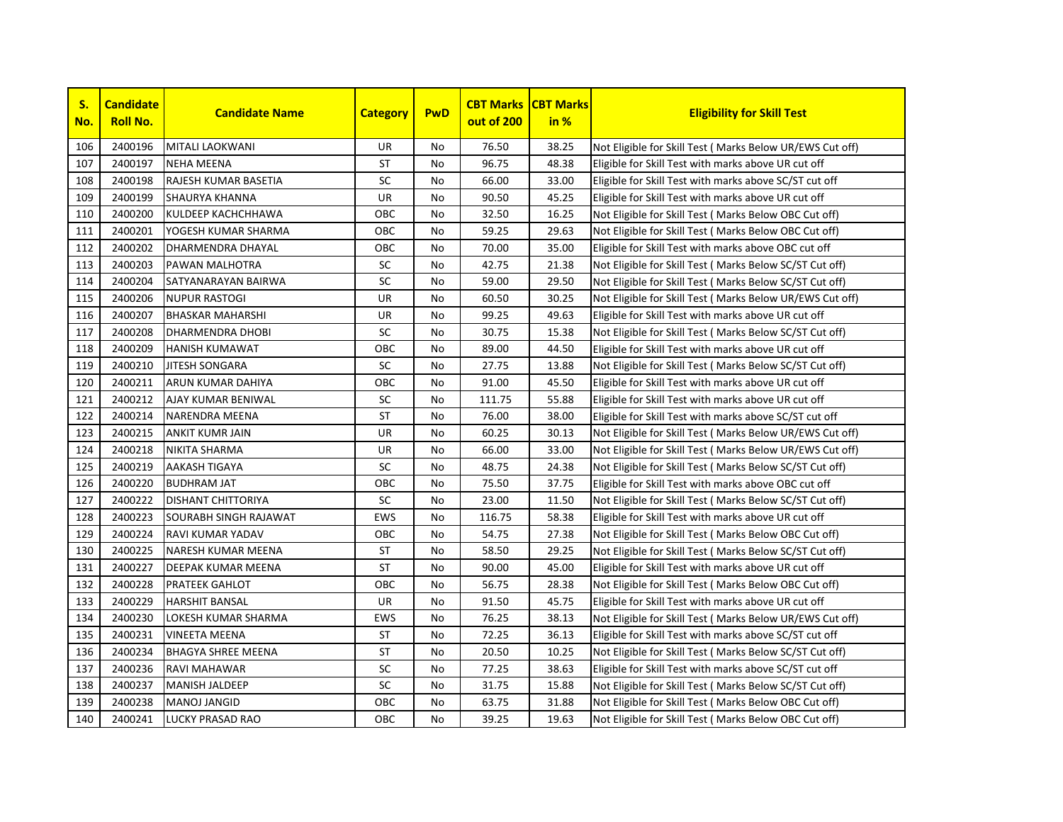| S. No. | Candidate Roll No. | Candidate Name | Category | PwD | CBT Marks out of 200 | CBT Marks in % | Eligibility for Skill Test |
|---|---|---|---|---|---|---|---|
| 106 | 2400196 | MITALI LAOKWANI | UR | No | 76.50 | 38.25 | Not Eligible for Skill Test ( Marks Below UR/EWS Cut off) |
| 107 | 2400197 | NEHA MEENA | ST | No | 96.75 | 48.38 | Eligible for Skill Test with marks above UR cut off |
| 108 | 2400198 | RAJESH KUMAR BASETIA | SC | No | 66.00 | 33.00 | Eligible for Skill Test with marks above SC/ST cut off |
| 109 | 2400199 | SHAURYA KHANNA | UR | No | 90.50 | 45.25 | Eligible for Skill Test with marks above UR cut off |
| 110 | 2400200 | KULDEEP KACHCHHAWA | OBC | No | 32.50 | 16.25 | Not Eligible for Skill Test ( Marks Below OBC Cut off) |
| 111 | 2400201 | YOGESH KUMAR SHARMA | OBC | No | 59.25 | 29.63 | Not Eligible for Skill Test ( Marks Below OBC Cut off) |
| 112 | 2400202 | DHARMENDRA DHAYAL | OBC | No | 70.00 | 35.00 | Eligible for Skill Test with marks above OBC cut off |
| 113 | 2400203 | PAWAN MALHOTRA | SC | No | 42.75 | 21.38 | Not Eligible for Skill Test ( Marks Below SC/ST Cut off) |
| 114 | 2400204 | SATYANARAYAN BAIRWA | SC | No | 59.00 | 29.50 | Not Eligible for Skill Test ( Marks Below SC/ST Cut off) |
| 115 | 2400206 | NUPUR RASTOGI | UR | No | 60.50 | 30.25 | Not Eligible for Skill Test ( Marks Below UR/EWS Cut off) |
| 116 | 2400207 | BHASKAR MAHARSHI | UR | No | 99.25 | 49.63 | Eligible for Skill Test with marks above UR cut off |
| 117 | 2400208 | DHARMENDRA DHOBI | SC | No | 30.75 | 15.38 | Not Eligible for Skill Test ( Marks Below SC/ST Cut off) |
| 118 | 2400209 | HANISH KUMAWAT | OBC | No | 89.00 | 44.50 | Eligible for Skill Test with marks above UR cut off |
| 119 | 2400210 | JITESH SONGARA | SC | No | 27.75 | 13.88 | Not Eligible for Skill Test ( Marks Below SC/ST Cut off) |
| 120 | 2400211 | ARUN KUMAR DAHIYA | OBC | No | 91.00 | 45.50 | Eligible for Skill Test with marks above UR cut off |
| 121 | 2400212 | AJAY KUMAR BENIWAL | SC | No | 111.75 | 55.88 | Eligible for Skill Test with marks above UR cut off |
| 122 | 2400214 | NARENDRA MEENA | ST | No | 76.00 | 38.00 | Eligible for Skill Test with marks above SC/ST cut off |
| 123 | 2400215 | ANKIT KUMR JAIN | UR | No | 60.25 | 30.13 | Not Eligible for Skill Test ( Marks Below UR/EWS Cut off) |
| 124 | 2400218 | NIKITA SHARMA | UR | No | 66.00 | 33.00 | Not Eligible for Skill Test ( Marks Below UR/EWS Cut off) |
| 125 | 2400219 | AAKASH TIGAYA | SC | No | 48.75 | 24.38 | Not Eligible for Skill Test ( Marks Below SC/ST Cut off) |
| 126 | 2400220 | BUDHRAM JAT | OBC | No | 75.50 | 37.75 | Eligible for Skill Test with marks above OBC cut off |
| 127 | 2400222 | DISHANT CHITTORIYA | SC | No | 23.00 | 11.50 | Not Eligible for Skill Test ( Marks Below SC/ST Cut off) |
| 128 | 2400223 | SOURABH SINGH RAJAWAT | EWS | No | 116.75 | 58.38 | Eligible for Skill Test with marks above UR cut off |
| 129 | 2400224 | RAVI KUMAR YADAV | OBC | No | 54.75 | 27.38 | Not Eligible for Skill Test ( Marks Below OBC Cut off) |
| 130 | 2400225 | NARESH KUMAR MEENA | ST | No | 58.50 | 29.25 | Not Eligible for Skill Test ( Marks Below SC/ST Cut off) |
| 131 | 2400227 | DEEPAK KUMAR MEENA | ST | No | 90.00 | 45.00 | Eligible for Skill Test with marks above UR cut off |
| 132 | 2400228 | PRATEEK GAHLOT | OBC | No | 56.75 | 28.38 | Not Eligible for Skill Test ( Marks Below OBC Cut off) |
| 133 | 2400229 | HARSHIT BANSAL | UR | No | 91.50 | 45.75 | Eligible for Skill Test with marks above UR cut off |
| 134 | 2400230 | LOKESH KUMAR SHARMA | EWS | No | 76.25 | 38.13 | Not Eligible for Skill Test ( Marks Below UR/EWS Cut off) |
| 135 | 2400231 | VINEETA MEENA | ST | No | 72.25 | 36.13 | Eligible for Skill Test with marks above SC/ST cut off |
| 136 | 2400234 | BHAGYA SHREE MEENA | ST | No | 20.50 | 10.25 | Not Eligible for Skill Test ( Marks Below SC/ST Cut off) |
| 137 | 2400236 | RAVI MAHAWAR | SC | No | 77.25 | 38.63 | Eligible for Skill Test with marks above SC/ST cut off |
| 138 | 2400237 | MANISH JALDEEP | SC | No | 31.75 | 15.88 | Not Eligible for Skill Test ( Marks Below SC/ST Cut off) |
| 139 | 2400238 | MANOJ JANGID | OBC | No | 63.75 | 31.88 | Not Eligible for Skill Test ( Marks Below OBC Cut off) |
| 140 | 2400241 | LUCKY PRASAD RAO | OBC | No | 39.25 | 19.63 | Not Eligible for Skill Test ( Marks Below OBC Cut off) |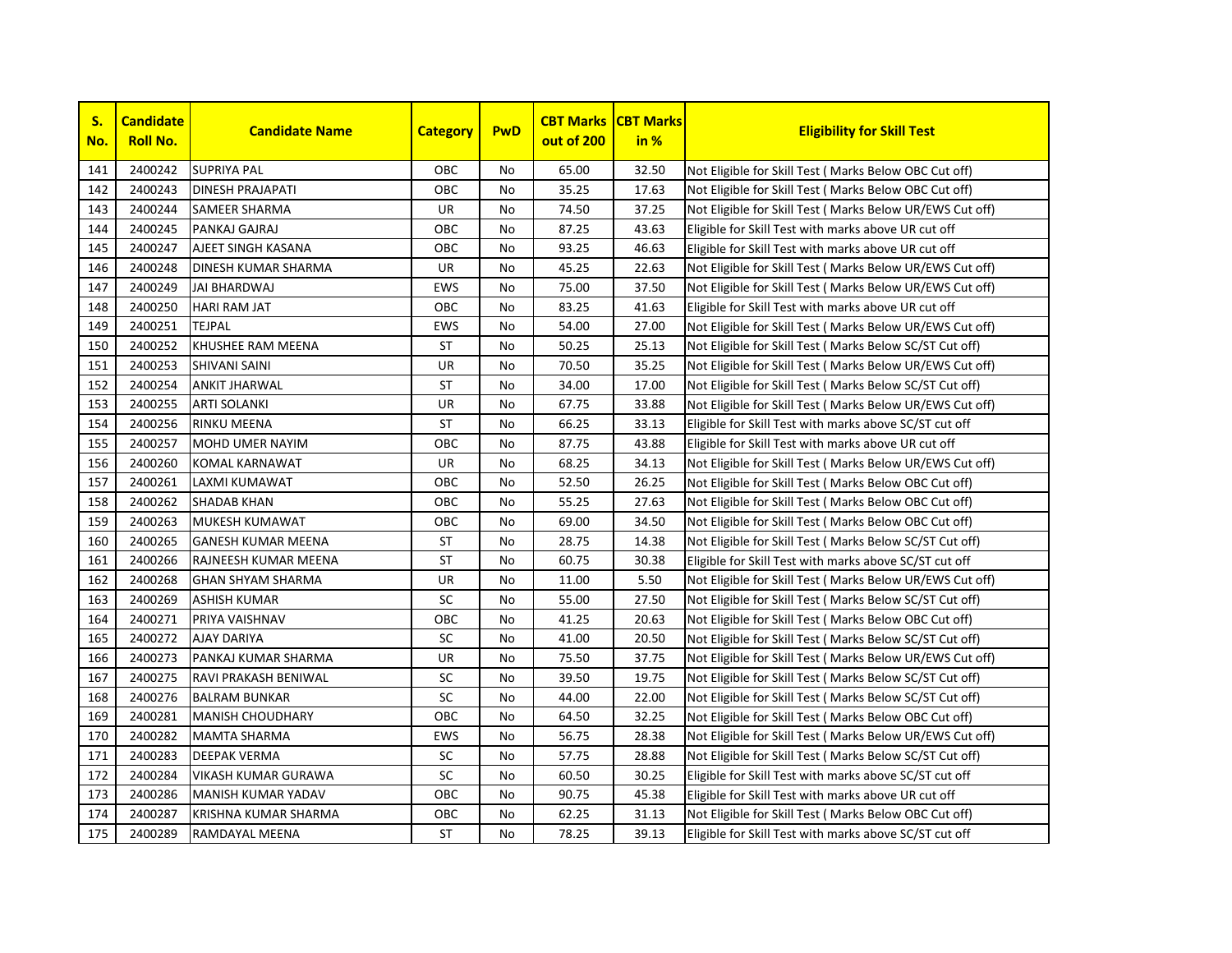| S. No. | Candidate Roll No. | Candidate Name | Category | PwD | CBT Marks out of 200 | CBT Marks in % | Eligibility for Skill Test |
|---|---|---|---|---|---|---|---|
| 141 | 2400242 | SUPRIYA PAL | OBC | No | 65.00 | 32.50 | Not Eligible for Skill Test ( Marks Below OBC Cut off) |
| 142 | 2400243 | DINESH PRAJAPATI | OBC | No | 35.25 | 17.63 | Not Eligible for Skill Test ( Marks Below OBC Cut off) |
| 143 | 2400244 | SAMEER SHARMA | UR | No | 74.50 | 37.25 | Not Eligible for Skill Test ( Marks Below UR/EWS Cut off) |
| 144 | 2400245 | PANKAJ GAJRAJ | OBC | No | 87.25 | 43.63 | Eligible for Skill Test with marks above UR cut off |
| 145 | 2400247 | AJEET SINGH KASANA | OBC | No | 93.25 | 46.63 | Eligible for Skill Test with marks above UR cut off |
| 146 | 2400248 | DINESH KUMAR SHARMA | UR | No | 45.25 | 22.63 | Not Eligible for Skill Test ( Marks Below UR/EWS Cut off) |
| 147 | 2400249 | JAI BHARDWAJ | EWS | No | 75.00 | 37.50 | Not Eligible for Skill Test ( Marks Below UR/EWS Cut off) |
| 148 | 2400250 | HARI RAM JAT | OBC | No | 83.25 | 41.63 | Eligible for Skill Test with marks above UR cut off |
| 149 | 2400251 | TEJPAL | EWS | No | 54.00 | 27.00 | Not Eligible for Skill Test ( Marks Below UR/EWS Cut off) |
| 150 | 2400252 | KHUSHEE RAM MEENA | ST | No | 50.25 | 25.13 | Not Eligible for Skill Test ( Marks Below SC/ST Cut off) |
| 151 | 2400253 | SHIVANI SAINI | UR | No | 70.50 | 35.25 | Not Eligible for Skill Test ( Marks Below UR/EWS Cut off) |
| 152 | 2400254 | ANKIT JHARWAL | ST | No | 34.00 | 17.00 | Not Eligible for Skill Test ( Marks Below SC/ST Cut off) |
| 153 | 2400255 | ARTI SOLANKI | UR | No | 67.75 | 33.88 | Not Eligible for Skill Test ( Marks Below UR/EWS Cut off) |
| 154 | 2400256 | RINKU MEENA | ST | No | 66.25 | 33.13 | Eligible for Skill Test with marks above SC/ST cut off |
| 155 | 2400257 | MOHD UMER NAYIM | OBC | No | 87.75 | 43.88 | Eligible for Skill Test with marks above UR cut off |
| 156 | 2400260 | KOMAL KARNAWAT | UR | No | 68.25 | 34.13 | Not Eligible for Skill Test ( Marks Below UR/EWS Cut off) |
| 157 | 2400261 | LAXMI KUMAWAT | OBC | No | 52.50 | 26.25 | Not Eligible for Skill Test ( Marks Below OBC Cut off) |
| 158 | 2400262 | SHADAB KHAN | OBC | No | 55.25 | 27.63 | Not Eligible for Skill Test ( Marks Below OBC Cut off) |
| 159 | 2400263 | MUKESH KUMAWAT | OBC | No | 69.00 | 34.50 | Not Eligible for Skill Test ( Marks Below OBC Cut off) |
| 160 | 2400265 | GANESH KUMAR MEENA | ST | No | 28.75 | 14.38 | Not Eligible for Skill Test ( Marks Below SC/ST Cut off) |
| 161 | 2400266 | RAJNEESH KUMAR MEENA | ST | No | 60.75 | 30.38 | Eligible for Skill Test with marks above SC/ST cut off |
| 162 | 2400268 | GHAN SHYAM SHARMA | UR | No | 11.00 | 5.50 | Not Eligible for Skill Test ( Marks Below UR/EWS Cut off) |
| 163 | 2400269 | ASHISH KUMAR | SC | No | 55.00 | 27.50 | Not Eligible for Skill Test ( Marks Below SC/ST Cut off) |
| 164 | 2400271 | PRIYA VAISHNAV | OBC | No | 41.25 | 20.63 | Not Eligible for Skill Test ( Marks Below OBC Cut off) |
| 165 | 2400272 | AJAY DARIYA | SC | No | 41.00 | 20.50 | Not Eligible for Skill Test ( Marks Below SC/ST Cut off) |
| 166 | 2400273 | PANKAJ KUMAR SHARMA | UR | No | 75.50 | 37.75 | Not Eligible for Skill Test ( Marks Below UR/EWS Cut off) |
| 167 | 2400275 | RAVI PRAKASH BENIWAL | SC | No | 39.50 | 19.75 | Not Eligible for Skill Test ( Marks Below SC/ST Cut off) |
| 168 | 2400276 | BALRAM BUNKAR | SC | No | 44.00 | 22.00 | Not Eligible for Skill Test ( Marks Below SC/ST Cut off) |
| 169 | 2400281 | MANISH CHOUDHARY | OBC | No | 64.50 | 32.25 | Not Eligible for Skill Test ( Marks Below OBC Cut off) |
| 170 | 2400282 | MAMTA SHARMA | EWS | No | 56.75 | 28.38 | Not Eligible for Skill Test ( Marks Below UR/EWS Cut off) |
| 171 | 2400283 | DEEPAK VERMA | SC | No | 57.75 | 28.88 | Not Eligible for Skill Test ( Marks Below SC/ST Cut off) |
| 172 | 2400284 | VIKASH KUMAR GURAWA | SC | No | 60.50 | 30.25 | Eligible for Skill Test with marks above SC/ST cut off |
| 173 | 2400286 | MANISH KUMAR YADAV | OBC | No | 90.75 | 45.38 | Eligible for Skill Test with marks above UR cut off |
| 174 | 2400287 | KRISHNA KUMAR SHARMA | OBC | No | 62.25 | 31.13 | Not Eligible for Skill Test ( Marks Below OBC Cut off) |
| 175 | 2400289 | RAMDAYAL MEENA | ST | No | 78.25 | 39.13 | Eligible for Skill Test with marks above SC/ST cut off |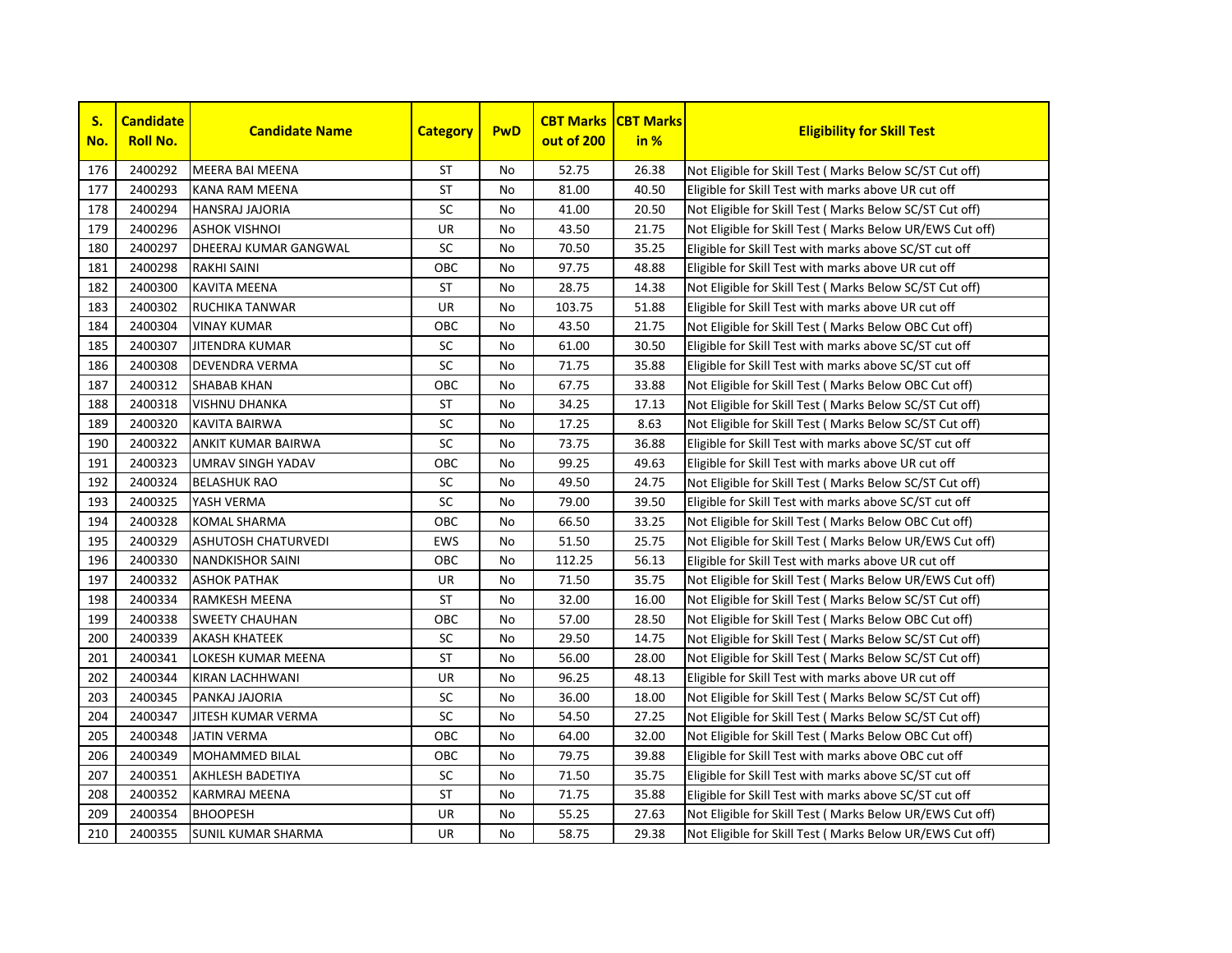| S. No. | Candidate Roll No. | Candidate Name | Category | PwD | CBT Marks out of 200 | CBT Marks in % | Eligibility for Skill Test |
|---|---|---|---|---|---|---|---|
| 176 | 2400292 | MEERA BAI MEENA | ST | No | 52.75 | 26.38 | Not Eligible for Skill Test ( Marks Below SC/ST Cut off) |
| 177 | 2400293 | KANA RAM MEENA | ST | No | 81.00 | 40.50 | Eligible for Skill Test with marks above UR cut off |
| 178 | 2400294 | HANSRAJ JAJORIA | SC | No | 41.00 | 20.50 | Not Eligible for Skill Test ( Marks Below SC/ST Cut off) |
| 179 | 2400296 | ASHOK VISHNOI | UR | No | 43.50 | 21.75 | Not Eligible for Skill Test ( Marks Below UR/EWS Cut off) |
| 180 | 2400297 | DHEERAJ KUMAR GANGWAL | SC | No | 70.50 | 35.25 | Eligible for Skill Test with marks above SC/ST cut off |
| 181 | 2400298 | RAKHI SAINI | OBC | No | 97.75 | 48.88 | Eligible for Skill Test with marks above UR cut off |
| 182 | 2400300 | KAVITA MEENA | ST | No | 28.75 | 14.38 | Not Eligible for Skill Test ( Marks Below SC/ST Cut off) |
| 183 | 2400302 | RUCHIKA TANWAR | UR | No | 103.75 | 51.88 | Eligible for Skill Test with marks above UR cut off |
| 184 | 2400304 | VINAY KUMAR | OBC | No | 43.50 | 21.75 | Not Eligible for Skill Test ( Marks Below OBC Cut off) |
| 185 | 2400307 | JITENDRA KUMAR | SC | No | 61.00 | 30.50 | Eligible for Skill Test with marks above SC/ST cut off |
| 186 | 2400308 | DEVENDRA VERMA | SC | No | 71.75 | 35.88 | Eligible for Skill Test with marks above SC/ST cut off |
| 187 | 2400312 | SHABAB KHAN | OBC | No | 67.75 | 33.88 | Not Eligible for Skill Test ( Marks Below OBC Cut off) |
| 188 | 2400318 | VISHNU DHANKA | ST | No | 34.25 | 17.13 | Not Eligible for Skill Test ( Marks Below SC/ST Cut off) |
| 189 | 2400320 | KAVITA BAIRWA | SC | No | 17.25 | 8.63 | Not Eligible for Skill Test ( Marks Below SC/ST Cut off) |
| 190 | 2400322 | ANKIT KUMAR BAIRWA | SC | No | 73.75 | 36.88 | Eligible for Skill Test with marks above SC/ST cut off |
| 191 | 2400323 | UMRAV SINGH YADAV | OBC | No | 99.25 | 49.63 | Eligible for Skill Test with marks above UR cut off |
| 192 | 2400324 | BELASHUK RAO | SC | No | 49.50 | 24.75 | Not Eligible for Skill Test ( Marks Below SC/ST Cut off) |
| 193 | 2400325 | YASH VERMA | SC | No | 79.00 | 39.50 | Eligible for Skill Test with marks above SC/ST cut off |
| 194 | 2400328 | KOMAL SHARMA | OBC | No | 66.50 | 33.25 | Not Eligible for Skill Test ( Marks Below OBC Cut off) |
| 195 | 2400329 | ASHUTOSH CHATURVEDI | EWS | No | 51.50 | 25.75 | Not Eligible for Skill Test ( Marks Below UR/EWS Cut off) |
| 196 | 2400330 | NANDKISHOR SAINI | OBC | No | 112.25 | 56.13 | Eligible for Skill Test with marks above UR cut off |
| 197 | 2400332 | ASHOK PATHAK | UR | No | 71.50 | 35.75 | Not Eligible for Skill Test ( Marks Below UR/EWS Cut off) |
| 198 | 2400334 | RAMKESH MEENA | ST | No | 32.00 | 16.00 | Not Eligible for Skill Test ( Marks Below SC/ST Cut off) |
| 199 | 2400338 | SWEETY CHAUHAN | OBC | No | 57.00 | 28.50 | Not Eligible for Skill Test ( Marks Below OBC Cut off) |
| 200 | 2400339 | AKASH KHATEEK | SC | No | 29.50 | 14.75 | Not Eligible for Skill Test ( Marks Below SC/ST Cut off) |
| 201 | 2400341 | LOKESH KUMAR MEENA | ST | No | 56.00 | 28.00 | Not Eligible for Skill Test ( Marks Below SC/ST Cut off) |
| 202 | 2400344 | KIRAN LACHHWANI | UR | No | 96.25 | 48.13 | Eligible for Skill Test with marks above UR cut off |
| 203 | 2400345 | PANKAJ JAJORIA | SC | No | 36.00 | 18.00 | Not Eligible for Skill Test ( Marks Below SC/ST Cut off) |
| 204 | 2400347 | JITESH KUMAR VERMA | SC | No | 54.50 | 27.25 | Not Eligible for Skill Test ( Marks Below SC/ST Cut off) |
| 205 | 2400348 | JATIN VERMA | OBC | No | 64.00 | 32.00 | Not Eligible for Skill Test ( Marks Below OBC Cut off) |
| 206 | 2400349 | MOHAMMED BILAL | OBC | No | 79.75 | 39.88 | Eligible for Skill Test with marks above OBC cut off |
| 207 | 2400351 | AKHLESH BADETIYA | SC | No | 71.50 | 35.75 | Eligible for Skill Test with marks above SC/ST cut off |
| 208 | 2400352 | KARMRAJ MEENA | ST | No | 71.75 | 35.88 | Eligible for Skill Test with marks above SC/ST cut off |
| 209 | 2400354 | BHOOPESH | UR | No | 55.25 | 27.63 | Not Eligible for Skill Test ( Marks Below UR/EWS Cut off) |
| 210 | 2400355 | SUNIL KUMAR SHARMA | UR | No | 58.75 | 29.38 | Not Eligible for Skill Test ( Marks Below UR/EWS Cut off) |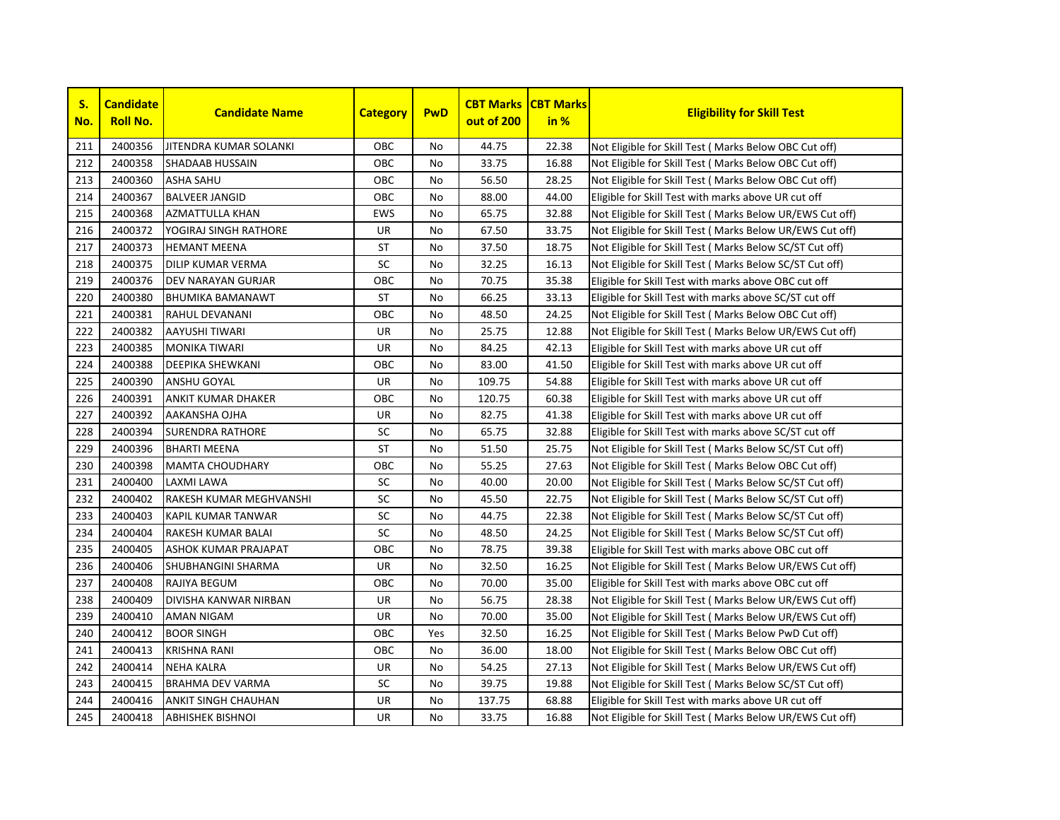| S. No. | Candidate Roll No. | Candidate Name | Category | PwD | CBT Marks out of 200 | CBT Marks in % | Eligibility for Skill Test |
|---|---|---|---|---|---|---|---|
| 211 | 2400356 | JITENDRA KUMAR SOLANKI | OBC | No | 44.75 | 22.38 | Not Eligible for Skill Test ( Marks Below OBC Cut off) |
| 212 | 2400358 | SHADAAB HUSSAIN | OBC | No | 33.75 | 16.88 | Not Eligible for Skill Test ( Marks Below OBC Cut off) |
| 213 | 2400360 | ASHA SAHU | OBC | No | 56.50 | 28.25 | Not Eligible for Skill Test ( Marks Below OBC Cut off) |
| 214 | 2400367 | BALVEER JANGID | OBC | No | 88.00 | 44.00 | Eligible for Skill Test with marks above UR cut off |
| 215 | 2400368 | AZMATTULLA KHAN | EWS | No | 65.75 | 32.88 | Not Eligible for Skill Test ( Marks Below UR/EWS Cut off) |
| 216 | 2400372 | YOGIRAJ SINGH RATHORE | UR | No | 67.50 | 33.75 | Not Eligible for Skill Test ( Marks Below UR/EWS Cut off) |
| 217 | 2400373 | HEMANT MEENA | ST | No | 37.50 | 18.75 | Not Eligible for Skill Test ( Marks Below SC/ST Cut off) |
| 218 | 2400375 | DILIP KUMAR VERMA | SC | No | 32.25 | 16.13 | Not Eligible for Skill Test ( Marks Below SC/ST Cut off) |
| 219 | 2400376 | DEV NARAYAN GURJAR | OBC | No | 70.75 | 35.38 | Eligible for Skill Test with marks above OBC cut off |
| 220 | 2400380 | BHUMIKA BAMANAWT | ST | No | 66.25 | 33.13 | Eligible for Skill Test with marks above SC/ST cut off |
| 221 | 2400381 | RAHUL DEVANANI | OBC | No | 48.50 | 24.25 | Not Eligible for Skill Test ( Marks Below OBC Cut off) |
| 222 | 2400382 | AAYUSHI TIWARI | UR | No | 25.75 | 12.88 | Not Eligible for Skill Test ( Marks Below UR/EWS Cut off) |
| 223 | 2400385 | MONIKA TIWARI | UR | No | 84.25 | 42.13 | Eligible for Skill Test with marks above UR cut off |
| 224 | 2400388 | DEEPIKA SHEWKANI | OBC | No | 83.00 | 41.50 | Eligible for Skill Test with marks above UR cut off |
| 225 | 2400390 | ANSHU GOYAL | UR | No | 109.75 | 54.88 | Eligible for Skill Test with marks above UR cut off |
| 226 | 2400391 | ANKIT KUMAR DHAKER | OBC | No | 120.75 | 60.38 | Eligible for Skill Test with marks above UR cut off |
| 227 | 2400392 | AAKANSHA OJHA | UR | No | 82.75 | 41.38 | Eligible for Skill Test with marks above UR cut off |
| 228 | 2400394 | SURENDRA RATHORE | SC | No | 65.75 | 32.88 | Eligible for Skill Test with marks above SC/ST cut off |
| 229 | 2400396 | BHARTI MEENA | ST | No | 51.50 | 25.75 | Not Eligible for Skill Test ( Marks Below SC/ST Cut off) |
| 230 | 2400398 | MAMTA CHOUDHARY | OBC | No | 55.25 | 27.63 | Not Eligible for Skill Test ( Marks Below OBC Cut off) |
| 231 | 2400400 | LAXMI LAWA | SC | No | 40.00 | 20.00 | Not Eligible for Skill Test ( Marks Below SC/ST Cut off) |
| 232 | 2400402 | RAKESH KUMAR MEGHVANSHI | SC | No | 45.50 | 22.75 | Not Eligible for Skill Test ( Marks Below SC/ST Cut off) |
| 233 | 2400403 | KAPIL KUMAR TANWAR | SC | No | 44.75 | 22.38 | Not Eligible for Skill Test ( Marks Below SC/ST Cut off) |
| 234 | 2400404 | RAKESH KUMAR BALAI | SC | No | 48.50 | 24.25 | Not Eligible for Skill Test ( Marks Below SC/ST Cut off) |
| 235 | 2400405 | ASHOK KUMAR PRAJAPAT | OBC | No | 78.75 | 39.38 | Eligible for Skill Test with marks above OBC cut off |
| 236 | 2400406 | SHUBHANGINI SHARMA | UR | No | 32.50 | 16.25 | Not Eligible for Skill Test ( Marks Below UR/EWS Cut off) |
| 237 | 2400408 | RAJIYA BEGUM | OBC | No | 70.00 | 35.00 | Eligible for Skill Test with marks above OBC cut off |
| 238 | 2400409 | DIVISHA KANWAR NIRBAN | UR | No | 56.75 | 28.38 | Not Eligible for Skill Test ( Marks Below UR/EWS Cut off) |
| 239 | 2400410 | AMAN NIGAM | UR | No | 70.00 | 35.00 | Not Eligible for Skill Test ( Marks Below UR/EWS Cut off) |
| 240 | 2400412 | BOOR SINGH | OBC | Yes | 32.50 | 16.25 | Not Eligible for Skill Test ( Marks Below PwD Cut off) |
| 241 | 2400413 | KRISHNA RANI | OBC | No | 36.00 | 18.00 | Not Eligible for Skill Test ( Marks Below OBC Cut off) |
| 242 | 2400414 | NEHA KALRA | UR | No | 54.25 | 27.13 | Not Eligible for Skill Test ( Marks Below UR/EWS Cut off) |
| 243 | 2400415 | BRAHMA DEV VARMA | SC | No | 39.75 | 19.88 | Not Eligible for Skill Test ( Marks Below SC/ST Cut off) |
| 244 | 2400416 | ANKIT SINGH CHAUHAN | UR | No | 137.75 | 68.88 | Eligible for Skill Test with marks above UR cut off |
| 245 | 2400418 | ABHISHEK BISHNOI | UR | No | 33.75 | 16.88 | Not Eligible for Skill Test ( Marks Below UR/EWS Cut off) |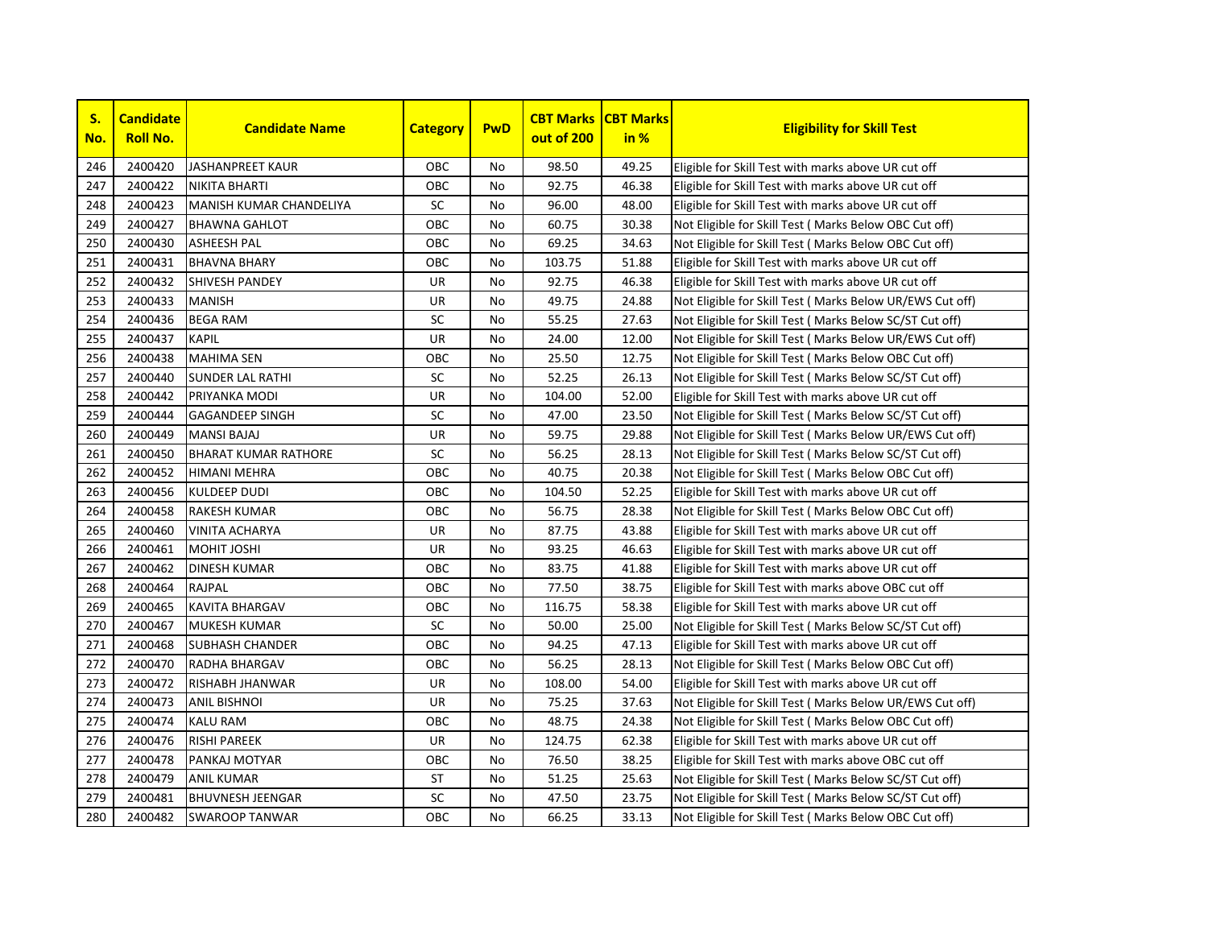| S. No. | Candidate Roll No. | Candidate Name | Category | PwD | CBT Marks out of 200 | CBT Marks in % | Eligibility for Skill Test |
|---|---|---|---|---|---|---|---|
| 246 | 2400420 | JASHANPREET KAUR | OBC | No | 98.50 | 49.25 | Eligible for Skill Test with marks above UR cut off |
| 247 | 2400422 | NIKITA BHARTI | OBC | No | 92.75 | 46.38 | Eligible for Skill Test with marks above UR cut off |
| 248 | 2400423 | MANISH KUMAR CHANDELIYA | SC | No | 96.00 | 48.00 | Eligible for Skill Test with marks above UR cut off |
| 249 | 2400427 | BHAWNA GAHLOT | OBC | No | 60.75 | 30.38 | Not Eligible for Skill Test ( Marks Below OBC Cut off) |
| 250 | 2400430 | ASHEESH PAL | OBC | No | 69.25 | 34.63 | Not Eligible for Skill Test ( Marks Below OBC Cut off) |
| 251 | 2400431 | BHAVNA BHARY | OBC | No | 103.75 | 51.88 | Eligible for Skill Test with marks above UR cut off |
| 252 | 2400432 | SHIVESH PANDEY | UR | No | 92.75 | 46.38 | Eligible for Skill Test with marks above UR cut off |
| 253 | 2400433 | MANISH | UR | No | 49.75 | 24.88 | Not Eligible for Skill Test ( Marks Below UR/EWS Cut off) |
| 254 | 2400436 | BEGA RAM | SC | No | 55.25 | 27.63 | Not Eligible for Skill Test ( Marks Below SC/ST Cut off) |
| 255 | 2400437 | KAPIL | UR | No | 24.00 | 12.00 | Not Eligible for Skill Test ( Marks Below UR/EWS Cut off) |
| 256 | 2400438 | MAHIMA SEN | OBC | No | 25.50 | 12.75 | Not Eligible for Skill Test ( Marks Below OBC Cut off) |
| 257 | 2400440 | SUNDER LAL RATHI | SC | No | 52.25 | 26.13 | Not Eligible for Skill Test ( Marks Below SC/ST Cut off) |
| 258 | 2400442 | PRIYANKA MODI | UR | No | 104.00 | 52.00 | Eligible for Skill Test with marks above UR cut off |
| 259 | 2400444 | GAGANDEEP SINGH | SC | No | 47.00 | 23.50 | Not Eligible for Skill Test ( Marks Below SC/ST Cut off) |
| 260 | 2400449 | MANSI BAJAJ | UR | No | 59.75 | 29.88 | Not Eligible for Skill Test ( Marks Below UR/EWS Cut off) |
| 261 | 2400450 | BHARAT KUMAR RATHORE | SC | No | 56.25 | 28.13 | Not Eligible for Skill Test ( Marks Below SC/ST Cut off) |
| 262 | 2400452 | HIMANI MEHRA | OBC | No | 40.75 | 20.38 | Not Eligible for Skill Test ( Marks Below OBC Cut off) |
| 263 | 2400456 | KULDEEP DUDI | OBC | No | 104.50 | 52.25 | Eligible for Skill Test with marks above UR cut off |
| 264 | 2400458 | RAKESH KUMAR | OBC | No | 56.75 | 28.38 | Not Eligible for Skill Test ( Marks Below OBC Cut off) |
| 265 | 2400460 | VINITA ACHARYA | UR | No | 87.75 | 43.88 | Eligible for Skill Test with marks above UR cut off |
| 266 | 2400461 | MOHIT JOSHI | UR | No | 93.25 | 46.63 | Eligible for Skill Test with marks above UR cut off |
| 267 | 2400462 | DINESH KUMAR | OBC | No | 83.75 | 41.88 | Eligible for Skill Test with marks above UR cut off |
| 268 | 2400464 | RAJPAL | OBC | No | 77.50 | 38.75 | Eligible for Skill Test with marks above OBC cut off |
| 269 | 2400465 | KAVITA BHARGAV | OBC | No | 116.75 | 58.38 | Eligible for Skill Test with marks above UR cut off |
| 270 | 2400467 | MUKESH KUMAR | SC | No | 50.00 | 25.00 | Not Eligible for Skill Test ( Marks Below SC/ST Cut off) |
| 271 | 2400468 | SUBHASH CHANDER | OBC | No | 94.25 | 47.13 | Eligible for Skill Test with marks above UR cut off |
| 272 | 2400470 | RADHA BHARGAV | OBC | No | 56.25 | 28.13 | Not Eligible for Skill Test ( Marks Below OBC Cut off) |
| 273 | 2400472 | RISHABH JHANWAR | UR | No | 108.00 | 54.00 | Eligible for Skill Test with marks above UR cut off |
| 274 | 2400473 | ANIL BISHNOI | UR | No | 75.25 | 37.63 | Not Eligible for Skill Test ( Marks Below UR/EWS Cut off) |
| 275 | 2400474 | KALU RAM | OBC | No | 48.75 | 24.38 | Not Eligible for Skill Test ( Marks Below OBC Cut off) |
| 276 | 2400476 | RISHI PAREEK | UR | No | 124.75 | 62.38 | Eligible for Skill Test with marks above UR cut off |
| 277 | 2400478 | PANKAJ MOTYAR | OBC | No | 76.50 | 38.25 | Eligible for Skill Test with marks above OBC cut off |
| 278 | 2400479 | ANIL KUMAR | ST | No | 51.25 | 25.63 | Not Eligible for Skill Test ( Marks Below SC/ST Cut off) |
| 279 | 2400481 | BHUVNESH JEENGAR | SC | No | 47.50 | 23.75 | Not Eligible for Skill Test ( Marks Below SC/ST Cut off) |
| 280 | 2400482 | SWAROOP TANWAR | OBC | No | 66.25 | 33.13 | Not Eligible for Skill Test ( Marks Below OBC Cut off) |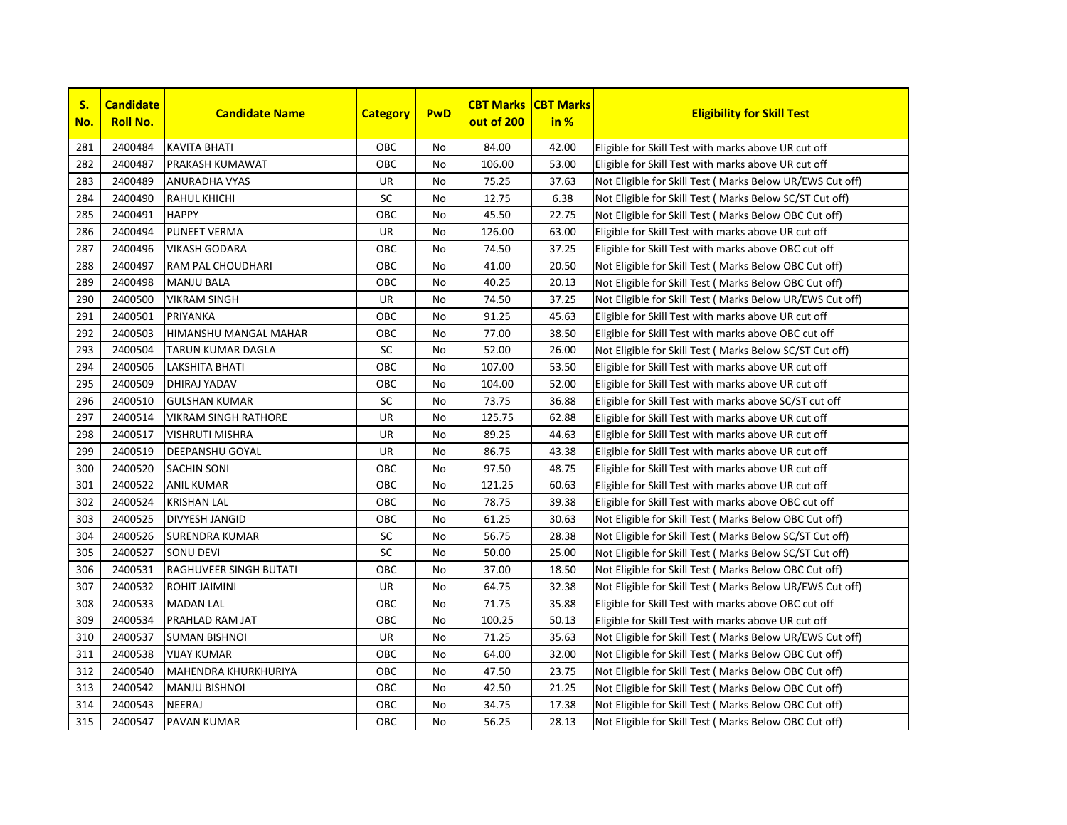| S. No. | Candidate Roll No. | Candidate Name | Category | PwD | CBT Marks out of 200 | CBT Marks in % | Eligibility for Skill Test |
|---|---|---|---|---|---|---|---|
| 281 | 2400484 | KAVITA BHATI | OBC | No | 84.00 | 42.00 | Eligible for Skill Test with marks above UR cut off |
| 282 | 2400487 | PRAKASH KUMAWAT | OBC | No | 106.00 | 53.00 | Eligible for Skill Test with marks above UR cut off |
| 283 | 2400489 | ANURADHA VYAS | UR | No | 75.25 | 37.63 | Not Eligible for Skill Test ( Marks Below UR/EWS Cut off) |
| 284 | 2400490 | RAHUL KHICHI | SC | No | 12.75 | 6.38 | Not Eligible for Skill Test ( Marks Below SC/ST Cut off) |
| 285 | 2400491 | HAPPY | OBC | No | 45.50 | 22.75 | Not Eligible for Skill Test ( Marks Below OBC Cut off) |
| 286 | 2400494 | PUNEET VERMA | UR | No | 126.00 | 63.00 | Eligible for Skill Test with marks above UR cut off |
| 287 | 2400496 | VIKASH GODARA | OBC | No | 74.50 | 37.25 | Eligible for Skill Test with marks above OBC cut off |
| 288 | 2400497 | RAM PAL CHOUDHARI | OBC | No | 41.00 | 20.50 | Not Eligible for Skill Test ( Marks Below OBC Cut off) |
| 289 | 2400498 | MANJU BALA | OBC | No | 40.25 | 20.13 | Not Eligible for Skill Test ( Marks Below OBC Cut off) |
| 290 | 2400500 | VIKRAM SINGH | UR | No | 74.50 | 37.25 | Not Eligible for Skill Test ( Marks Below UR/EWS Cut off) |
| 291 | 2400501 | PRIYANKA | OBC | No | 91.25 | 45.63 | Eligible for Skill Test with marks above UR cut off |
| 292 | 2400503 | HIMANSHU MANGAL MAHAR | OBC | No | 77.00 | 38.50 | Eligible for Skill Test with marks above OBC cut off |
| 293 | 2400504 | TARUN KUMAR DAGLA | SC | No | 52.00 | 26.00 | Not Eligible for Skill Test ( Marks Below SC/ST Cut off) |
| 294 | 2400506 | LAKSHITA BHATI | OBC | No | 107.00 | 53.50 | Eligible for Skill Test with marks above UR cut off |
| 295 | 2400509 | DHIRAJ YADAV | OBC | No | 104.00 | 52.00 | Eligible for Skill Test with marks above UR cut off |
| 296 | 2400510 | GULSHAN KUMAR | SC | No | 73.75 | 36.88 | Eligible for Skill Test with marks above SC/ST cut off |
| 297 | 2400514 | VIKRAM SINGH RATHORE | UR | No | 125.75 | 62.88 | Eligible for Skill Test with marks above UR cut off |
| 298 | 2400517 | VISHRUTI MISHRA | UR | No | 89.25 | 44.63 | Eligible for Skill Test with marks above UR cut off |
| 299 | 2400519 | DEEPANSHU GOYAL | UR | No | 86.75 | 43.38 | Eligible for Skill Test with marks above UR cut off |
| 300 | 2400520 | SACHIN SONI | OBC | No | 97.50 | 48.75 | Eligible for Skill Test with marks above UR cut off |
| 301 | 2400522 | ANIL KUMAR | OBC | No | 121.25 | 60.63 | Eligible for Skill Test with marks above UR cut off |
| 302 | 2400524 | KRISHAN LAL | OBC | No | 78.75 | 39.38 | Eligible for Skill Test with marks above OBC cut off |
| 303 | 2400525 | DIVYESH JANGID | OBC | No | 61.25 | 30.63 | Not Eligible for Skill Test ( Marks Below OBC Cut off) |
| 304 | 2400526 | SURENDRA KUMAR | SC | No | 56.75 | 28.38 | Not Eligible for Skill Test ( Marks Below SC/ST Cut off) |
| 305 | 2400527 | SONU DEVI | SC | No | 50.00 | 25.00 | Not Eligible for Skill Test ( Marks Below SC/ST Cut off) |
| 306 | 2400531 | RAGHUVEER SINGH BUTATI | OBC | No | 37.00 | 18.50 | Not Eligible for Skill Test ( Marks Below OBC Cut off) |
| 307 | 2400532 | ROHIT JAIMINI | UR | No | 64.75 | 32.38 | Not Eligible for Skill Test ( Marks Below UR/EWS Cut off) |
| 308 | 2400533 | MADAN LAL | OBC | No | 71.75 | 35.88 | Eligible for Skill Test with marks above OBC cut off |
| 309 | 2400534 | PRAHLAD RAM JAT | OBC | No | 100.25 | 50.13 | Eligible for Skill Test with marks above UR cut off |
| 310 | 2400537 | SUMAN BISHNOI | UR | No | 71.25 | 35.63 | Not Eligible for Skill Test ( Marks Below UR/EWS Cut off) |
| 311 | 2400538 | VIJAY KUMAR | OBC | No | 64.00 | 32.00 | Not Eligible for Skill Test ( Marks Below OBC Cut off) |
| 312 | 2400540 | MAHENDRA KHURKHURIYA | OBC | No | 47.50 | 23.75 | Not Eligible for Skill Test ( Marks Below OBC Cut off) |
| 313 | 2400542 | MANJU BISHNOI | OBC | No | 42.50 | 21.25 | Not Eligible for Skill Test ( Marks Below OBC Cut off) |
| 314 | 2400543 | NEERAJ | OBC | No | 34.75 | 17.38 | Not Eligible for Skill Test ( Marks Below OBC Cut off) |
| 315 | 2400547 | PAVAN KUMAR | OBC | No | 56.25 | 28.13 | Not Eligible for Skill Test ( Marks Below OBC Cut off) |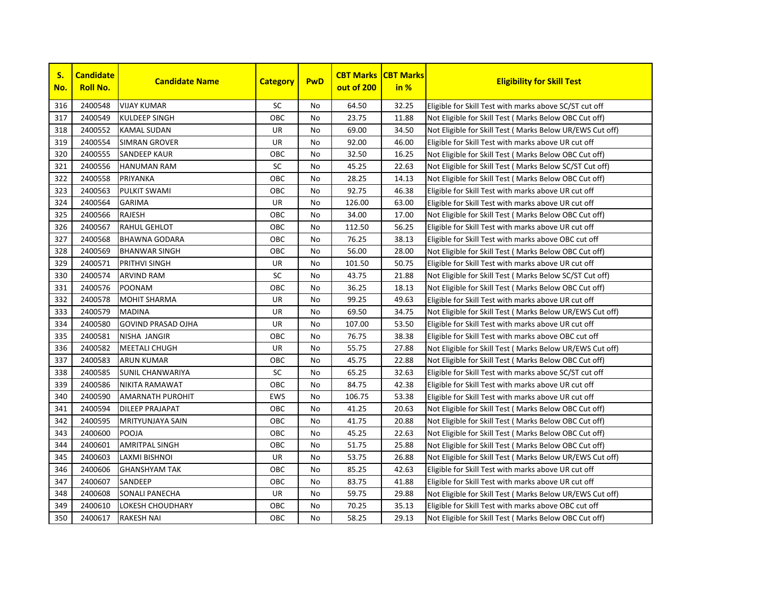| S. No. | Candidate Roll No. | Candidate Name | Category | PwD | CBT Marks out of 200 | CBT Marks in % | Eligibility for Skill Test |
|---|---|---|---|---|---|---|---|
| 316 | 2400548 | VIJAY KUMAR | SC | No | 64.50 | 32.25 | Eligible for Skill Test with marks above SC/ST cut off |
| 317 | 2400549 | KULDEEP SINGH | OBC | No | 23.75 | 11.88 | Not Eligible for Skill Test ( Marks Below OBC Cut off) |
| 318 | 2400552 | KAMAL SUDAN | UR | No | 69.00 | 34.50 | Not Eligible for Skill Test ( Marks Below UR/EWS Cut off) |
| 319 | 2400554 | SIMRAN GROVER | UR | No | 92.00 | 46.00 | Eligible for Skill Test with marks above UR cut off |
| 320 | 2400555 | SANDEEP KAUR | OBC | No | 32.50 | 16.25 | Not Eligible for Skill Test ( Marks Below OBC Cut off) |
| 321 | 2400556 | HANUMAN RAM | SC | No | 45.25 | 22.63 | Not Eligible for Skill Test ( Marks Below SC/ST Cut off) |
| 322 | 2400558 | PRIYANKA | OBC | No | 28.25 | 14.13 | Not Eligible for Skill Test ( Marks Below OBC Cut off) |
| 323 | 2400563 | PULKIT SWAMI | OBC | No | 92.75 | 46.38 | Eligible for Skill Test with marks above UR cut off |
| 324 | 2400564 | GARIMA | UR | No | 126.00 | 63.00 | Eligible for Skill Test with marks above UR cut off |
| 325 | 2400566 | RAJESH | OBC | No | 34.00 | 17.00 | Not Eligible for Skill Test ( Marks Below OBC Cut off) |
| 326 | 2400567 | RAHUL GEHLOT | OBC | No | 112.50 | 56.25 | Eligible for Skill Test with marks above UR cut off |
| 327 | 2400568 | BHAWNA GODARA | OBC | No | 76.25 | 38.13 | Eligible for Skill Test with marks above OBC cut off |
| 328 | 2400569 | BHANWAR SINGH | OBC | No | 56.00 | 28.00 | Not Eligible for Skill Test ( Marks Below OBC Cut off) |
| 329 | 2400571 | PRITHVI SINGH | UR | No | 101.50 | 50.75 | Eligible for Skill Test with marks above UR cut off |
| 330 | 2400574 | ARVIND RAM | SC | No | 43.75 | 21.88 | Not Eligible for Skill Test ( Marks Below SC/ST Cut off) |
| 331 | 2400576 | POONAM | OBC | No | 36.25 | 18.13 | Not Eligible for Skill Test ( Marks Below OBC Cut off) |
| 332 | 2400578 | MOHIT SHARMA | UR | No | 99.25 | 49.63 | Eligible for Skill Test with marks above UR cut off |
| 333 | 2400579 | MADINA | UR | No | 69.50 | 34.75 | Not Eligible for Skill Test ( Marks Below UR/EWS Cut off) |
| 334 | 2400580 | GOVIND PRASAD OJHA | UR | No | 107.00 | 53.50 | Eligible for Skill Test with marks above UR cut off |
| 335 | 2400581 | NISHA JANGIR | OBC | No | 76.75 | 38.38 | Eligible for Skill Test with marks above OBC cut off |
| 336 | 2400582 | MEETALI CHUGH | UR | No | 55.75 | 27.88 | Not Eligible for Skill Test ( Marks Below UR/EWS Cut off) |
| 337 | 2400583 | ARUN KUMAR | OBC | No | 45.75 | 22.88 | Not Eligible for Skill Test ( Marks Below OBC Cut off) |
| 338 | 2400585 | SUNIL CHANWARIYA | SC | No | 65.25 | 32.63 | Eligible for Skill Test with marks above SC/ST cut off |
| 339 | 2400586 | NIKITA RAMAWAT | OBC | No | 84.75 | 42.38 | Eligible for Skill Test with marks above UR cut off |
| 340 | 2400590 | AMARNATH PUROHIT | EWS | No | 106.75 | 53.38 | Eligible for Skill Test with marks above UR cut off |
| 341 | 2400594 | DILEEP PRAJAPAT | OBC | No | 41.25 | 20.63 | Not Eligible for Skill Test ( Marks Below OBC Cut off) |
| 342 | 2400595 | MRITYUNJAYA SAIN | OBC | No | 41.75 | 20.88 | Not Eligible for Skill Test ( Marks Below OBC Cut off) |
| 343 | 2400600 | POOJA | OBC | No | 45.25 | 22.63 | Not Eligible for Skill Test ( Marks Below OBC Cut off) |
| 344 | 2400601 | AMRITPAL SINGH | OBC | No | 51.75 | 25.88 | Not Eligible for Skill Test ( Marks Below OBC Cut off) |
| 345 | 2400603 | LAXMI BISHNOI | UR | No | 53.75 | 26.88 | Not Eligible for Skill Test ( Marks Below UR/EWS Cut off) |
| 346 | 2400606 | GHANSHYAM TAK | OBC | No | 85.25 | 42.63 | Eligible for Skill Test with marks above UR cut off |
| 347 | 2400607 | SANDEEP | OBC | No | 83.75 | 41.88 | Eligible for Skill Test with marks above UR cut off |
| 348 | 2400608 | SONALI PANECHA | UR | No | 59.75 | 29.88 | Not Eligible for Skill Test ( Marks Below UR/EWS Cut off) |
| 349 | 2400610 | LOKESH CHOUDHARY | OBC | No | 70.25 | 35.13 | Eligible for Skill Test with marks above OBC cut off |
| 350 | 2400617 | RAKESH NAI | OBC | No | 58.25 | 29.13 | Not Eligible for Skill Test ( Marks Below OBC Cut off) |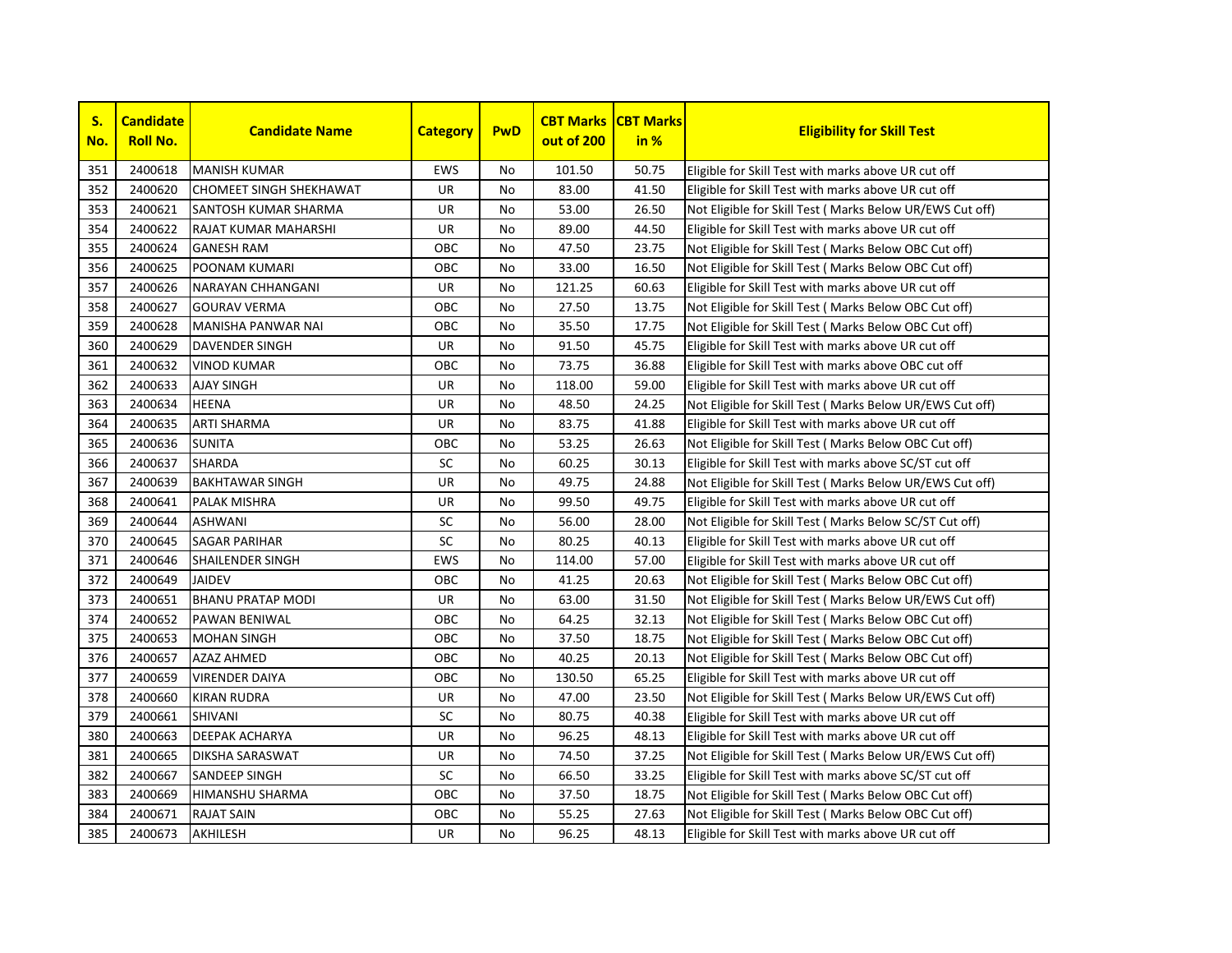| S. No. | Candidate Roll No. | Candidate Name | Category | PwD | CBT Marks out of 200 | CBT Marks in % | Eligibility for Skill Test |
|---|---|---|---|---|---|---|---|
| 351 | 2400618 | MANISH KUMAR | EWS | No | 101.50 | 50.75 | Eligible for Skill Test with marks above UR cut off |
| 352 | 2400620 | CHOMEET SINGH SHEKHAWAT | UR | No | 83.00 | 41.50 | Eligible for Skill Test with marks above UR cut off |
| 353 | 2400621 | SANTOSH KUMAR SHARMA | UR | No | 53.00 | 26.50 | Not Eligible for Skill Test ( Marks Below UR/EWS Cut off) |
| 354 | 2400622 | RAJAT KUMAR MAHARSHI | UR | No | 89.00 | 44.50 | Eligible for Skill Test with marks above UR cut off |
| 355 | 2400624 | GANESH RAM | OBC | No | 47.50 | 23.75 | Not Eligible for Skill Test ( Marks Below OBC Cut off) |
| 356 | 2400625 | POONAM KUMARI | OBC | No | 33.00 | 16.50 | Not Eligible for Skill Test ( Marks Below OBC Cut off) |
| 357 | 2400626 | NARAYAN CHHANGANI | UR | No | 121.25 | 60.63 | Eligible for Skill Test with marks above UR cut off |
| 358 | 2400627 | GOURAV VERMA | OBC | No | 27.50 | 13.75 | Not Eligible for Skill Test ( Marks Below OBC Cut off) |
| 359 | 2400628 | MANISHA PANWAR NAI | OBC | No | 35.50 | 17.75 | Not Eligible for Skill Test ( Marks Below OBC Cut off) |
| 360 | 2400629 | DAVENDER SINGH | UR | No | 91.50 | 45.75 | Eligible for Skill Test with marks above UR cut off |
| 361 | 2400632 | VINOD KUMAR | OBC | No | 73.75 | 36.88 | Eligible for Skill Test with marks above OBC cut off |
| 362 | 2400633 | AJAY SINGH | UR | No | 118.00 | 59.00 | Eligible for Skill Test with marks above UR cut off |
| 363 | 2400634 | HEENA | UR | No | 48.50 | 24.25 | Not Eligible for Skill Test ( Marks Below UR/EWS Cut off) |
| 364 | 2400635 | ARTI SHARMA | UR | No | 83.75 | 41.88 | Eligible for Skill Test with marks above UR cut off |
| 365 | 2400636 | SUNITA | OBC | No | 53.25 | 26.63 | Not Eligible for Skill Test ( Marks Below OBC Cut off) |
| 366 | 2400637 | SHARDA | SC | No | 60.25 | 30.13 | Eligible for Skill Test with marks above SC/ST cut off |
| 367 | 2400639 | BAKHTAWAR SINGH | UR | No | 49.75 | 24.88 | Not Eligible for Skill Test ( Marks Below UR/EWS Cut off) |
| 368 | 2400641 | PALAK MISHRA | UR | No | 99.50 | 49.75 | Eligible for Skill Test with marks above UR cut off |
| 369 | 2400644 | ASHWANI | SC | No | 56.00 | 28.00 | Not Eligible for Skill Test ( Marks Below SC/ST Cut off) |
| 370 | 2400645 | SAGAR PARIHAR | SC | No | 80.25 | 40.13 | Eligible for Skill Test with marks above UR cut off |
| 371 | 2400646 | SHAILENDER SINGH | EWS | No | 114.00 | 57.00 | Eligible for Skill Test with marks above UR cut off |
| 372 | 2400649 | JAIDEV | OBC | No | 41.25 | 20.63 | Not Eligible for Skill Test ( Marks Below OBC Cut off) |
| 373 | 2400651 | BHANU PRATAP MODI | UR | No | 63.00 | 31.50 | Not Eligible for Skill Test ( Marks Below UR/EWS Cut off) |
| 374 | 2400652 | PAWAN BENIWAL | OBC | No | 64.25 | 32.13 | Not Eligible for Skill Test ( Marks Below OBC Cut off) |
| 375 | 2400653 | MOHAN SINGH | OBC | No | 37.50 | 18.75 | Not Eligible for Skill Test ( Marks Below OBC Cut off) |
| 376 | 2400657 | AZAZ AHMED | OBC | No | 40.25 | 20.13 | Not Eligible for Skill Test ( Marks Below OBC Cut off) |
| 377 | 2400659 | VIRENDER DAIYA | OBC | No | 130.50 | 65.25 | Eligible for Skill Test with marks above UR cut off |
| 378 | 2400660 | KIRAN RUDRA | UR | No | 47.00 | 23.50 | Not Eligible for Skill Test ( Marks Below UR/EWS Cut off) |
| 379 | 2400661 | SHIVANI | SC | No | 80.75 | 40.38 | Eligible for Skill Test with marks above UR cut off |
| 380 | 2400663 | DEEPAK ACHARYA | UR | No | 96.25 | 48.13 | Eligible for Skill Test with marks above UR cut off |
| 381 | 2400665 | DIKSHA SARASWAT | UR | No | 74.50 | 37.25 | Not Eligible for Skill Test ( Marks Below UR/EWS Cut off) |
| 382 | 2400667 | SANDEEP SINGH | SC | No | 66.50 | 33.25 | Eligible for Skill Test with marks above SC/ST cut off |
| 383 | 2400669 | HIMANSHU SHARMA | OBC | No | 37.50 | 18.75 | Not Eligible for Skill Test ( Marks Below OBC Cut off) |
| 384 | 2400671 | RAJAT SAIN | OBC | No | 55.25 | 27.63 | Not Eligible for Skill Test ( Marks Below OBC Cut off) |
| 385 | 2400673 | AKHILESH | UR | No | 96.25 | 48.13 | Eligible for Skill Test with marks above UR cut off |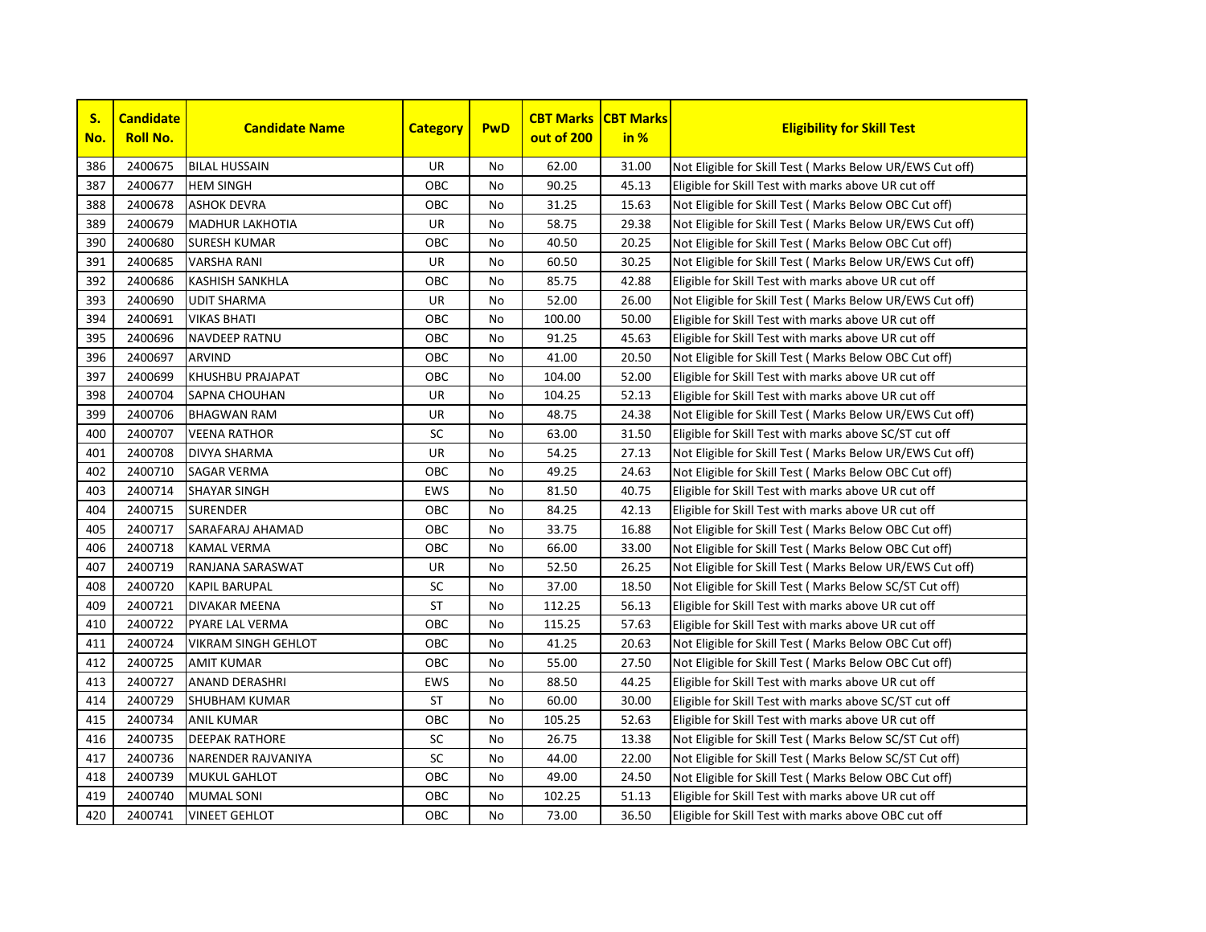| S. No. | Candidate Roll No. | Candidate Name | Category | PwD | CBT Marks out of 200 | CBT Marks in % | Eligibility for Skill Test |
|---|---|---|---|---|---|---|---|
| 386 | 2400675 | BILAL HUSSAIN | UR | No | 62.00 | 31.00 | Not Eligible for Skill Test ( Marks Below UR/EWS Cut off) |
| 387 | 2400677 | HEM SINGH | OBC | No | 90.25 | 45.13 | Eligible for Skill Test with marks above UR cut off |
| 388 | 2400678 | ASHOK DEVRA | OBC | No | 31.25 | 15.63 | Not Eligible for Skill Test ( Marks Below OBC Cut off) |
| 389 | 2400679 | MADHUR LAKHOTIA | UR | No | 58.75 | 29.38 | Not Eligible for Skill Test ( Marks Below UR/EWS Cut off) |
| 390 | 2400680 | SURESH KUMAR | OBC | No | 40.50 | 20.25 | Not Eligible for Skill Test ( Marks Below OBC Cut off) |
| 391 | 2400685 | VARSHA RANI | UR | No | 60.50 | 30.25 | Not Eligible for Skill Test ( Marks Below UR/EWS Cut off) |
| 392 | 2400686 | KASHISH SANKHLA | OBC | No | 85.75 | 42.88 | Eligible for Skill Test with marks above UR cut off |
| 393 | 2400690 | UDIT SHARMA | UR | No | 52.00 | 26.00 | Not Eligible for Skill Test ( Marks Below UR/EWS Cut off) |
| 394 | 2400691 | VIKAS BHATI | OBC | No | 100.00 | 50.00 | Eligible for Skill Test with marks above UR cut off |
| 395 | 2400696 | NAVDEEP RATNU | OBC | No | 91.25 | 45.63 | Eligible for Skill Test with marks above UR cut off |
| 396 | 2400697 | ARVIND | OBC | No | 41.00 | 20.50 | Not Eligible for Skill Test ( Marks Below OBC Cut off) |
| 397 | 2400699 | KHUSHBU PRAJAPAT | OBC | No | 104.00 | 52.00 | Eligible for Skill Test with marks above UR cut off |
| 398 | 2400704 | SAPNA CHOUHAN | UR | No | 104.25 | 52.13 | Eligible for Skill Test with marks above UR cut off |
| 399 | 2400706 | BHAGWAN RAM | UR | No | 48.75 | 24.38 | Not Eligible for Skill Test ( Marks Below UR/EWS Cut off) |
| 400 | 2400707 | VEENA RATHOR | SC | No | 63.00 | 31.50 | Eligible for Skill Test with marks above SC/ST cut off |
| 401 | 2400708 | DIVYA SHARMA | UR | No | 54.25 | 27.13 | Not Eligible for Skill Test ( Marks Below UR/EWS Cut off) |
| 402 | 2400710 | SAGAR VERMA | OBC | No | 49.25 | 24.63 | Not Eligible for Skill Test ( Marks Below OBC Cut off) |
| 403 | 2400714 | SHAYAR SINGH | EWS | No | 81.50 | 40.75 | Eligible for Skill Test with marks above UR cut off |
| 404 | 2400715 | SURENDER | OBC | No | 84.25 | 42.13 | Eligible for Skill Test with marks above UR cut off |
| 405 | 2400717 | SARAFARAJ AHAMAD | OBC | No | 33.75 | 16.88 | Not Eligible for Skill Test ( Marks Below OBC Cut off) |
| 406 | 2400718 | KAMAL VERMA | OBC | No | 66.00 | 33.00 | Not Eligible for Skill Test ( Marks Below OBC Cut off) |
| 407 | 2400719 | RANJANA SARASWAT | UR | No | 52.50 | 26.25 | Not Eligible for Skill Test ( Marks Below UR/EWS Cut off) |
| 408 | 2400720 | KAPIL BARUPAL | SC | No | 37.00 | 18.50 | Not Eligible for Skill Test ( Marks Below SC/ST Cut off) |
| 409 | 2400721 | DIVAKAR MEENA | ST | No | 112.25 | 56.13 | Eligible for Skill Test with marks above UR cut off |
| 410 | 2400722 | PYARE LAL VERMA | OBC | No | 115.25 | 57.63 | Eligible for Skill Test with marks above UR cut off |
| 411 | 2400724 | VIKRAM SINGH GEHLOT | OBC | No | 41.25 | 20.63 | Not Eligible for Skill Test ( Marks Below OBC Cut off) |
| 412 | 2400725 | AMIT KUMAR | OBC | No | 55.00 | 27.50 | Not Eligible for Skill Test ( Marks Below OBC Cut off) |
| 413 | 2400727 | ANAND DERASHRI | EWS | No | 88.50 | 44.25 | Eligible for Skill Test with marks above UR cut off |
| 414 | 2400729 | SHUBHAM KUMAR | ST | No | 60.00 | 30.00 | Eligible for Skill Test with marks above SC/ST cut off |
| 415 | 2400734 | ANIL KUMAR | OBC | No | 105.25 | 52.63 | Eligible for Skill Test with marks above UR cut off |
| 416 | 2400735 | DEEPAK RATHORE | SC | No | 26.75 | 13.38 | Not Eligible for Skill Test ( Marks Below SC/ST Cut off) |
| 417 | 2400736 | NARENDER RAJVANIYA | SC | No | 44.00 | 22.00 | Not Eligible for Skill Test ( Marks Below SC/ST Cut off) |
| 418 | 2400739 | MUKUL GAHLOT | OBC | No | 49.00 | 24.50 | Not Eligible for Skill Test ( Marks Below OBC Cut off) |
| 419 | 2400740 | MUMAL SONI | OBC | No | 102.25 | 51.13 | Eligible for Skill Test with marks above UR cut off |
| 420 | 2400741 | VINEET GEHLOT | OBC | No | 73.00 | 36.50 | Eligible for Skill Test with marks above OBC cut off |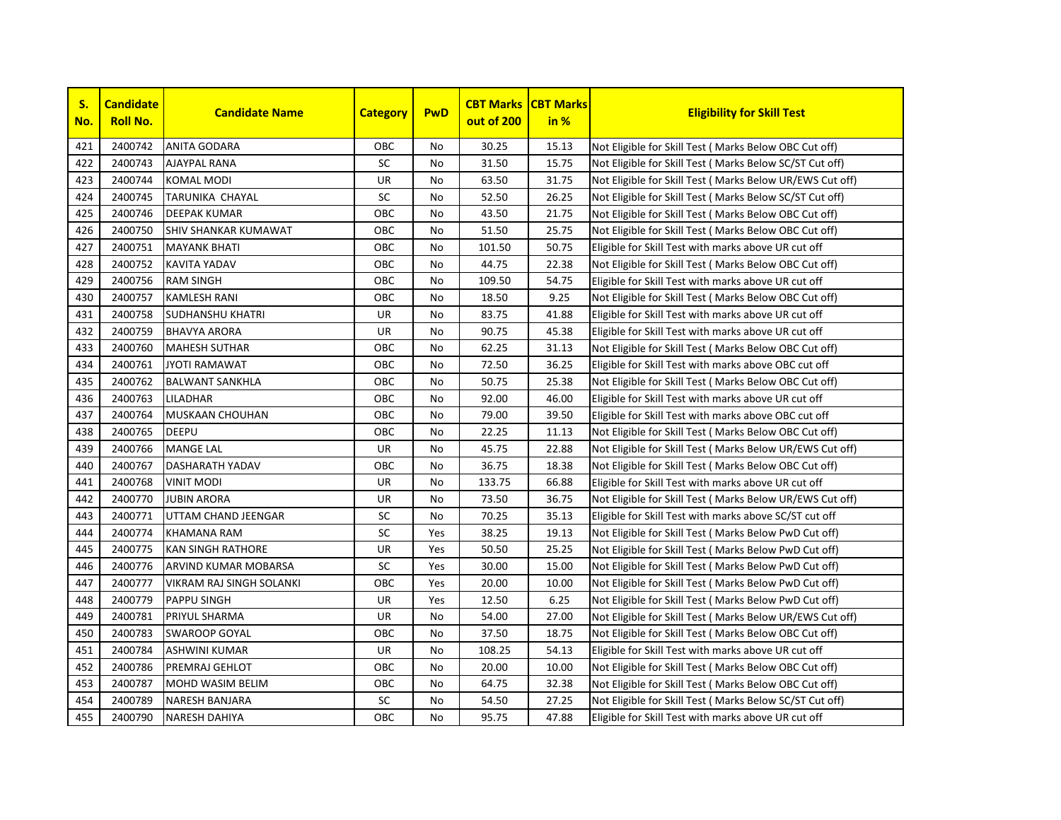| S. No. | Candidate Roll No. | Candidate Name | Category | PwD | CBT Marks out of 200 | CBT Marks in % | Eligibility for Skill Test |
|---|---|---|---|---|---|---|---|
| 421 | 2400742 | ANITA GODARA | OBC | No | 30.25 | 15.13 | Not Eligible for Skill Test ( Marks Below OBC Cut off) |
| 422 | 2400743 | AJAYPAL RANA | SC | No | 31.50 | 15.75 | Not Eligible for Skill Test ( Marks Below SC/ST Cut off) |
| 423 | 2400744 | KOMAL MODI | UR | No | 63.50 | 31.75 | Not Eligible for Skill Test ( Marks Below UR/EWS Cut off) |
| 424 | 2400745 | TARUNIKA CHAYAL | SC | No | 52.50 | 26.25 | Not Eligible for Skill Test ( Marks Below SC/ST Cut off) |
| 425 | 2400746 | DEEPAK KUMAR | OBC | No | 43.50 | 21.75 | Not Eligible for Skill Test ( Marks Below OBC Cut off) |
| 426 | 2400750 | SHIV SHANKAR KUMAWAT | OBC | No | 51.50 | 25.75 | Not Eligible for Skill Test ( Marks Below OBC Cut off) |
| 427 | 2400751 | MAYANK BHATI | OBC | No | 101.50 | 50.75 | Eligible for Skill Test with marks above UR cut off |
| 428 | 2400752 | KAVITA YADAV | OBC | No | 44.75 | 22.38 | Not Eligible for Skill Test ( Marks Below OBC Cut off) |
| 429 | 2400756 | RAM SINGH | OBC | No | 109.50 | 54.75 | Eligible for Skill Test with marks above UR cut off |
| 430 | 2400757 | KAMLESH RANI | OBC | No | 18.50 | 9.25 | Not Eligible for Skill Test ( Marks Below OBC Cut off) |
| 431 | 2400758 | SUDHANSHU KHATRI | UR | No | 83.75 | 41.88 | Eligible for Skill Test with marks above UR cut off |
| 432 | 2400759 | BHAVYA ARORA | UR | No | 90.75 | 45.38 | Eligible for Skill Test with marks above UR cut off |
| 433 | 2400760 | MAHESH SUTHAR | OBC | No | 62.25 | 31.13 | Not Eligible for Skill Test ( Marks Below OBC Cut off) |
| 434 | 2400761 | JYOTI RAMAWAT | OBC | No | 72.50 | 36.25 | Eligible for Skill Test with marks above OBC cut off |
| 435 | 2400762 | BALWANT SANKHLA | OBC | No | 50.75 | 25.38 | Not Eligible for Skill Test ( Marks Below OBC Cut off) |
| 436 | 2400763 | LILADHAR | OBC | No | 92.00 | 46.00 | Eligible for Skill Test with marks above UR cut off |
| 437 | 2400764 | MUSKAAN CHOUHAN | OBC | No | 79.00 | 39.50 | Eligible for Skill Test with marks above OBC cut off |
| 438 | 2400765 | DEEPU | OBC | No | 22.25 | 11.13 | Not Eligible for Skill Test ( Marks Below OBC Cut off) |
| 439 | 2400766 | MANGE LAL | UR | No | 45.75 | 22.88 | Not Eligible for Skill Test ( Marks Below UR/EWS Cut off) |
| 440 | 2400767 | DASHARATH YADAV | OBC | No | 36.75 | 18.38 | Not Eligible for Skill Test ( Marks Below OBC Cut off) |
| 441 | 2400768 | VINIT MODI | UR | No | 133.75 | 66.88 | Eligible for Skill Test with marks above UR cut off |
| 442 | 2400770 | JUBIN ARORA | UR | No | 73.50 | 36.75 | Not Eligible for Skill Test ( Marks Below UR/EWS Cut off) |
| 443 | 2400771 | UTTAM CHAND JEENGAR | SC | No | 70.25 | 35.13 | Eligible for Skill Test with marks above SC/ST cut off |
| 444 | 2400774 | KHAMANA RAM | SC | Yes | 38.25 | 19.13 | Not Eligible for Skill Test ( Marks Below PwD Cut off) |
| 445 | 2400775 | KAN SINGH RATHORE | UR | Yes | 50.50 | 25.25 | Not Eligible for Skill Test ( Marks Below PwD Cut off) |
| 446 | 2400776 | ARVIND KUMAR MOBARSA | SC | Yes | 30.00 | 15.00 | Not Eligible for Skill Test ( Marks Below PwD Cut off) |
| 447 | 2400777 | VIKRAM RAJ SINGH SOLANKI | OBC | Yes | 20.00 | 10.00 | Not Eligible for Skill Test ( Marks Below PwD Cut off) |
| 448 | 2400779 | PAPPU SINGH | UR | Yes | 12.50 | 6.25 | Not Eligible for Skill Test ( Marks Below PwD Cut off) |
| 449 | 2400781 | PRIYUL SHARMA | UR | No | 54.00 | 27.00 | Not Eligible for Skill Test ( Marks Below UR/EWS Cut off) |
| 450 | 2400783 | SWAROOP GOYAL | OBC | No | 37.50 | 18.75 | Not Eligible for Skill Test ( Marks Below OBC Cut off) |
| 451 | 2400784 | ASHWINI KUMAR | UR | No | 108.25 | 54.13 | Eligible for Skill Test with marks above UR cut off |
| 452 | 2400786 | PREMRAJ GEHLOT | OBC | No | 20.00 | 10.00 | Not Eligible for Skill Test ( Marks Below OBC Cut off) |
| 453 | 2400787 | MOHD WASIM BELIM | OBC | No | 64.75 | 32.38 | Not Eligible for Skill Test ( Marks Below OBC Cut off) |
| 454 | 2400789 | NARESH BANJARA | SC | No | 54.50 | 27.25 | Not Eligible for Skill Test ( Marks Below SC/ST Cut off) |
| 455 | 2400790 | NARESH DAHIYA | OBC | No | 95.75 | 47.88 | Eligible for Skill Test with marks above UR cut off |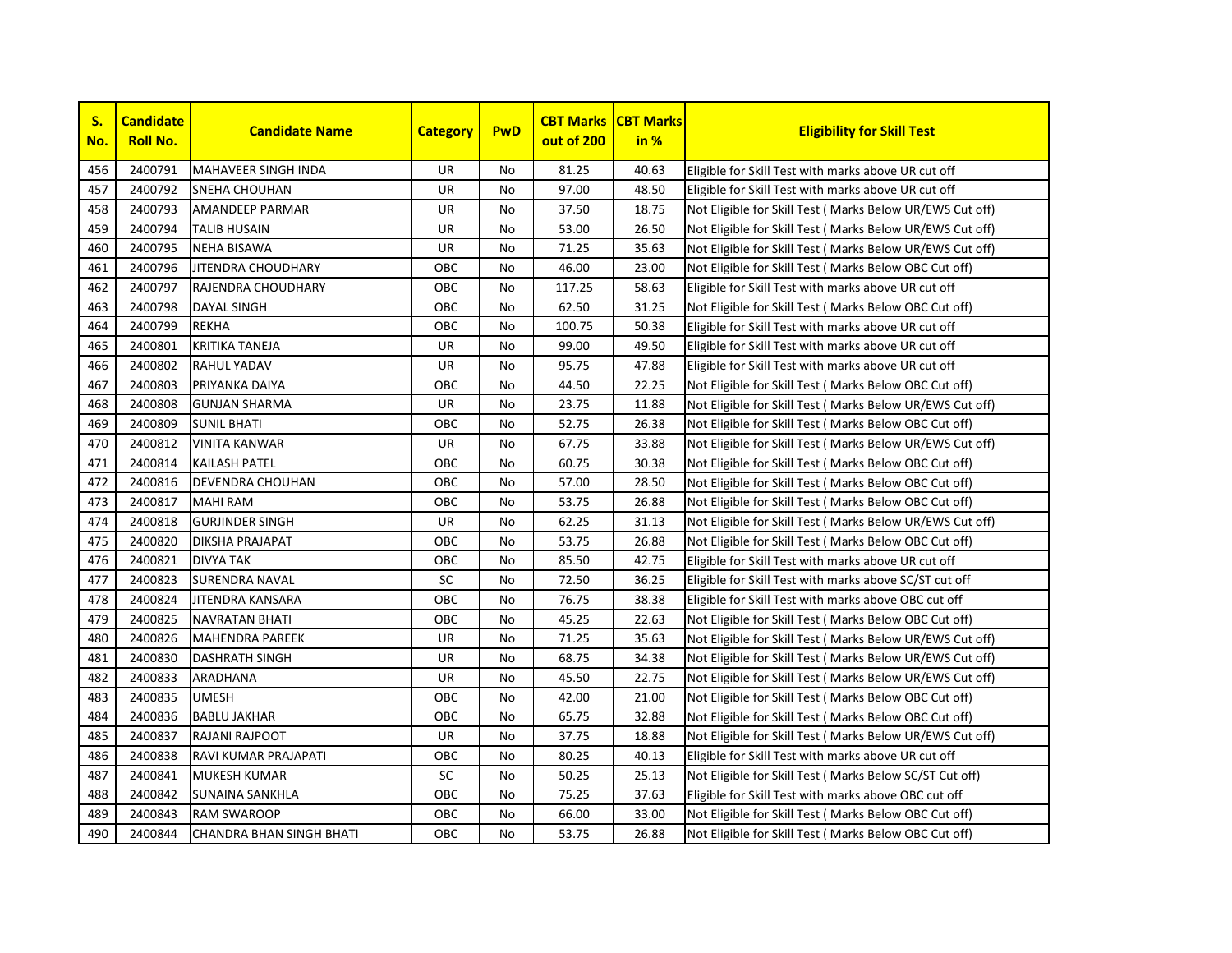| S. No. | Candidate Roll No. | Candidate Name | Category | PwD | CBT Marks out of 200 | CBT Marks in % | Eligibility for Skill Test |
|---|---|---|---|---|---|---|---|
| 456 | 2400791 | MAHAVEER SINGH INDA | UR | No | 81.25 | 40.63 | Eligible for Skill Test with marks above UR cut off |
| 457 | 2400792 | SNEHA CHOUHAN | UR | No | 97.00 | 48.50 | Eligible for Skill Test with marks above UR cut off |
| 458 | 2400793 | AMANDEEP PARMAR | UR | No | 37.50 | 18.75 | Not Eligible for Skill Test ( Marks Below UR/EWS Cut off) |
| 459 | 2400794 | TALIB HUSAIN | UR | No | 53.00 | 26.50 | Not Eligible for Skill Test ( Marks Below UR/EWS Cut off) |
| 460 | 2400795 | NEHA BISAWA | UR | No | 71.25 | 35.63 | Not Eligible for Skill Test ( Marks Below UR/EWS Cut off) |
| 461 | 2400796 | JITENDRA CHOUDHARY | OBC | No | 46.00 | 23.00 | Not Eligible for Skill Test ( Marks Below OBC Cut off) |
| 462 | 2400797 | RAJENDRA CHOUDHARY | OBC | No | 117.25 | 58.63 | Eligible for Skill Test with marks above UR cut off |
| 463 | 2400798 | DAYAL SINGH | OBC | No | 62.50 | 31.25 | Not Eligible for Skill Test ( Marks Below OBC Cut off) |
| 464 | 2400799 | REKHA | OBC | No | 100.75 | 50.38 | Eligible for Skill Test with marks above UR cut off |
| 465 | 2400801 | KRITIKA TANEJA | UR | No | 99.00 | 49.50 | Eligible for Skill Test with marks above UR cut off |
| 466 | 2400802 | RAHUL YADAV | UR | No | 95.75 | 47.88 | Eligible for Skill Test with marks above UR cut off |
| 467 | 2400803 | PRIYANKA DAIYA | OBC | No | 44.50 | 22.25 | Not Eligible for Skill Test ( Marks Below OBC Cut off) |
| 468 | 2400808 | GUNJAN SHARMA | UR | No | 23.75 | 11.88 | Not Eligible for Skill Test ( Marks Below UR/EWS Cut off) |
| 469 | 2400809 | SUNIL BHATI | OBC | No | 52.75 | 26.38 | Not Eligible for Skill Test ( Marks Below OBC Cut off) |
| 470 | 2400812 | VINITA KANWAR | UR | No | 67.75 | 33.88 | Not Eligible for Skill Test ( Marks Below UR/EWS Cut off) |
| 471 | 2400814 | KAILASH PATEL | OBC | No | 60.75 | 30.38 | Not Eligible for Skill Test ( Marks Below OBC Cut off) |
| 472 | 2400816 | DEVENDRA CHOUHAN | OBC | No | 57.00 | 28.50 | Not Eligible for Skill Test ( Marks Below OBC Cut off) |
| 473 | 2400817 | MAHI RAM | OBC | No | 53.75 | 26.88 | Not Eligible for Skill Test ( Marks Below OBC Cut off) |
| 474 | 2400818 | GURJINDER SINGH | UR | No | 62.25 | 31.13 | Not Eligible for Skill Test ( Marks Below UR/EWS Cut off) |
| 475 | 2400820 | DIKSHA PRAJAPAT | OBC | No | 53.75 | 26.88 | Not Eligible for Skill Test ( Marks Below OBC Cut off) |
| 476 | 2400821 | DIVYA TAK | OBC | No | 85.50 | 42.75 | Eligible for Skill Test with marks above UR cut off |
| 477 | 2400823 | SURENDRA NAVAL | SC | No | 72.50 | 36.25 | Eligible for Skill Test with marks above SC/ST cut off |
| 478 | 2400824 | JITENDRA KANSARA | OBC | No | 76.75 | 38.38 | Eligible for Skill Test with marks above OBC cut off |
| 479 | 2400825 | NAVRATAN BHATI | OBC | No | 45.25 | 22.63 | Not Eligible for Skill Test ( Marks Below OBC Cut off) |
| 480 | 2400826 | MAHENDRA PAREEK | UR | No | 71.25 | 35.63 | Not Eligible for Skill Test ( Marks Below UR/EWS Cut off) |
| 481 | 2400830 | DASHRATH SINGH | UR | No | 68.75 | 34.38 | Not Eligible for Skill Test ( Marks Below UR/EWS Cut off) |
| 482 | 2400833 | ARADHANA | UR | No | 45.50 | 22.75 | Not Eligible for Skill Test ( Marks Below UR/EWS Cut off) |
| 483 | 2400835 | UMESH | OBC | No | 42.00 | 21.00 | Not Eligible for Skill Test ( Marks Below OBC Cut off) |
| 484 | 2400836 | BABLU JAKHAR | OBC | No | 65.75 | 32.88 | Not Eligible for Skill Test ( Marks Below OBC Cut off) |
| 485 | 2400837 | RAJANI RAJPOOT | UR | No | 37.75 | 18.88 | Not Eligible for Skill Test ( Marks Below UR/EWS Cut off) |
| 486 | 2400838 | RAVI KUMAR PRAJAPATI | OBC | No | 80.25 | 40.13 | Eligible for Skill Test with marks above UR cut off |
| 487 | 2400841 | MUKESH KUMAR | SC | No | 50.25 | 25.13 | Not Eligible for Skill Test ( Marks Below SC/ST Cut off) |
| 488 | 2400842 | SUNAINA SANKHLA | OBC | No | 75.25 | 37.63 | Eligible for Skill Test with marks above OBC cut off |
| 489 | 2400843 | RAM SWAROOP | OBC | No | 66.00 | 33.00 | Not Eligible for Skill Test ( Marks Below OBC Cut off) |
| 490 | 2400844 | CHANDRA BHAN SINGH BHATI | OBC | No | 53.75 | 26.88 | Not Eligible for Skill Test ( Marks Below OBC Cut off) |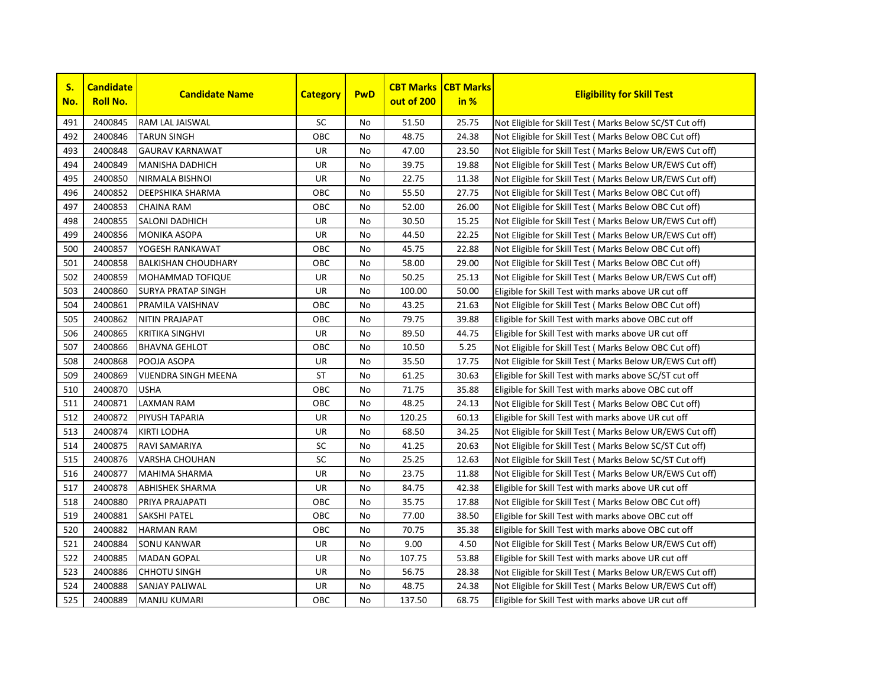| S. No. | Candidate Roll No. | Candidate Name | Category | PwD | CBT Marks out of 200 | CBT Marks in % | Eligibility for Skill Test |
|---|---|---|---|---|---|---|---|
| 491 | 2400845 | RAM LAL JAISWAL | SC | No | 51.50 | 25.75 | Not Eligible for Skill Test ( Marks Below SC/ST Cut off) |
| 492 | 2400846 | TARUN SINGH | OBC | No | 48.75 | 24.38 | Not Eligible for Skill Test ( Marks Below OBC Cut off) |
| 493 | 2400848 | GAURAV KARNAWAT | UR | No | 47.00 | 23.50 | Not Eligible for Skill Test ( Marks Below UR/EWS Cut off) |
| 494 | 2400849 | MANISHA DADHICH | UR | No | 39.75 | 19.88 | Not Eligible for Skill Test ( Marks Below UR/EWS Cut off) |
| 495 | 2400850 | NIRMALA BISHNOI | UR | No | 22.75 | 11.38 | Not Eligible for Skill Test ( Marks Below UR/EWS Cut off) |
| 496 | 2400852 | DEEPSHIKA SHARMA | OBC | No | 55.50 | 27.75 | Not Eligible for Skill Test ( Marks Below OBC Cut off) |
| 497 | 2400853 | CHAINA RAM | OBC | No | 52.00 | 26.00 | Not Eligible for Skill Test ( Marks Below OBC Cut off) |
| 498 | 2400855 | SALONI DADHICH | UR | No | 30.50 | 15.25 | Not Eligible for Skill Test ( Marks Below UR/EWS Cut off) |
| 499 | 2400856 | MONIKA ASOPA | UR | No | 44.50 | 22.25 | Not Eligible for Skill Test ( Marks Below UR/EWS Cut off) |
| 500 | 2400857 | YOGESH RANKAWAT | OBC | No | 45.75 | 22.88 | Not Eligible for Skill Test ( Marks Below OBC Cut off) |
| 501 | 2400858 | BALKISHAN CHOUDHARY | OBC | No | 58.00 | 29.00 | Not Eligible for Skill Test ( Marks Below OBC Cut off) |
| 502 | 2400859 | MOHAMMAD TOFIQUE | UR | No | 50.25 | 25.13 | Not Eligible for Skill Test ( Marks Below UR/EWS Cut off) |
| 503 | 2400860 | SURYA PRATAP SINGH | UR | No | 100.00 | 50.00 | Eligible for Skill Test with marks above UR cut off |
| 504 | 2400861 | PRAMILA VAISHNAV | OBC | No | 43.25 | 21.63 | Not Eligible for Skill Test ( Marks Below OBC Cut off) |
| 505 | 2400862 | NITIN PRAJAPAT | OBC | No | 79.75 | 39.88 | Eligible for Skill Test with marks above OBC cut off |
| 506 | 2400865 | KRITIKA SINGHVI | UR | No | 89.50 | 44.75 | Eligible for Skill Test with marks above UR cut off |
| 507 | 2400866 | BHAVNA GEHLOT | OBC | No | 10.50 | 5.25 | Not Eligible for Skill Test ( Marks Below OBC Cut off) |
| 508 | 2400868 | POOJA ASOPA | UR | No | 35.50 | 17.75 | Not Eligible for Skill Test ( Marks Below UR/EWS Cut off) |
| 509 | 2400869 | VIJENDRA SINGH MEENA | ST | No | 61.25 | 30.63 | Eligible for Skill Test with marks above SC/ST cut off |
| 510 | 2400870 | USHA | OBC | No | 71.75 | 35.88 | Eligible for Skill Test with marks above OBC cut off |
| 511 | 2400871 | LAXMAN RAM | OBC | No | 48.25 | 24.13 | Not Eligible for Skill Test ( Marks Below OBC Cut off) |
| 512 | 2400872 | PIYUSH TAPARIA | UR | No | 120.25 | 60.13 | Eligible for Skill Test with marks above UR cut off |
| 513 | 2400874 | KIRTI LODHA | UR | No | 68.50 | 34.25 | Not Eligible for Skill Test ( Marks Below UR/EWS Cut off) |
| 514 | 2400875 | RAVI SAMARIYA | SC | No | 41.25 | 20.63 | Not Eligible for Skill Test ( Marks Below SC/ST Cut off) |
| 515 | 2400876 | VARSHA CHOUHAN | SC | No | 25.25 | 12.63 | Not Eligible for Skill Test ( Marks Below SC/ST Cut off) |
| 516 | 2400877 | MAHIMA SHARMA | UR | No | 23.75 | 11.88 | Not Eligible for Skill Test ( Marks Below UR/EWS Cut off) |
| 517 | 2400878 | ABHISHEK SHARMA | UR | No | 84.75 | 42.38 | Eligible for Skill Test with marks above UR cut off |
| 518 | 2400880 | PRIYA PRAJAPATI | OBC | No | 35.75 | 17.88 | Not Eligible for Skill Test ( Marks Below OBC Cut off) |
| 519 | 2400881 | SAKSHI PATEL | OBC | No | 77.00 | 38.50 | Eligible for Skill Test with marks above OBC cut off |
| 520 | 2400882 | HARMAN RAM | OBC | No | 70.75 | 35.38 | Eligible for Skill Test with marks above OBC cut off |
| 521 | 2400884 | SONU KANWAR | UR | No | 9.00 | 4.50 | Not Eligible for Skill Test ( Marks Below UR/EWS Cut off) |
| 522 | 2400885 | MADAN GOPAL | UR | No | 107.75 | 53.88 | Eligible for Skill Test with marks above UR cut off |
| 523 | 2400886 | CHHOTU SINGH | UR | No | 56.75 | 28.38 | Not Eligible for Skill Test ( Marks Below UR/EWS Cut off) |
| 524 | 2400888 | SANJAY PALIWAL | UR | No | 48.75 | 24.38 | Not Eligible for Skill Test ( Marks Below UR/EWS Cut off) |
| 525 | 2400889 | MANJU KUMARI | OBC | No | 137.50 | 68.75 | Eligible for Skill Test with marks above UR cut off |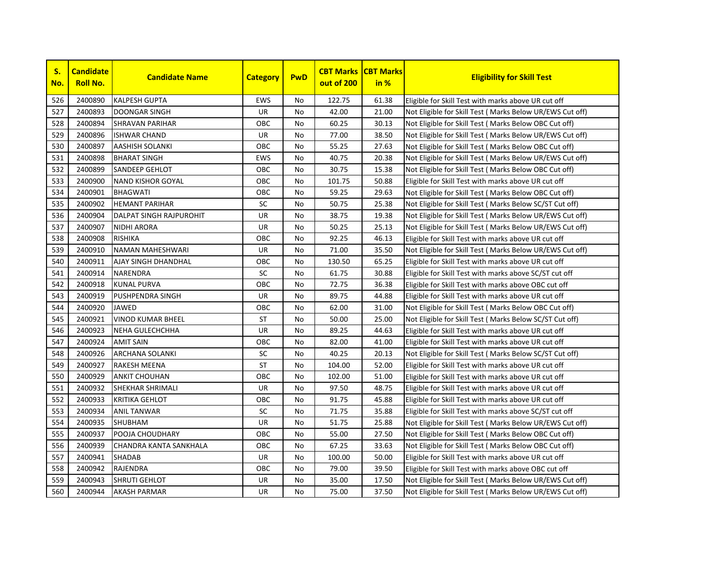| S. No. | Candidate Roll No. | Candidate Name | Category | PwD | CBT Marks out of 200 | CBT Marks in % | Eligibility for Skill Test |
|---|---|---|---|---|---|---|---|
| 526 | 2400890 | KALPESH GUPTA | EWS | No | 122.75 | 61.38 | Eligible for Skill Test with marks above UR cut off |
| 527 | 2400893 | DOONGAR SINGH | UR | No | 42.00 | 21.00 | Not Eligible for Skill Test ( Marks Below UR/EWS Cut off) |
| 528 | 2400894 | SHRAVAN PARIHAR | OBC | No | 60.25 | 30.13 | Not Eligible for Skill Test ( Marks Below OBC Cut off) |
| 529 | 2400896 | ISHWAR CHAND | UR | No | 77.00 | 38.50 | Not Eligible for Skill Test ( Marks Below UR/EWS Cut off) |
| 530 | 2400897 | AASHISH SOLANKI | OBC | No | 55.25 | 27.63 | Not Eligible for Skill Test ( Marks Below OBC Cut off) |
| 531 | 2400898 | BHARAT SINGH | EWS | No | 40.75 | 20.38 | Not Eligible for Skill Test ( Marks Below UR/EWS Cut off) |
| 532 | 2400899 | SANDEEP GEHLOT | OBC | No | 30.75 | 15.38 | Not Eligible for Skill Test ( Marks Below OBC Cut off) |
| 533 | 2400900 | NAND KISHOR GOYAL | OBC | No | 101.75 | 50.88 | Eligible for Skill Test with marks above UR cut off |
| 534 | 2400901 | BHAGWATI | OBC | No | 59.25 | 29.63 | Not Eligible for Skill Test ( Marks Below OBC Cut off) |
| 535 | 2400902 | HEMANT PARIHAR | SC | No | 50.75 | 25.38 | Not Eligible for Skill Test ( Marks Below SC/ST Cut off) |
| 536 | 2400904 | DALPAT SINGH RAJPUROHIT | UR | No | 38.75 | 19.38 | Not Eligible for Skill Test ( Marks Below UR/EWS Cut off) |
| 537 | 2400907 | NIDHI ARORA | UR | No | 50.25 | 25.13 | Not Eligible for Skill Test ( Marks Below UR/EWS Cut off) |
| 538 | 2400908 | RISHIKA | OBC | No | 92.25 | 46.13 | Eligible for Skill Test with marks above UR cut off |
| 539 | 2400910 | NAMAN MAHESHWARI | UR | No | 71.00 | 35.50 | Not Eligible for Skill Test ( Marks Below UR/EWS Cut off) |
| 540 | 2400911 | AJAY SINGH DHANDHAL | OBC | No | 130.50 | 65.25 | Eligible for Skill Test with marks above UR cut off |
| 541 | 2400914 | NARENDRA | SC | No | 61.75 | 30.88 | Eligible for Skill Test with marks above SC/ST cut off |
| 542 | 2400918 | KUNAL PURVA | OBC | No | 72.75 | 36.38 | Eligible for Skill Test with marks above OBC cut off |
| 543 | 2400919 | PUSHPENDRA SINGH | UR | No | 89.75 | 44.88 | Eligible for Skill Test with marks above UR cut off |
| 544 | 2400920 | JAWED | OBC | No | 62.00 | 31.00 | Not Eligible for Skill Test ( Marks Below OBC Cut off) |
| 545 | 2400921 | VINOD KUMAR BHEEL | ST | No | 50.00 | 25.00 | Not Eligible for Skill Test ( Marks Below SC/ST Cut off) |
| 546 | 2400923 | NEHA GULECHCHHA | UR | No | 89.25 | 44.63 | Eligible for Skill Test with marks above UR cut off |
| 547 | 2400924 | AMIT SAIN | OBC | No | 82.00 | 41.00 | Eligible for Skill Test with marks above UR cut off |
| 548 | 2400926 | ARCHANA SOLANKI | SC | No | 40.25 | 20.13 | Not Eligible for Skill Test ( Marks Below SC/ST Cut off) |
| 549 | 2400927 | RAKESH MEENA | ST | No | 104.00 | 52.00 | Eligible for Skill Test with marks above UR cut off |
| 550 | 2400929 | ANKIT CHOUHAN | OBC | No | 102.00 | 51.00 | Eligible for Skill Test with marks above UR cut off |
| 551 | 2400932 | SHEKHAR SHRIMALI | UR | No | 97.50 | 48.75 | Eligible for Skill Test with marks above UR cut off |
| 552 | 2400933 | KRITIKA GEHLOT | OBC | No | 91.75 | 45.88 | Eligible for Skill Test with marks above UR cut off |
| 553 | 2400934 | ANIL TANWAR | SC | No | 71.75 | 35.88 | Eligible for Skill Test with marks above SC/ST cut off |
| 554 | 2400935 | SHUBHAM | UR | No | 51.75 | 25.88 | Not Eligible for Skill Test ( Marks Below UR/EWS Cut off) |
| 555 | 2400937 | POOJA CHOUDHARY | OBC | No | 55.00 | 27.50 | Not Eligible for Skill Test ( Marks Below OBC Cut off) |
| 556 | 2400939 | CHANDRA KANTA SANKHALA | OBC | No | 67.25 | 33.63 | Not Eligible for Skill Test ( Marks Below OBC Cut off) |
| 557 | 2400941 | SHADAB | UR | No | 100.00 | 50.00 | Eligible for Skill Test with marks above UR cut off |
| 558 | 2400942 | RAJENDRA | OBC | No | 79.00 | 39.50 | Eligible for Skill Test with marks above OBC cut off |
| 559 | 2400943 | SHRUTI GEHLOT | UR | No | 35.00 | 17.50 | Not Eligible for Skill Test ( Marks Below UR/EWS Cut off) |
| 560 | 2400944 | AKASH PARMAR | UR | No | 75.00 | 37.50 | Not Eligible for Skill Test ( Marks Below UR/EWS Cut off) |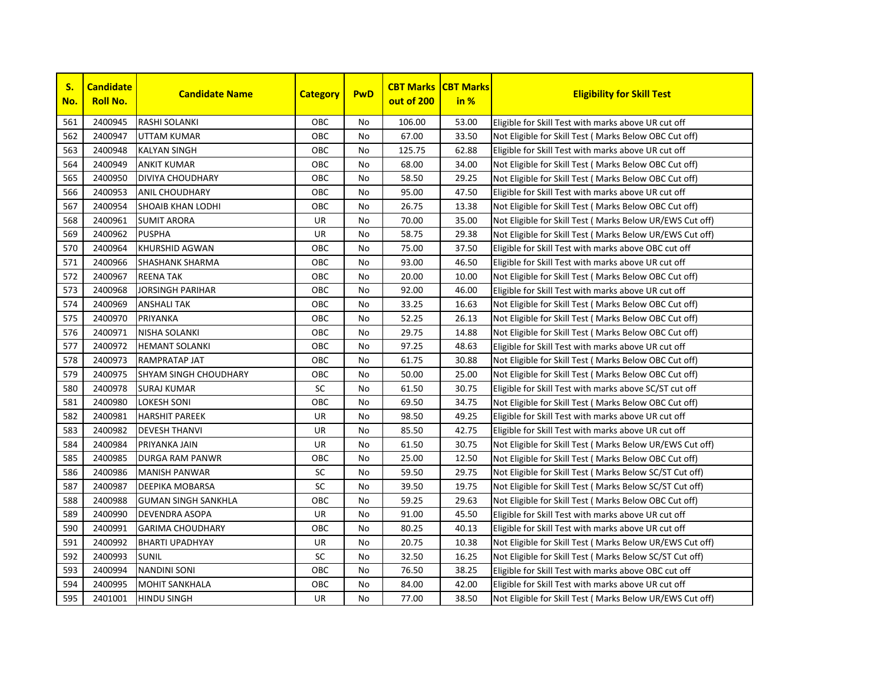| S. No. | Candidate Roll No. | Candidate Name | Category | PwD | CBT Marks out of 200 | CBT Marks in % | Eligibility for Skill Test |
|---|---|---|---|---|---|---|---|
| 561 | 2400945 | RASHI SOLANKI | OBC | No | 106.00 | 53.00 | Eligible for Skill Test with marks above UR cut off |
| 562 | 2400947 | UTTAM KUMAR | OBC | No | 67.00 | 33.50 | Not Eligible for Skill Test ( Marks Below OBC Cut off) |
| 563 | 2400948 | KALYAN SINGH | OBC | No | 125.75 | 62.88 | Eligible for Skill Test with marks above UR cut off |
| 564 | 2400949 | ANKIT KUMAR | OBC | No | 68.00 | 34.00 | Not Eligible for Skill Test ( Marks Below OBC Cut off) |
| 565 | 2400950 | DIVIYA CHOUDHARY | OBC | No | 58.50 | 29.25 | Not Eligible for Skill Test ( Marks Below OBC Cut off) |
| 566 | 2400953 | ANIL CHOUDHARY | OBC | No | 95.00 | 47.50 | Eligible for Skill Test with marks above UR cut off |
| 567 | 2400954 | SHOAIB KHAN LODHI | OBC | No | 26.75 | 13.38 | Not Eligible for Skill Test ( Marks Below OBC Cut off) |
| 568 | 2400961 | SUMIT ARORA | UR | No | 70.00 | 35.00 | Not Eligible for Skill Test ( Marks Below UR/EWS Cut off) |
| 569 | 2400962 | PUSPHA | UR | No | 58.75 | 29.38 | Not Eligible for Skill Test ( Marks Below UR/EWS Cut off) |
| 570 | 2400964 | KHURSHID AGWAN | OBC | No | 75.00 | 37.50 | Eligible for Skill Test with marks above OBC cut off |
| 571 | 2400966 | SHASHANK SHARMA | OBC | No | 93.00 | 46.50 | Eligible for Skill Test with marks above UR cut off |
| 572 | 2400967 | REENA TAK | OBC | No | 20.00 | 10.00 | Not Eligible for Skill Test ( Marks Below OBC Cut off) |
| 573 | 2400968 | JORSINGH PARIHAR | OBC | No | 92.00 | 46.00 | Eligible for Skill Test with marks above UR cut off |
| 574 | 2400969 | ANSHALI TAK | OBC | No | 33.25 | 16.63 | Not Eligible for Skill Test ( Marks Below OBC Cut off) |
| 575 | 2400970 | PRIYANKA | OBC | No | 52.25 | 26.13 | Not Eligible for Skill Test ( Marks Below OBC Cut off) |
| 576 | 2400971 | NISHA SOLANKI | OBC | No | 29.75 | 14.88 | Not Eligible for Skill Test ( Marks Below OBC Cut off) |
| 577 | 2400972 | HEMANT SOLANKI | OBC | No | 97.25 | 48.63 | Eligible for Skill Test with marks above UR cut off |
| 578 | 2400973 | RAMPRATAP JAT | OBC | No | 61.75 | 30.88 | Not Eligible for Skill Test ( Marks Below OBC Cut off) |
| 579 | 2400975 | SHYAM SINGH CHOUDHARY | OBC | No | 50.00 | 25.00 | Not Eligible for Skill Test ( Marks Below OBC Cut off) |
| 580 | 2400978 | SURAJ KUMAR | SC | No | 61.50 | 30.75 | Eligible for Skill Test with marks above SC/ST cut off |
| 581 | 2400980 | LOKESH SONI | OBC | No | 69.50 | 34.75 | Not Eligible for Skill Test ( Marks Below OBC Cut off) |
| 582 | 2400981 | HARSHIT PAREEK | UR | No | 98.50 | 49.25 | Eligible for Skill Test with marks above UR cut off |
| 583 | 2400982 | DEVESH THANVI | UR | No | 85.50 | 42.75 | Eligible for Skill Test with marks above UR cut off |
| 584 | 2400984 | PRIYANKA JAIN | UR | No | 61.50 | 30.75 | Not Eligible for Skill Test ( Marks Below UR/EWS Cut off) |
| 585 | 2400985 | DURGA RAM PANWR | OBC | No | 25.00 | 12.50 | Not Eligible for Skill Test ( Marks Below OBC Cut off) |
| 586 | 2400986 | MANISH PANWAR | SC | No | 59.50 | 29.75 | Not Eligible for Skill Test ( Marks Below SC/ST Cut off) |
| 587 | 2400987 | DEEPIKA MOBARSA | SC | No | 39.50 | 19.75 | Not Eligible for Skill Test ( Marks Below SC/ST Cut off) |
| 588 | 2400988 | GUMAN SINGH SANKHLA | OBC | No | 59.25 | 29.63 | Not Eligible for Skill Test ( Marks Below OBC Cut off) |
| 589 | 2400990 | DEVENDRA ASOPA | UR | No | 91.00 | 45.50 | Eligible for Skill Test with marks above UR cut off |
| 590 | 2400991 | GARIMA CHOUDHARY | OBC | No | 80.25 | 40.13 | Eligible for Skill Test with marks above UR cut off |
| 591 | 2400992 | BHARTI UPADHYAY | UR | No | 20.75 | 10.38 | Not Eligible for Skill Test ( Marks Below UR/EWS Cut off) |
| 592 | 2400993 | SUNIL | SC | No | 32.50 | 16.25 | Not Eligible for Skill Test ( Marks Below SC/ST Cut off) |
| 593 | 2400994 | NANDINI SONI | OBC | No | 76.50 | 38.25 | Eligible for Skill Test with marks above OBC cut off |
| 594 | 2400995 | MOHIT SANKHALA | OBC | No | 84.00 | 42.00 | Eligible for Skill Test with marks above UR cut off |
| 595 | 2401001 | HINDU SINGH | UR | No | 77.00 | 38.50 | Not Eligible for Skill Test ( Marks Below UR/EWS Cut off) |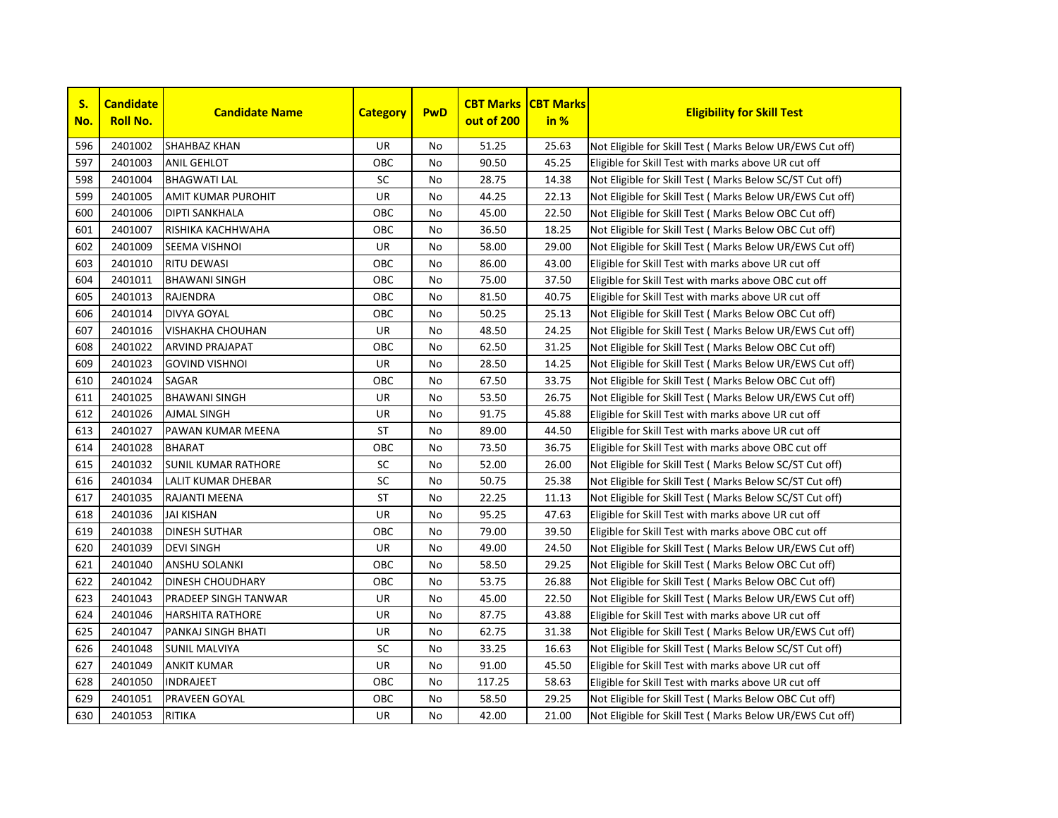| S. No. | Candidate Roll No. | Candidate Name | Category | PwD | CBT Marks out of 200 | CBT Marks in % | Eligibility for Skill Test |
|---|---|---|---|---|---|---|---|
| 596 | 2401002 | SHAHBAZ KHAN | UR | No | 51.25 | 25.63 | Not Eligible for Skill Test ( Marks Below UR/EWS Cut off) |
| 597 | 2401003 | ANIL GEHLOT | OBC | No | 90.50 | 45.25 | Eligible for Skill Test with marks above UR cut off |
| 598 | 2401004 | BHAGWATI LAL | SC | No | 28.75 | 14.38 | Not Eligible for Skill Test ( Marks Below SC/ST Cut off) |
| 599 | 2401005 | AMIT KUMAR PUROHIT | UR | No | 44.25 | 22.13 | Not Eligible for Skill Test ( Marks Below UR/EWS Cut off) |
| 600 | 2401006 | DIPTI SANKHALA | OBC | No | 45.00 | 22.50 | Not Eligible for Skill Test ( Marks Below OBC Cut off) |
| 601 | 2401007 | RISHIKA KACHHWAHA | OBC | No | 36.50 | 18.25 | Not Eligible for Skill Test ( Marks Below OBC Cut off) |
| 602 | 2401009 | SEEMA VISHNOI | UR | No | 58.00 | 29.00 | Not Eligible for Skill Test ( Marks Below UR/EWS Cut off) |
| 603 | 2401010 | RITU DEWASI | OBC | No | 86.00 | 43.00 | Eligible for Skill Test with marks above UR cut off |
| 604 | 2401011 | BHAWANI SINGH | OBC | No | 75.00 | 37.50 | Eligible for Skill Test with marks above OBC cut off |
| 605 | 2401013 | RAJENDRA | OBC | No | 81.50 | 40.75 | Eligible for Skill Test with marks above UR cut off |
| 606 | 2401014 | DIVYA GOYAL | OBC | No | 50.25 | 25.13 | Not Eligible for Skill Test ( Marks Below OBC Cut off) |
| 607 | 2401016 | VISHAKHA CHOUHAN | UR | No | 48.50 | 24.25 | Not Eligible for Skill Test ( Marks Below UR/EWS Cut off) |
| 608 | 2401022 | ARVIND PRAJAPAT | OBC | No | 62.50 | 31.25 | Not Eligible for Skill Test ( Marks Below OBC Cut off) |
| 609 | 2401023 | GOVIND VISHNOI | UR | No | 28.50 | 14.25 | Not Eligible for Skill Test ( Marks Below UR/EWS Cut off) |
| 610 | 2401024 | SAGAR | OBC | No | 67.50 | 33.75 | Not Eligible for Skill Test ( Marks Below OBC Cut off) |
| 611 | 2401025 | BHAWANI SINGH | UR | No | 53.50 | 26.75 | Not Eligible for Skill Test ( Marks Below UR/EWS Cut off) |
| 612 | 2401026 | AJMAL SINGH | UR | No | 91.75 | 45.88 | Eligible for Skill Test with marks above UR cut off |
| 613 | 2401027 | PAWAN KUMAR MEENA | ST | No | 89.00 | 44.50 | Eligible for Skill Test with marks above UR cut off |
| 614 | 2401028 | BHARAT | OBC | No | 73.50 | 36.75 | Eligible for Skill Test with marks above OBC cut off |
| 615 | 2401032 | SUNIL KUMAR RATHORE | SC | No | 52.00 | 26.00 | Not Eligible for Skill Test ( Marks Below SC/ST Cut off) |
| 616 | 2401034 | LALIT KUMAR DHEBAR | SC | No | 50.75 | 25.38 | Not Eligible for Skill Test ( Marks Below SC/ST Cut off) |
| 617 | 2401035 | RAJANTI MEENA | ST | No | 22.25 | 11.13 | Not Eligible for Skill Test ( Marks Below SC/ST Cut off) |
| 618 | 2401036 | JAI KISHAN | UR | No | 95.25 | 47.63 | Eligible for Skill Test with marks above UR cut off |
| 619 | 2401038 | DINESH SUTHAR | OBC | No | 79.00 | 39.50 | Eligible for Skill Test with marks above OBC cut off |
| 620 | 2401039 | DEVI SINGH | UR | No | 49.00 | 24.50 | Not Eligible for Skill Test ( Marks Below UR/EWS Cut off) |
| 621 | 2401040 | ANSHU SOLANKI | OBC | No | 58.50 | 29.25 | Not Eligible for Skill Test ( Marks Below OBC Cut off) |
| 622 | 2401042 | DINESH CHOUDHARY | OBC | No | 53.75 | 26.88 | Not Eligible for Skill Test ( Marks Below OBC Cut off) |
| 623 | 2401043 | PRADEEP SINGH TANWAR | UR | No | 45.00 | 22.50 | Not Eligible for Skill Test ( Marks Below UR/EWS Cut off) |
| 624 | 2401046 | HARSHITA RATHORE | UR | No | 87.75 | 43.88 | Eligible for Skill Test with marks above UR cut off |
| 625 | 2401047 | PANKAJ SINGH BHATI | UR | No | 62.75 | 31.38 | Not Eligible for Skill Test ( Marks Below UR/EWS Cut off) |
| 626 | 2401048 | SUNIL MALVIYA | SC | No | 33.25 | 16.63 | Not Eligible for Skill Test ( Marks Below SC/ST Cut off) |
| 627 | 2401049 | ANKIT KUMAR | UR | No | 91.00 | 45.50 | Eligible for Skill Test with marks above UR cut off |
| 628 | 2401050 | INDRAJEET | OBC | No | 117.25 | 58.63 | Eligible for Skill Test with marks above UR cut off |
| 629 | 2401051 | PRAVEEN GOYAL | OBC | No | 58.50 | 29.25 | Not Eligible for Skill Test ( Marks Below OBC Cut off) |
| 630 | 2401053 | RITIKA | UR | No | 42.00 | 21.00 | Not Eligible for Skill Test ( Marks Below UR/EWS Cut off) |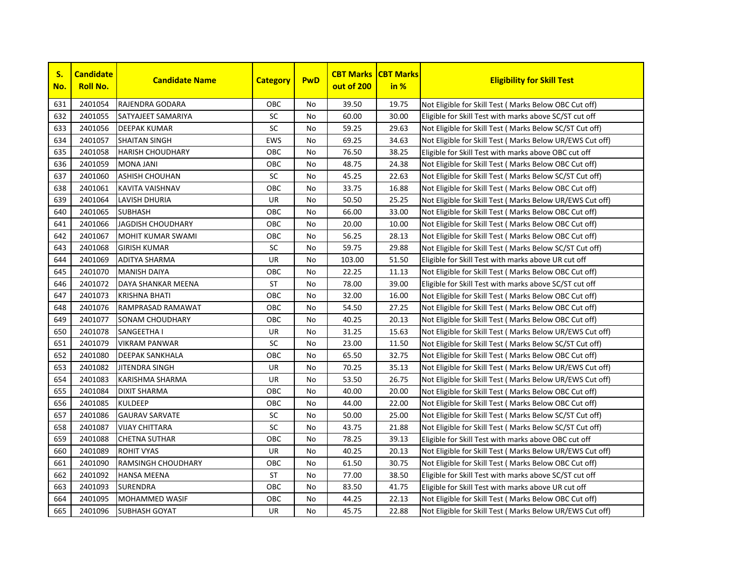| S. No. | Candidate Roll No. | Candidate Name | Category | PwD | CBT Marks out of 200 | CBT Marks in % | Eligibility for Skill Test |
|---|---|---|---|---|---|---|---|
| 631 | 2401054 | RAJENDRA GODARA | OBC | No | 39.50 | 19.75 | Not Eligible for Skill Test ( Marks Below OBC Cut off) |
| 632 | 2401055 | SATYAJEET SAMARIYA | SC | No | 60.00 | 30.00 | Eligible for Skill Test with marks above SC/ST cut off |
| 633 | 2401056 | DEEPAK KUMAR | SC | No | 59.25 | 29.63 | Not Eligible for Skill Test ( Marks Below SC/ST Cut off) |
| 634 | 2401057 | SHAITAN SINGH | EWS | No | 69.25 | 34.63 | Not Eligible for Skill Test ( Marks Below UR/EWS Cut off) |
| 635 | 2401058 | HARISH CHOUDHARY | OBC | No | 76.50 | 38.25 | Eligible for Skill Test with marks above OBC cut off |
| 636 | 2401059 | MONA JANI | OBC | No | 48.75 | 24.38 | Not Eligible for Skill Test ( Marks Below OBC Cut off) |
| 637 | 2401060 | ASHISH CHOUHAN | SC | No | 45.25 | 22.63 | Not Eligible for Skill Test ( Marks Below SC/ST Cut off) |
| 638 | 2401061 | KAVITA VAISHNAV | OBC | No | 33.75 | 16.88 | Not Eligible for Skill Test ( Marks Below OBC Cut off) |
| 639 | 2401064 | LAVISH DHURIA | UR | No | 50.50 | 25.25 | Not Eligible for Skill Test ( Marks Below UR/EWS Cut off) |
| 640 | 2401065 | SUBHASH | OBC | No | 66.00 | 33.00 | Not Eligible for Skill Test ( Marks Below OBC Cut off) |
| 641 | 2401066 | JAGDISH CHOUDHARY | OBC | No | 20.00 | 10.00 | Not Eligible for Skill Test ( Marks Below OBC Cut off) |
| 642 | 2401067 | MOHIT KUMAR SWAMI | OBC | No | 56.25 | 28.13 | Not Eligible for Skill Test ( Marks Below OBC Cut off) |
| 643 | 2401068 | GIRISH KUMAR | SC | No | 59.75 | 29.88 | Not Eligible for Skill Test ( Marks Below SC/ST Cut off) |
| 644 | 2401069 | ADITYA SHARMA | UR | No | 103.00 | 51.50 | Eligible for Skill Test with marks above UR cut off |
| 645 | 2401070 | MANISH DAIYA | OBC | No | 22.25 | 11.13 | Not Eligible for Skill Test ( Marks Below OBC Cut off) |
| 646 | 2401072 | DAYA SHANKAR MEENA | ST | No | 78.00 | 39.00 | Eligible for Skill Test with marks above SC/ST cut off |
| 647 | 2401073 | KRISHNA BHATI | OBC | No | 32.00 | 16.00 | Not Eligible for Skill Test ( Marks Below OBC Cut off) |
| 648 | 2401076 | RAMPRASAD RAMAWAT | OBC | No | 54.50 | 27.25 | Not Eligible for Skill Test ( Marks Below OBC Cut off) |
| 649 | 2401077 | SONAM CHOUDHARY | OBC | No | 40.25 | 20.13 | Not Eligible for Skill Test ( Marks Below OBC Cut off) |
| 650 | 2401078 | SANGEETHA I | UR | No | 31.25 | 15.63 | Not Eligible for Skill Test ( Marks Below UR/EWS Cut off) |
| 651 | 2401079 | VIKRAM PANWAR | SC | No | 23.00 | 11.50 | Not Eligible for Skill Test ( Marks Below SC/ST Cut off) |
| 652 | 2401080 | DEEPAK SANKHALA | OBC | No | 65.50 | 32.75 | Not Eligible for Skill Test ( Marks Below OBC Cut off) |
| 653 | 2401082 | JITENDRA SINGH | UR | No | 70.25 | 35.13 | Not Eligible for Skill Test ( Marks Below UR/EWS Cut off) |
| 654 | 2401083 | KARISHMA SHARMA | UR | No | 53.50 | 26.75 | Not Eligible for Skill Test ( Marks Below UR/EWS Cut off) |
| 655 | 2401084 | DIXIT SHARMA | OBC | No | 40.00 | 20.00 | Not Eligible for Skill Test ( Marks Below OBC Cut off) |
| 656 | 2401085 | KULDEEP | OBC | No | 44.00 | 22.00 | Not Eligible for Skill Test ( Marks Below OBC Cut off) |
| 657 | 2401086 | GAURAV SARVATE | SC | No | 50.00 | 25.00 | Not Eligible for Skill Test ( Marks Below SC/ST Cut off) |
| 658 | 2401087 | VIJAY CHITTARA | SC | No | 43.75 | 21.88 | Not Eligible for Skill Test ( Marks Below SC/ST Cut off) |
| 659 | 2401088 | CHETNA SUTHAR | OBC | No | 78.25 | 39.13 | Eligible for Skill Test with marks above OBC cut off |
| 660 | 2401089 | ROHIT VYAS | UR | No | 40.25 | 20.13 | Not Eligible for Skill Test ( Marks Below UR/EWS Cut off) |
| 661 | 2401090 | RAMSINGH CHOUDHARY | OBC | No | 61.50 | 30.75 | Not Eligible for Skill Test ( Marks Below OBC Cut off) |
| 662 | 2401092 | HANSA MEENA | ST | No | 77.00 | 38.50 | Eligible for Skill Test with marks above SC/ST cut off |
| 663 | 2401093 | SURENDRA | OBC | No | 83.50 | 41.75 | Eligible for Skill Test with marks above UR cut off |
| 664 | 2401095 | MOHAMMED WASIF | OBC | No | 44.25 | 22.13 | Not Eligible for Skill Test ( Marks Below OBC Cut off) |
| 665 | 2401096 | SUBHASH GOYAT | UR | No | 45.75 | 22.88 | Not Eligible for Skill Test ( Marks Below UR/EWS Cut off) |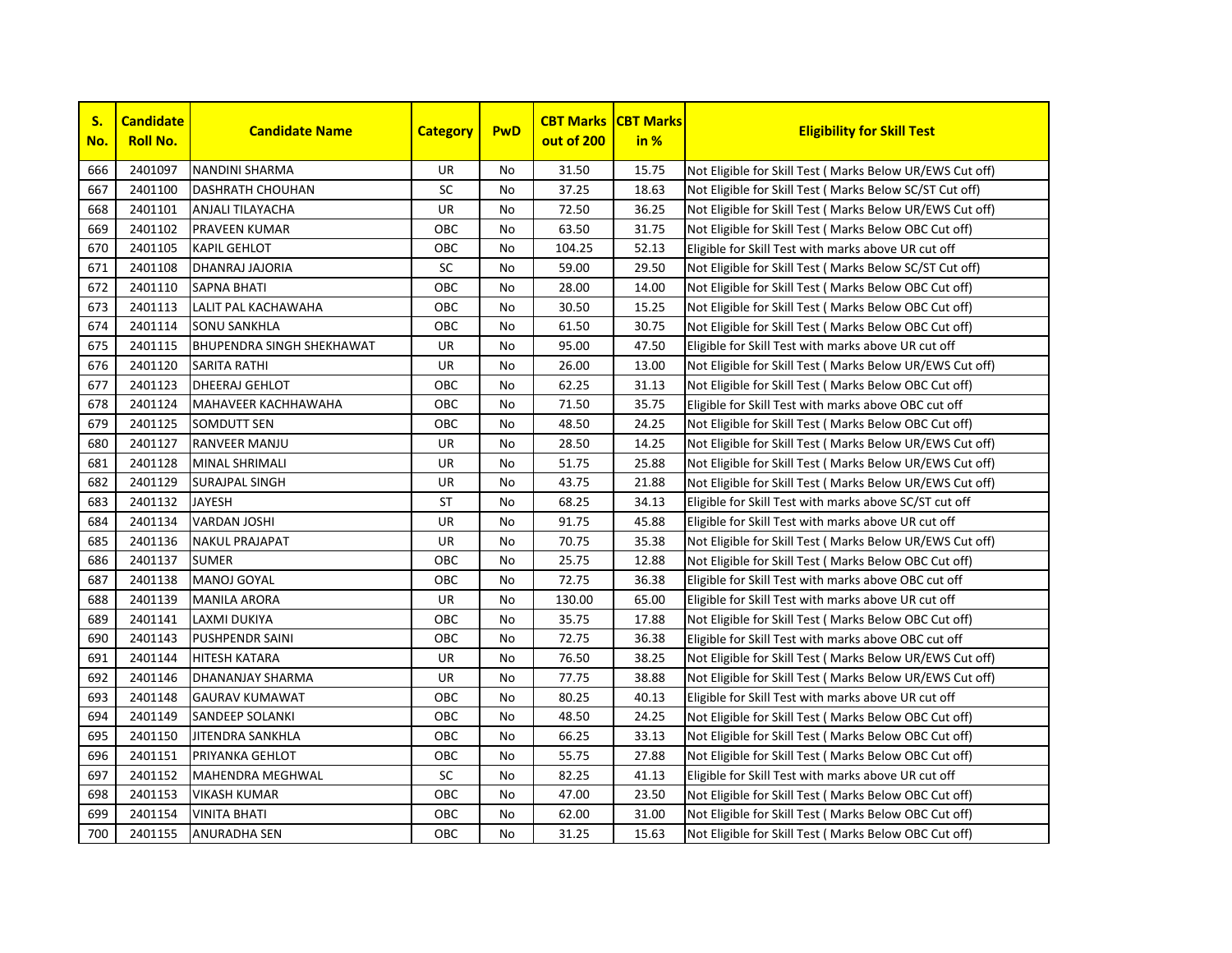| S. No. | Candidate Roll No. | Candidate Name | Category | PwD | CBT Marks out of 200 | CBT Marks in % | Eligibility for Skill Test |
|---|---|---|---|---|---|---|---|
| 666 | 2401097 | NANDINI SHARMA | UR | No | 31.50 | 15.75 | Not Eligible for Skill Test ( Marks Below UR/EWS Cut off) |
| 667 | 2401100 | DASHRATH CHOUHAN | SC | No | 37.25 | 18.63 | Not Eligible for Skill Test ( Marks Below SC/ST Cut off) |
| 668 | 2401101 | ANJALI TILAYACHA | UR | No | 72.50 | 36.25 | Not Eligible for Skill Test ( Marks Below UR/EWS Cut off) |
| 669 | 2401102 | PRAVEEN KUMAR | OBC | No | 63.50 | 31.75 | Not Eligible for Skill Test ( Marks Below OBC Cut off) |
| 670 | 2401105 | KAPIL GEHLOT | OBC | No | 104.25 | 52.13 | Eligible for Skill Test with marks above UR cut off |
| 671 | 2401108 | DHANRAJ JAJORIA | SC | No | 59.00 | 29.50 | Not Eligible for Skill Test ( Marks Below SC/ST Cut off) |
| 672 | 2401110 | SAPNA BHATI | OBC | No | 28.00 | 14.00 | Not Eligible for Skill Test ( Marks Below OBC Cut off) |
| 673 | 2401113 | LALIT PAL KACHAWAHA | OBC | No | 30.50 | 15.25 | Not Eligible for Skill Test ( Marks Below OBC Cut off) |
| 674 | 2401114 | SONU SANKHLA | OBC | No | 61.50 | 30.75 | Not Eligible for Skill Test ( Marks Below OBC Cut off) |
| 675 | 2401115 | BHUPENDRA SINGH SHEKHAWAT | UR | No | 95.00 | 47.50 | Eligible for Skill Test with marks above UR cut off |
| 676 | 2401120 | SARITA RATHI | UR | No | 26.00 | 13.00 | Not Eligible for Skill Test ( Marks Below UR/EWS Cut off) |
| 677 | 2401123 | DHEERAJ GEHLOT | OBC | No | 62.25 | 31.13 | Not Eligible for Skill Test ( Marks Below OBC Cut off) |
| 678 | 2401124 | MAHAVEER KACHHAWAHA | OBC | No | 71.50 | 35.75 | Eligible for Skill Test with marks above OBC cut off |
| 679 | 2401125 | SOMDUTT SEN | OBC | No | 48.50 | 24.25 | Not Eligible for Skill Test ( Marks Below OBC Cut off) |
| 680 | 2401127 | RANVEER MANJU | UR | No | 28.50 | 14.25 | Not Eligible for Skill Test ( Marks Below UR/EWS Cut off) |
| 681 | 2401128 | MINAL SHRIMALI | UR | No | 51.75 | 25.88 | Not Eligible for Skill Test ( Marks Below UR/EWS Cut off) |
| 682 | 2401129 | SURAJPAL SINGH | UR | No | 43.75 | 21.88 | Not Eligible for Skill Test ( Marks Below UR/EWS Cut off) |
| 683 | 2401132 | JAYESH | ST | No | 68.25 | 34.13 | Eligible for Skill Test with marks above SC/ST cut off |
| 684 | 2401134 | VARDAN JOSHI | UR | No | 91.75 | 45.88 | Eligible for Skill Test with marks above UR cut off |
| 685 | 2401136 | NAKUL PRAJAPAT | UR | No | 70.75 | 35.38 | Not Eligible for Skill Test ( Marks Below UR/EWS Cut off) |
| 686 | 2401137 | SUMER | OBC | No | 25.75 | 12.88 | Not Eligible for Skill Test ( Marks Below OBC Cut off) |
| 687 | 2401138 | MANOJ GOYAL | OBC | No | 72.75 | 36.38 | Eligible for Skill Test with marks above OBC cut off |
| 688 | 2401139 | MANILA ARORA | UR | No | 130.00 | 65.00 | Eligible for Skill Test with marks above UR cut off |
| 689 | 2401141 | LAXMI DUKIYA | OBC | No | 35.75 | 17.88 | Not Eligible for Skill Test ( Marks Below OBC Cut off) |
| 690 | 2401143 | PUSHPENDR SAINI | OBC | No | 72.75 | 36.38 | Eligible for Skill Test with marks above OBC cut off |
| 691 | 2401144 | HITESH KATARA | UR | No | 76.50 | 38.25 | Not Eligible for Skill Test ( Marks Below UR/EWS Cut off) |
| 692 | 2401146 | DHANANJAY SHARMA | UR | No | 77.75 | 38.88 | Not Eligible for Skill Test ( Marks Below UR/EWS Cut off) |
| 693 | 2401148 | GAURAV KUMAWAT | OBC | No | 80.25 | 40.13 | Eligible for Skill Test with marks above UR cut off |
| 694 | 2401149 | SANDEEP SOLANKI | OBC | No | 48.50 | 24.25 | Not Eligible for Skill Test ( Marks Below OBC Cut off) |
| 695 | 2401150 | JITENDRA SANKHLA | OBC | No | 66.25 | 33.13 | Not Eligible for Skill Test ( Marks Below OBC Cut off) |
| 696 | 2401151 | PRIYANKA GEHLOT | OBC | No | 55.75 | 27.88 | Not Eligible for Skill Test ( Marks Below OBC Cut off) |
| 697 | 2401152 | MAHENDRA MEGHWAL | SC | No | 82.25 | 41.13 | Eligible for Skill Test with marks above UR cut off |
| 698 | 2401153 | VIKASH KUMAR | OBC | No | 47.00 | 23.50 | Not Eligible for Skill Test ( Marks Below OBC Cut off) |
| 699 | 2401154 | VINITA BHATI | OBC | No | 62.00 | 31.00 | Not Eligible for Skill Test ( Marks Below OBC Cut off) |
| 700 | 2401155 | ANURADHA SEN | OBC | No | 31.25 | 15.63 | Not Eligible for Skill Test ( Marks Below OBC Cut off) |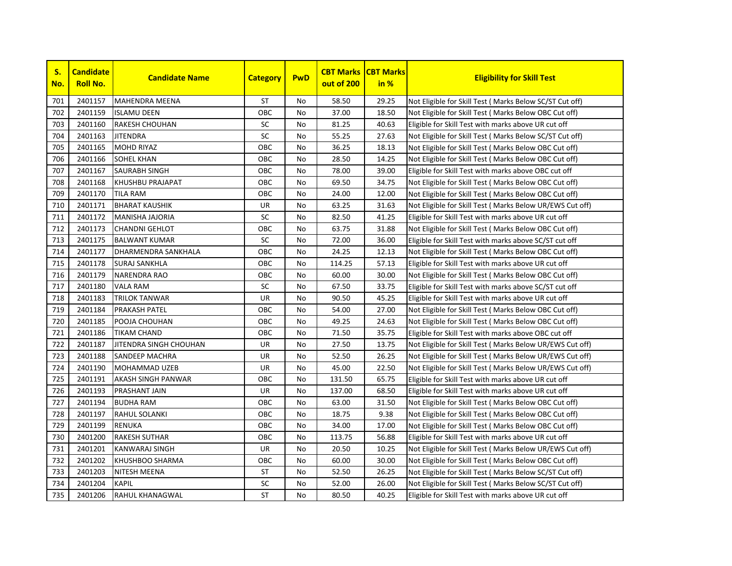| S. No. | Candidate Roll No. | Candidate Name | Category | PwD | CBT Marks out of 200 | CBT Marks in % | Eligibility for Skill Test |
|---|---|---|---|---|---|---|---|
| 701 | 2401157 | MAHENDRA MEENA | ST | No | 58.50 | 29.25 | Not Eligible for Skill Test ( Marks Below SC/ST Cut off) |
| 702 | 2401159 | ISLAMU DEEN | OBC | No | 37.00 | 18.50 | Not Eligible for Skill Test ( Marks Below OBC Cut off) |
| 703 | 2401160 | RAKESH CHOUHAN | SC | No | 81.25 | 40.63 | Eligible for Skill Test with marks above UR cut off |
| 704 | 2401163 | JITENDRA | SC | No | 55.25 | 27.63 | Not Eligible for Skill Test ( Marks Below SC/ST Cut off) |
| 705 | 2401165 | MOHD RIYAZ | OBC | No | 36.25 | 18.13 | Not Eligible for Skill Test ( Marks Below OBC Cut off) |
| 706 | 2401166 | SOHEL KHAN | OBC | No | 28.50 | 14.25 | Not Eligible for Skill Test ( Marks Below OBC Cut off) |
| 707 | 2401167 | SAURABH SINGH | OBC | No | 78.00 | 39.00 | Eligible for Skill Test with marks above OBC cut off |
| 708 | 2401168 | KHUSHBU PRAJAPAT | OBC | No | 69.50 | 34.75 | Not Eligible for Skill Test ( Marks Below OBC Cut off) |
| 709 | 2401170 | TILA RAM | OBC | No | 24.00 | 12.00 | Not Eligible for Skill Test ( Marks Below OBC Cut off) |
| 710 | 2401171 | BHARAT KAUSHIK | UR | No | 63.25 | 31.63 | Not Eligible for Skill Test ( Marks Below UR/EWS Cut off) |
| 711 | 2401172 | MANISHA JAJORIA | SC | No | 82.50 | 41.25 | Eligible for Skill Test with marks above UR cut off |
| 712 | 2401173 | CHANDNI GEHLOT | OBC | No | 63.75 | 31.88 | Not Eligible for Skill Test ( Marks Below OBC Cut off) |
| 713 | 2401175 | BALWANT KUMAR | SC | No | 72.00 | 36.00 | Eligible for Skill Test with marks above SC/ST cut off |
| 714 | 2401177 | DHARMENDRA SANKHALA | OBC | No | 24.25 | 12.13 | Not Eligible for Skill Test ( Marks Below OBC Cut off) |
| 715 | 2401178 | SURAJ SANKHLA | OBC | No | 114.25 | 57.13 | Eligible for Skill Test with marks above UR cut off |
| 716 | 2401179 | NARENDRA RAO | OBC | No | 60.00 | 30.00 | Not Eligible for Skill Test ( Marks Below OBC Cut off) |
| 717 | 2401180 | VALA RAM | SC | No | 67.50 | 33.75 | Eligible for Skill Test with marks above SC/ST cut off |
| 718 | 2401183 | TRILOK TANWAR | UR | No | 90.50 | 45.25 | Eligible for Skill Test with marks above UR cut off |
| 719 | 2401184 | PRAKASH PATEL | OBC | No | 54.00 | 27.00 | Not Eligible for Skill Test ( Marks Below OBC Cut off) |
| 720 | 2401185 | POOJA CHOUHAN | OBC | No | 49.25 | 24.63 | Not Eligible for Skill Test ( Marks Below OBC Cut off) |
| 721 | 2401186 | TIKAM CHAND | OBC | No | 71.50 | 35.75 | Eligible for Skill Test with marks above OBC cut off |
| 722 | 2401187 | JITENDRA SINGH CHOUHAN | UR | No | 27.50 | 13.75 | Not Eligible for Skill Test ( Marks Below UR/EWS Cut off) |
| 723 | 2401188 | SANDEEP MACHRA | UR | No | 52.50 | 26.25 | Not Eligible for Skill Test ( Marks Below UR/EWS Cut off) |
| 724 | 2401190 | MOHAMMAD UZEB | UR | No | 45.00 | 22.50 | Not Eligible for Skill Test ( Marks Below UR/EWS Cut off) |
| 725 | 2401191 | AKASH SINGH PANWAR | OBC | No | 131.50 | 65.75 | Eligible for Skill Test with marks above UR cut off |
| 726 | 2401193 | PRASHANT JAIN | UR | No | 137.00 | 68.50 | Eligible for Skill Test with marks above UR cut off |
| 727 | 2401194 | BUDHA RAM | OBC | No | 63.00 | 31.50 | Not Eligible for Skill Test ( Marks Below OBC Cut off) |
| 728 | 2401197 | RAHUL SOLANKI | OBC | No | 18.75 | 9.38 | Not Eligible for Skill Test ( Marks Below OBC Cut off) |
| 729 | 2401199 | RENUKA | OBC | No | 34.00 | 17.00 | Not Eligible for Skill Test ( Marks Below OBC Cut off) |
| 730 | 2401200 | RAKESH SUTHAR | OBC | No | 113.75 | 56.88 | Eligible for Skill Test with marks above UR cut off |
| 731 | 2401201 | KANWARAJ SINGH | UR | No | 20.50 | 10.25 | Not Eligible for Skill Test ( Marks Below UR/EWS Cut off) |
| 732 | 2401202 | KHUSHBOO SHARMA | OBC | No | 60.00 | 30.00 | Not Eligible for Skill Test ( Marks Below OBC Cut off) |
| 733 | 2401203 | NITESH MEENA | ST | No | 52.50 | 26.25 | Not Eligible for Skill Test ( Marks Below SC/ST Cut off) |
| 734 | 2401204 | KAPIL | SC | No | 52.00 | 26.00 | Not Eligible for Skill Test ( Marks Below SC/ST Cut off) |
| 735 | 2401206 | RAHUL KHANAGWAL | ST | No | 80.50 | 40.25 | Eligible for Skill Test with marks above UR cut off |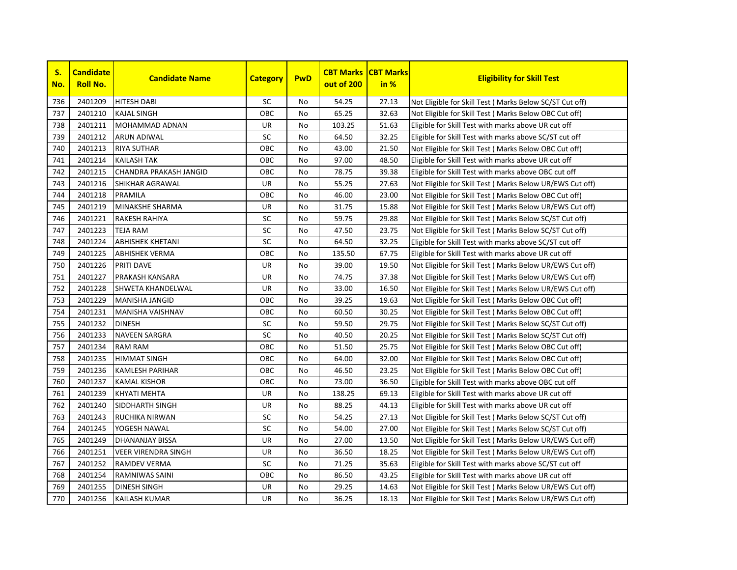| S. No. | Candidate Roll No. | Candidate Name | Category | PwD | CBT Marks out of 200 | CBT Marks in % | Eligibility for Skill Test |
|---|---|---|---|---|---|---|---|
| 736 | 2401209 | HITESH DABI | SC | No | 54.25 | 27.13 | Not Eligible for Skill Test ( Marks Below SC/ST Cut off) |
| 737 | 2401210 | KAJAL SINGH | OBC | No | 65.25 | 32.63 | Not Eligible for Skill Test ( Marks Below OBC Cut off) |
| 738 | 2401211 | MOHAMMAD ADNAN | UR | No | 103.25 | 51.63 | Eligible for Skill Test with marks above UR cut off |
| 739 | 2401212 | ARUN ADIWAL | SC | No | 64.50 | 32.25 | Eligible for Skill Test with marks above SC/ST cut off |
| 740 | 2401213 | RIYA SUTHAR | OBC | No | 43.00 | 21.50 | Not Eligible for Skill Test ( Marks Below OBC Cut off) |
| 741 | 2401214 | KAILASH TAK | OBC | No | 97.00 | 48.50 | Eligible for Skill Test with marks above UR cut off |
| 742 | 2401215 | CHANDRA PRAKASH JANGID | OBC | No | 78.75 | 39.38 | Eligible for Skill Test with marks above OBC cut off |
| 743 | 2401216 | SHIKHAR AGRAWAL | UR | No | 55.25 | 27.63 | Not Eligible for Skill Test ( Marks Below UR/EWS Cut off) |
| 744 | 2401218 | PRAMILA | OBC | No | 46.00 | 23.00 | Not Eligible for Skill Test ( Marks Below OBC Cut off) |
| 745 | 2401219 | MINAKSHE SHARMA | UR | No | 31.75 | 15.88 | Not Eligible for Skill Test ( Marks Below UR/EWS Cut off) |
| 746 | 2401221 | RAKESH RAHIYA | SC | No | 59.75 | 29.88 | Not Eligible for Skill Test ( Marks Below SC/ST Cut off) |
| 747 | 2401223 | TEJA RAM | SC | No | 47.50 | 23.75 | Not Eligible for Skill Test ( Marks Below SC/ST Cut off) |
| 748 | 2401224 | ABHISHEK KHETANI | SC | No | 64.50 | 32.25 | Eligible for Skill Test with marks above SC/ST cut off |
| 749 | 2401225 | ABHISHEK VERMA | OBC | No | 135.50 | 67.75 | Eligible for Skill Test with marks above UR cut off |
| 750 | 2401226 | PRITI DAVE | UR | No | 39.00 | 19.50 | Not Eligible for Skill Test ( Marks Below UR/EWS Cut off) |
| 751 | 2401227 | PRAKASH KANSARA | UR | No | 74.75 | 37.38 | Not Eligible for Skill Test ( Marks Below UR/EWS Cut off) |
| 752 | 2401228 | SHWETA KHANDELWAL | UR | No | 33.00 | 16.50 | Not Eligible for Skill Test ( Marks Below UR/EWS Cut off) |
| 753 | 2401229 | MANISHA JANGID | OBC | No | 39.25 | 19.63 | Not Eligible for Skill Test ( Marks Below OBC Cut off) |
| 754 | 2401231 | MANISHA VAISHNAV | OBC | No | 60.50 | 30.25 | Not Eligible for Skill Test ( Marks Below OBC Cut off) |
| 755 | 2401232 | DINESH | SC | No | 59.50 | 29.75 | Not Eligible for Skill Test ( Marks Below SC/ST Cut off) |
| 756 | 2401233 | NAVEEN SARGRA | SC | No | 40.50 | 20.25 | Not Eligible for Skill Test ( Marks Below SC/ST Cut off) |
| 757 | 2401234 | RAM RAM | OBC | No | 51.50 | 25.75 | Not Eligible for Skill Test ( Marks Below OBC Cut off) |
| 758 | 2401235 | HIMMAT SINGH | OBC | No | 64.00 | 32.00 | Not Eligible for Skill Test ( Marks Below OBC Cut off) |
| 759 | 2401236 | KAMLESH PARIHAR | OBC | No | 46.50 | 23.25 | Not Eligible for Skill Test ( Marks Below OBC Cut off) |
| 760 | 2401237 | KAMAL KISHOR | OBC | No | 73.00 | 36.50 | Eligible for Skill Test with marks above OBC cut off |
| 761 | 2401239 | KHYATI MEHTA | UR | No | 138.25 | 69.13 | Eligible for Skill Test with marks above UR cut off |
| 762 | 2401240 | SIDDHARTH SINGH | UR | No | 88.25 | 44.13 | Eligible for Skill Test with marks above UR cut off |
| 763 | 2401243 | RUCHIKA NIRWAN | SC | No | 54.25 | 27.13 | Not Eligible for Skill Test ( Marks Below SC/ST Cut off) |
| 764 | 2401245 | YOGESH NAWAL | SC | No | 54.00 | 27.00 | Not Eligible for Skill Test ( Marks Below SC/ST Cut off) |
| 765 | 2401249 | DHANANJAY BISSA | UR | No | 27.00 | 13.50 | Not Eligible for Skill Test ( Marks Below UR/EWS Cut off) |
| 766 | 2401251 | VEER VIRENDRA SINGH | UR | No | 36.50 | 18.25 | Not Eligible for Skill Test ( Marks Below UR/EWS Cut off) |
| 767 | 2401252 | RAMDEV VERMA | SC | No | 71.25 | 35.63 | Eligible for Skill Test with marks above SC/ST cut off |
| 768 | 2401254 | RAMNIWAS SAINI | OBC | No | 86.50 | 43.25 | Eligible for Skill Test with marks above UR cut off |
| 769 | 2401255 | DINESH SINGH | UR | No | 29.25 | 14.63 | Not Eligible for Skill Test ( Marks Below UR/EWS Cut off) |
| 770 | 2401256 | KAILASH KUMAR | UR | No | 36.25 | 18.13 | Not Eligible for Skill Test ( Marks Below UR/EWS Cut off) |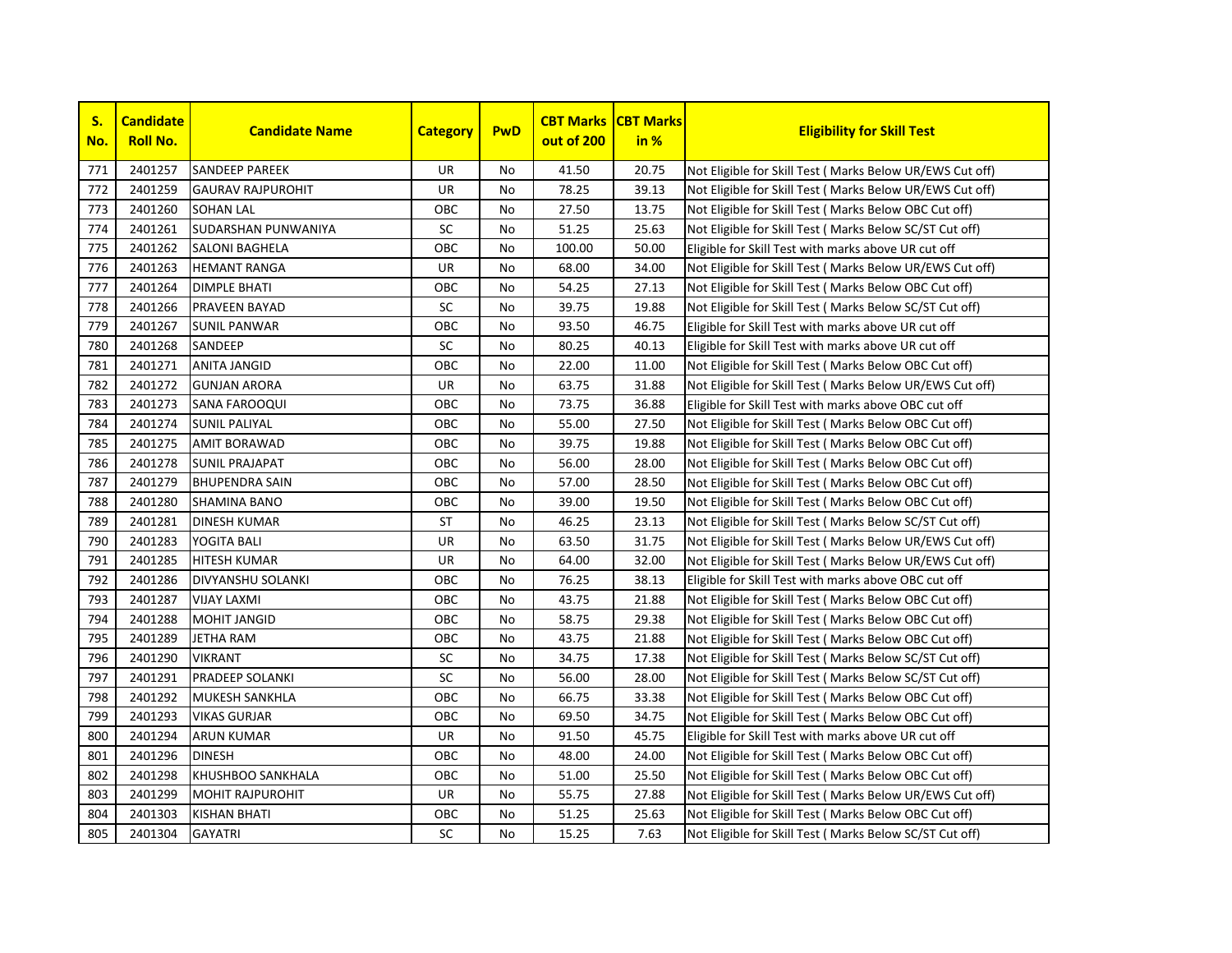| S. No. | Candidate Roll No. | Candidate Name | Category | PwD | CBT Marks out of 200 | CBT Marks in % | Eligibility for Skill Test |
|---|---|---|---|---|---|---|---|
| 771 | 2401257 | SANDEEP PAREEK | UR | No | 41.50 | 20.75 | Not Eligible for Skill Test ( Marks Below UR/EWS Cut off) |
| 772 | 2401259 | GAURAV RAJPUROHIT | UR | No | 78.25 | 39.13 | Not Eligible for Skill Test ( Marks Below UR/EWS Cut off) |
| 773 | 2401260 | SOHAN LAL | OBC | No | 27.50 | 13.75 | Not Eligible for Skill Test ( Marks Below OBC Cut off) |
| 774 | 2401261 | SUDARSHAN PUNWANIYA | SC | No | 51.25 | 25.63 | Not Eligible for Skill Test ( Marks Below SC/ST Cut off) |
| 775 | 2401262 | SALONI BAGHELA | OBC | No | 100.00 | 50.00 | Eligible for Skill Test with marks above UR cut off |
| 776 | 2401263 | HEMANT RANGA | UR | No | 68.00 | 34.00 | Not Eligible for Skill Test ( Marks Below UR/EWS Cut off) |
| 777 | 2401264 | DIMPLE BHATI | OBC | No | 54.25 | 27.13 | Not Eligible for Skill Test ( Marks Below OBC Cut off) |
| 778 | 2401266 | PRAVEEN BAYAD | SC | No | 39.75 | 19.88 | Not Eligible for Skill Test ( Marks Below SC/ST Cut off) |
| 779 | 2401267 | SUNIL PANWAR | OBC | No | 93.50 | 46.75 | Eligible for Skill Test with marks above UR cut off |
| 780 | 2401268 | SANDEEP | SC | No | 80.25 | 40.13 | Eligible for Skill Test with marks above UR cut off |
| 781 | 2401271 | ANITA JANGID | OBC | No | 22.00 | 11.00 | Not Eligible for Skill Test ( Marks Below OBC Cut off) |
| 782 | 2401272 | GUNJAN ARORA | UR | No | 63.75 | 31.88 | Not Eligible for Skill Test ( Marks Below UR/EWS Cut off) |
| 783 | 2401273 | SANA FAROOQUI | OBC | No | 73.75 | 36.88 | Eligible for Skill Test with marks above OBC cut off |
| 784 | 2401274 | SUNIL PALIYAL | OBC | No | 55.00 | 27.50 | Not Eligible for Skill Test ( Marks Below OBC Cut off) |
| 785 | 2401275 | AMIT BORAWAD | OBC | No | 39.75 | 19.88 | Not Eligible for Skill Test ( Marks Below OBC Cut off) |
| 786 | 2401278 | SUNIL PRAJAPAT | OBC | No | 56.00 | 28.00 | Not Eligible for Skill Test ( Marks Below OBC Cut off) |
| 787 | 2401279 | BHUPENDRA SAIN | OBC | No | 57.00 | 28.50 | Not Eligible for Skill Test ( Marks Below OBC Cut off) |
| 788 | 2401280 | SHAMINA BANO | OBC | No | 39.00 | 19.50 | Not Eligible for Skill Test ( Marks Below OBC Cut off) |
| 789 | 2401281 | DINESH KUMAR | ST | No | 46.25 | 23.13 | Not Eligible for Skill Test ( Marks Below SC/ST Cut off) |
| 790 | 2401283 | YOGITA BALI | UR | No | 63.50 | 31.75 | Not Eligible for Skill Test ( Marks Below UR/EWS Cut off) |
| 791 | 2401285 | HITESH KUMAR | UR | No | 64.00 | 32.00 | Not Eligible for Skill Test ( Marks Below UR/EWS Cut off) |
| 792 | 2401286 | DIVYANSHU SOLANKI | OBC | No | 76.25 | 38.13 | Eligible for Skill Test with marks above OBC cut off |
| 793 | 2401287 | VIJAY LAXMI | OBC | No | 43.75 | 21.88 | Not Eligible for Skill Test ( Marks Below OBC Cut off) |
| 794 | 2401288 | MOHIT JANGID | OBC | No | 58.75 | 29.38 | Not Eligible for Skill Test ( Marks Below OBC Cut off) |
| 795 | 2401289 | JETHA RAM | OBC | No | 43.75 | 21.88 | Not Eligible for Skill Test ( Marks Below OBC Cut off) |
| 796 | 2401290 | VIKRANT | SC | No | 34.75 | 17.38 | Not Eligible for Skill Test ( Marks Below SC/ST Cut off) |
| 797 | 2401291 | PRADEEP SOLANKI | SC | No | 56.00 | 28.00 | Not Eligible for Skill Test ( Marks Below SC/ST Cut off) |
| 798 | 2401292 | MUKESH SANKHLA | OBC | No | 66.75 | 33.38 | Not Eligible for Skill Test ( Marks Below OBC Cut off) |
| 799 | 2401293 | VIKAS GURJAR | OBC | No | 69.50 | 34.75 | Not Eligible for Skill Test ( Marks Below OBC Cut off) |
| 800 | 2401294 | ARUN KUMAR | UR | No | 91.50 | 45.75 | Eligible for Skill Test with marks above UR cut off |
| 801 | 2401296 | DINESH | OBC | No | 48.00 | 24.00 | Not Eligible for Skill Test ( Marks Below OBC Cut off) |
| 802 | 2401298 | KHUSHBOO SANKHALA | OBC | No | 51.00 | 25.50 | Not Eligible for Skill Test ( Marks Below OBC Cut off) |
| 803 | 2401299 | MOHIT RAJPUROHIT | UR | No | 55.75 | 27.88 | Not Eligible for Skill Test ( Marks Below UR/EWS Cut off) |
| 804 | 2401303 | KISHAN BHATI | OBC | No | 51.25 | 25.63 | Not Eligible for Skill Test ( Marks Below OBC Cut off) |
| 805 | 2401304 | GAYATRI | SC | No | 15.25 | 7.63 | Not Eligible for Skill Test ( Marks Below SC/ST Cut off) |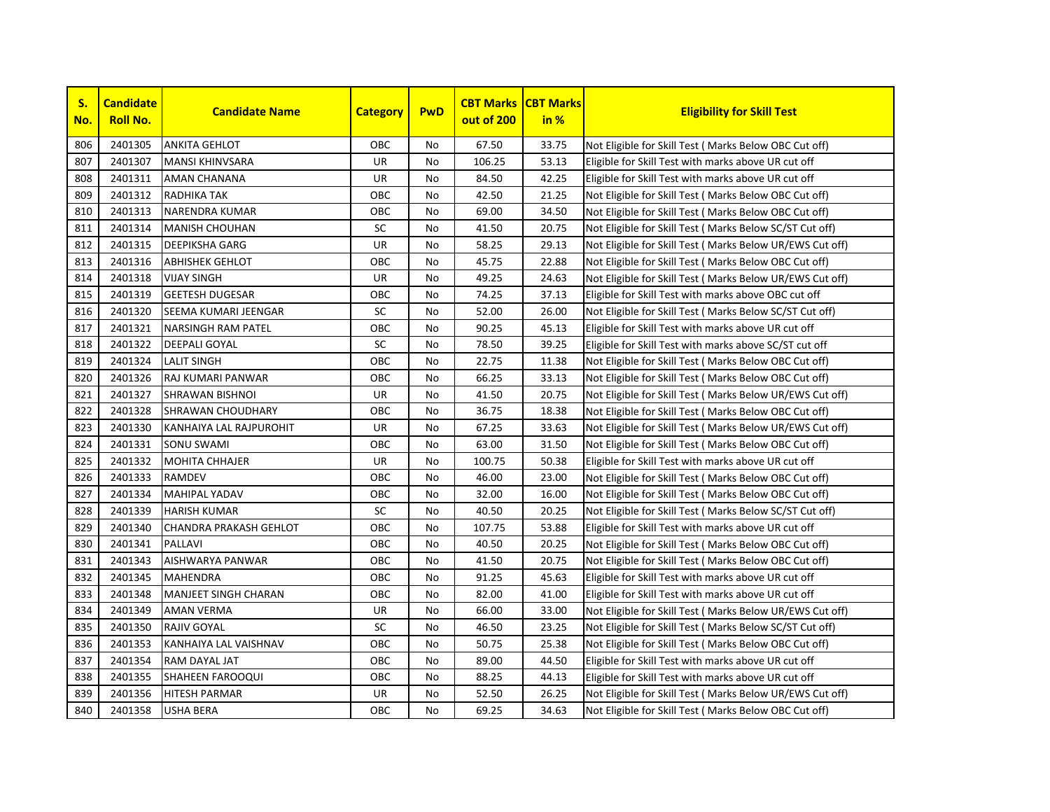| S. No. | Candidate Roll No. | Candidate Name | Category | PwD | CBT Marks out of 200 | CBT Marks in % | Eligibility for Skill Test |
|---|---|---|---|---|---|---|---|
| 806 | 2401305 | ANKITA GEHLOT | OBC | No | 67.50 | 33.75 | Not Eligible for Skill Test ( Marks Below OBC Cut off) |
| 807 | 2401307 | MANSI KHINVSARA | UR | No | 106.25 | 53.13 | Eligible for Skill Test with marks above UR cut off |
| 808 | 2401311 | AMAN CHANANA | UR | No | 84.50 | 42.25 | Eligible for Skill Test with marks above UR cut off |
| 809 | 2401312 | RADHIKA TAK | OBC | No | 42.50 | 21.25 | Not Eligible for Skill Test ( Marks Below OBC Cut off) |
| 810 | 2401313 | NARENDRA KUMAR | OBC | No | 69.00 | 34.50 | Not Eligible for Skill Test ( Marks Below OBC Cut off) |
| 811 | 2401314 | MANISH CHOUHAN | SC | No | 41.50 | 20.75 | Not Eligible for Skill Test ( Marks Below SC/ST Cut off) |
| 812 | 2401315 | DEEPIKSHA GARG | UR | No | 58.25 | 29.13 | Not Eligible for Skill Test ( Marks Below UR/EWS Cut off) |
| 813 | 2401316 | ABHISHEK GEHLOT | OBC | No | 45.75 | 22.88 | Not Eligible for Skill Test ( Marks Below OBC Cut off) |
| 814 | 2401318 | VIJAY SINGH | UR | No | 49.25 | 24.63 | Not Eligible for Skill Test ( Marks Below UR/EWS Cut off) |
| 815 | 2401319 | GEETESH DUGESAR | OBC | No | 74.25 | 37.13 | Eligible for Skill Test with marks above OBC cut off |
| 816 | 2401320 | SEEMA KUMARI JEENGAR | SC | No | 52.00 | 26.00 | Not Eligible for Skill Test ( Marks Below SC/ST Cut off) |
| 817 | 2401321 | NARSINGH RAM PATEL | OBC | No | 90.25 | 45.13 | Eligible for Skill Test with marks above UR cut off |
| 818 | 2401322 | DEEPALI GOYAL | SC | No | 78.50 | 39.25 | Eligible for Skill Test with marks above SC/ST cut off |
| 819 | 2401324 | LALIT SINGH | OBC | No | 22.75 | 11.38 | Not Eligible for Skill Test ( Marks Below OBC Cut off) |
| 820 | 2401326 | RAJ KUMARI PANWAR | OBC | No | 66.25 | 33.13 | Not Eligible for Skill Test ( Marks Below OBC Cut off) |
| 821 | 2401327 | SHRAWAN BISHNOI | UR | No | 41.50 | 20.75 | Not Eligible for Skill Test ( Marks Below UR/EWS Cut off) |
| 822 | 2401328 | SHRAWAN CHOUDHARY | OBC | No | 36.75 | 18.38 | Not Eligible for Skill Test ( Marks Below OBC Cut off) |
| 823 | 2401330 | KANHAIYA LAL RAJPUROHIT | UR | No | 67.25 | 33.63 | Not Eligible for Skill Test ( Marks Below UR/EWS Cut off) |
| 824 | 2401331 | SONU SWAMI | OBC | No | 63.00 | 31.50 | Not Eligible for Skill Test ( Marks Below OBC Cut off) |
| 825 | 2401332 | MOHITA CHHAJER | UR | No | 100.75 | 50.38 | Eligible for Skill Test with marks above UR cut off |
| 826 | 2401333 | RAMDEV | OBC | No | 46.00 | 23.00 | Not Eligible for Skill Test ( Marks Below OBC Cut off) |
| 827 | 2401334 | MAHIPAL YADAV | OBC | No | 32.00 | 16.00 | Not Eligible for Skill Test ( Marks Below OBC Cut off) |
| 828 | 2401339 | HARISH KUMAR | SC | No | 40.50 | 20.25 | Not Eligible for Skill Test ( Marks Below SC/ST Cut off) |
| 829 | 2401340 | CHANDRA PRAKASH GEHLOT | OBC | No | 107.75 | 53.88 | Eligible for Skill Test with marks above UR cut off |
| 830 | 2401341 | PALLAVI | OBC | No | 40.50 | 20.25 | Not Eligible for Skill Test ( Marks Below OBC Cut off) |
| 831 | 2401343 | AISHWARYA PANWAR | OBC | No | 41.50 | 20.75 | Not Eligible for Skill Test ( Marks Below OBC Cut off) |
| 832 | 2401345 | MAHENDRA | OBC | No | 91.25 | 45.63 | Eligible for Skill Test with marks above UR cut off |
| 833 | 2401348 | MANJEET SINGH CHARAN | OBC | No | 82.00 | 41.00 | Eligible for Skill Test with marks above UR cut off |
| 834 | 2401349 | AMAN VERMA | UR | No | 66.00 | 33.00 | Not Eligible for Skill Test ( Marks Below UR/EWS Cut off) |
| 835 | 2401350 | RAJIV GOYAL | SC | No | 46.50 | 23.25 | Not Eligible for Skill Test ( Marks Below SC/ST Cut off) |
| 836 | 2401353 | KANHAIYA LAL VAISHNAV | OBC | No | 50.75 | 25.38 | Not Eligible for Skill Test ( Marks Below OBC Cut off) |
| 837 | 2401354 | RAM DAYAL JAT | OBC | No | 89.00 | 44.50 | Eligible for Skill Test with marks above UR cut off |
| 838 | 2401355 | SHAHEEN FAROOQUI | OBC | No | 88.25 | 44.13 | Eligible for Skill Test with marks above UR cut off |
| 839 | 2401356 | HITESH PARMAR | UR | No | 52.50 | 26.25 | Not Eligible for Skill Test ( Marks Below UR/EWS Cut off) |
| 840 | 2401358 | USHA BERA | OBC | No | 69.25 | 34.63 | Not Eligible for Skill Test ( Marks Below OBC Cut off) |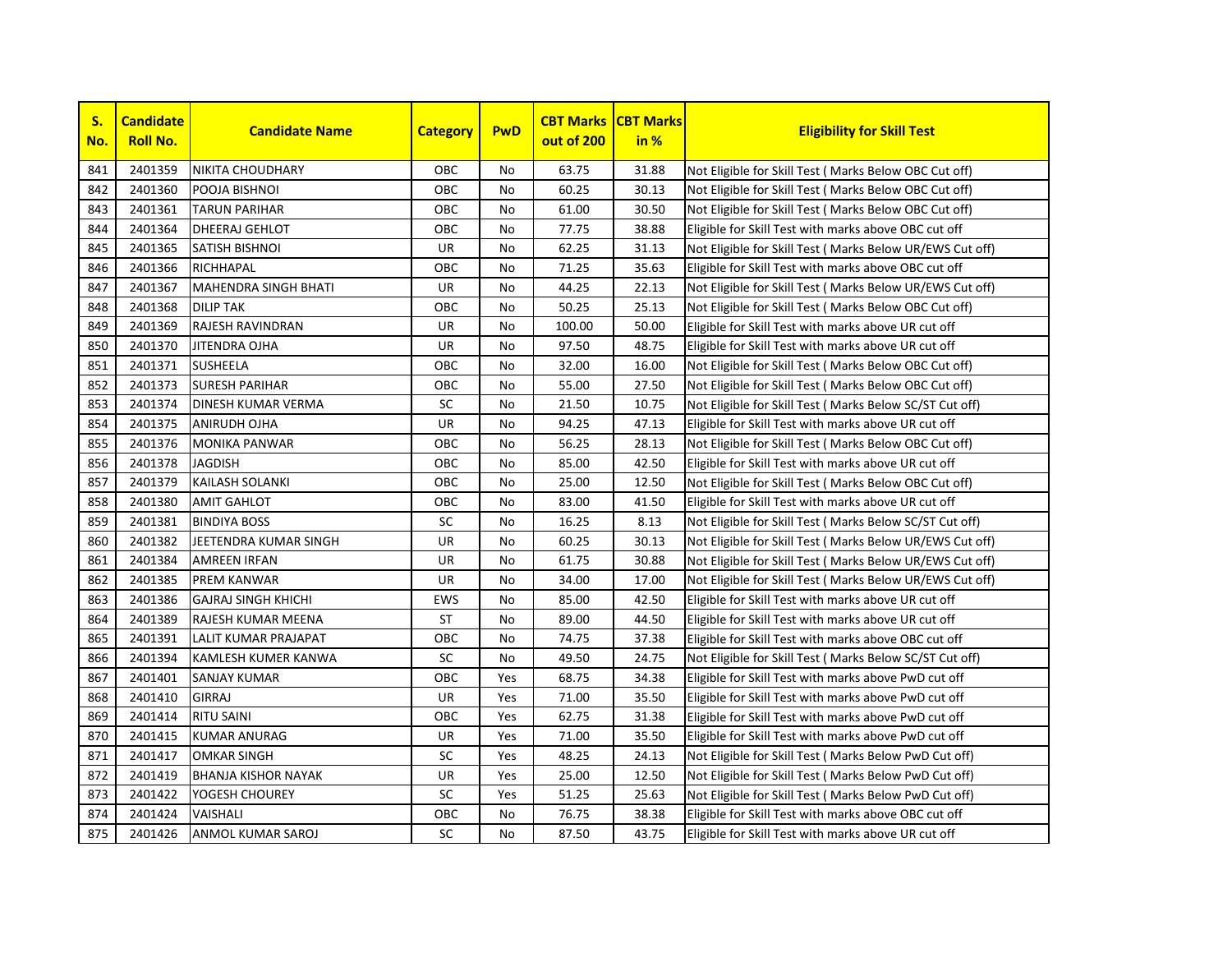| S. No. | Candidate Roll No. | Candidate Name | Category | PwD | CBT Marks out of 200 | CBT Marks in % | Eligibility for Skill Test |
|---|---|---|---|---|---|---|---|
| 841 | 2401359 | NIKITA CHOUDHARY | OBC | No | 63.75 | 31.88 | Not Eligible for Skill Test ( Marks Below OBC Cut off) |
| 842 | 2401360 | POOJA BISHNOI | OBC | No | 60.25 | 30.13 | Not Eligible for Skill Test ( Marks Below OBC Cut off) |
| 843 | 2401361 | TARUN PARIHAR | OBC | No | 61.00 | 30.50 | Not Eligible for Skill Test ( Marks Below OBC Cut off) |
| 844 | 2401364 | DHEERAJ GEHLOT | OBC | No | 77.75 | 38.88 | Eligible for Skill Test with marks above OBC cut off |
| 845 | 2401365 | SATISH BISHNOI | UR | No | 62.25 | 31.13 | Not Eligible for Skill Test ( Marks Below UR/EWS Cut off) |
| 846 | 2401366 | RICHHAPAL | OBC | No | 71.25 | 35.63 | Eligible for Skill Test with marks above OBC cut off |
| 847 | 2401367 | MAHENDRA SINGH BHATI | UR | No | 44.25 | 22.13 | Not Eligible for Skill Test ( Marks Below UR/EWS Cut off) |
| 848 | 2401368 | DILIP TAK | OBC | No | 50.25 | 25.13 | Not Eligible for Skill Test ( Marks Below OBC Cut off) |
| 849 | 2401369 | RAJESH RAVINDRAN | UR | No | 100.00 | 50.00 | Eligible for Skill Test with marks above UR cut off |
| 850 | 2401370 | JITENDRA OJHA | UR | No | 97.50 | 48.75 | Eligible for Skill Test with marks above UR cut off |
| 851 | 2401371 | SUSHEELA | OBC | No | 32.00 | 16.00 | Not Eligible for Skill Test ( Marks Below OBC Cut off) |
| 852 | 2401373 | SURESH PARIHAR | OBC | No | 55.00 | 27.50 | Not Eligible for Skill Test ( Marks Below OBC Cut off) |
| 853 | 2401374 | DINESH KUMAR VERMA | SC | No | 21.50 | 10.75 | Not Eligible for Skill Test ( Marks Below SC/ST Cut off) |
| 854 | 2401375 | ANIRUDH OJHA | UR | No | 94.25 | 47.13 | Eligible for Skill Test with marks above UR cut off |
| 855 | 2401376 | MONIKA PANWAR | OBC | No | 56.25 | 28.13 | Not Eligible for Skill Test ( Marks Below OBC Cut off) |
| 856 | 2401378 | JAGDISH | OBC | No | 85.00 | 42.50 | Eligible for Skill Test with marks above UR cut off |
| 857 | 2401379 | KAILASH SOLANKI | OBC | No | 25.00 | 12.50 | Not Eligible for Skill Test ( Marks Below OBC Cut off) |
| 858 | 2401380 | AMIT GAHLOT | OBC | No | 83.00 | 41.50 | Eligible for Skill Test with marks above UR cut off |
| 859 | 2401381 | BINDIYA BOSS | SC | No | 16.25 | 8.13 | Not Eligible for Skill Test ( Marks Below SC/ST Cut off) |
| 860 | 2401382 | JEETENDRA KUMAR SINGH | UR | No | 60.25 | 30.13 | Not Eligible for Skill Test ( Marks Below UR/EWS Cut off) |
| 861 | 2401384 | AMREEN IRFAN | UR | No | 61.75 | 30.88 | Not Eligible for Skill Test ( Marks Below UR/EWS Cut off) |
| 862 | 2401385 | PREM KANWAR | UR | No | 34.00 | 17.00 | Not Eligible for Skill Test ( Marks Below UR/EWS Cut off) |
| 863 | 2401386 | GAJRAJ SINGH KHICHI | EWS | No | 85.00 | 42.50 | Eligible for Skill Test with marks above UR cut off |
| 864 | 2401389 | RAJESH KUMAR MEENA | ST | No | 89.00 | 44.50 | Eligible for Skill Test with marks above UR cut off |
| 865 | 2401391 | LALIT KUMAR PRAJAPAT | OBC | No | 74.75 | 37.38 | Eligible for Skill Test with marks above OBC cut off |
| 866 | 2401394 | KAMLESH KUMER KANWA | SC | No | 49.50 | 24.75 | Not Eligible for Skill Test ( Marks Below SC/ST Cut off) |
| 867 | 2401401 | SANJAY KUMAR | OBC | Yes | 68.75 | 34.38 | Eligible for Skill Test with marks above PwD cut off |
| 868 | 2401410 | GIRRAJ | UR | Yes | 71.00 | 35.50 | Eligible for Skill Test with marks above PwD cut off |
| 869 | 2401414 | RITU SAINI | OBC | Yes | 62.75 | 31.38 | Eligible for Skill Test with marks above PwD cut off |
| 870 | 2401415 | KUMAR ANURAG | UR | Yes | 71.00 | 35.50 | Eligible for Skill Test with marks above PwD cut off |
| 871 | 2401417 | OMKAR SINGH | SC | Yes | 48.25 | 24.13 | Not Eligible for Skill Test ( Marks Below PwD Cut off) |
| 872 | 2401419 | BHANJA KISHOR NAYAK | UR | Yes | 25.00 | 12.50 | Not Eligible for Skill Test ( Marks Below PwD Cut off) |
| 873 | 2401422 | YOGESH CHOUREY | SC | Yes | 51.25 | 25.63 | Not Eligible for Skill Test ( Marks Below PwD Cut off) |
| 874 | 2401424 | VAISHALI | OBC | No | 76.75 | 38.38 | Eligible for Skill Test with marks above OBC cut off |
| 875 | 2401426 | ANMOL KUMAR SAROJ | SC | No | 87.50 | 43.75 | Eligible for Skill Test with marks above UR cut off |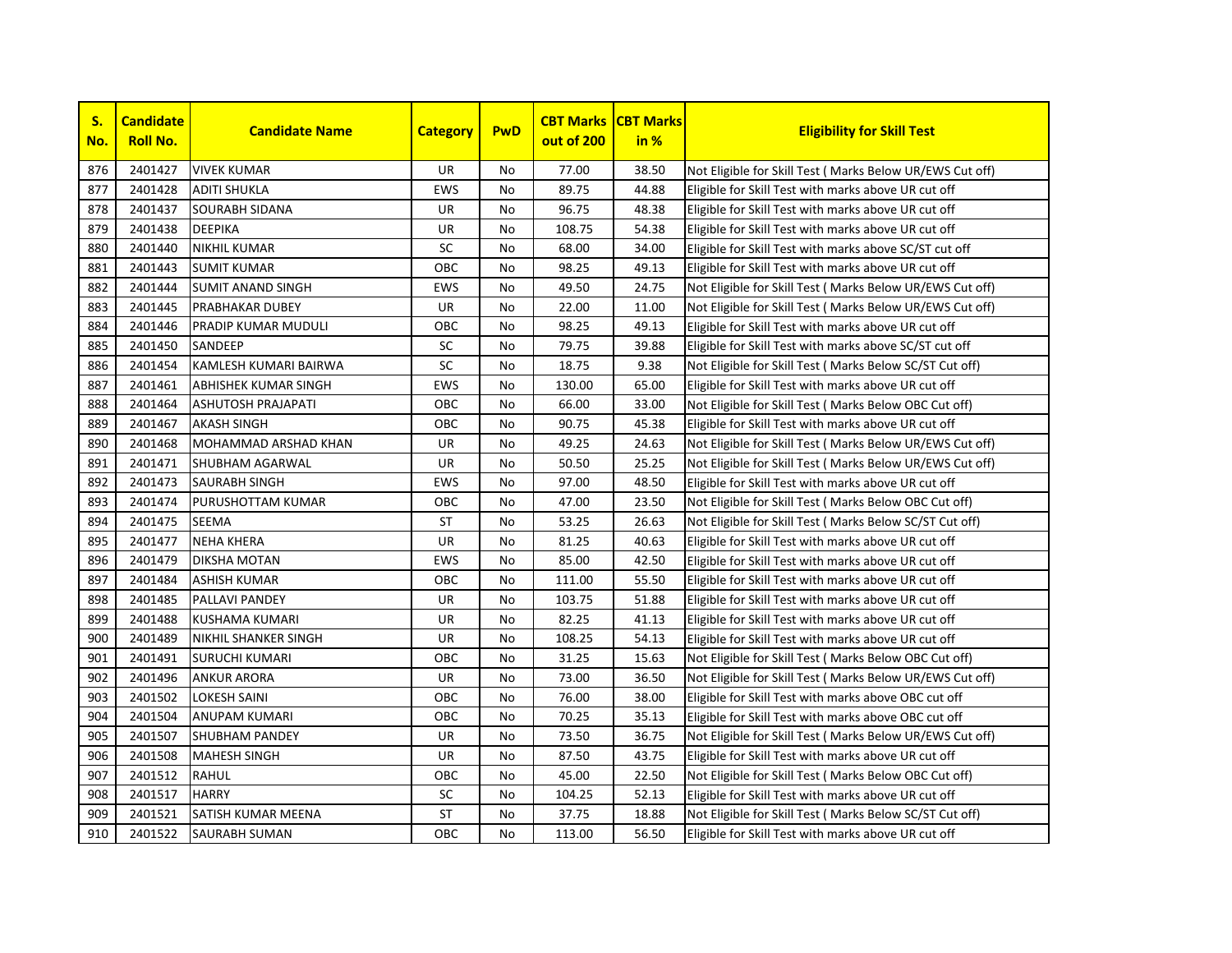| S. No. | Candidate Roll No. | Candidate Name | Category | PwD | CBT Marks out of 200 | CBT Marks in % | Eligibility for Skill Test |
|---|---|---|---|---|---|---|---|
| 876 | 2401427 | VIVEK KUMAR | UR | No | 77.00 | 38.50 | Not Eligible for Skill Test ( Marks Below UR/EWS Cut off) |
| 877 | 2401428 | ADITI SHUKLA | EWS | No | 89.75 | 44.88 | Eligible for Skill Test with marks above UR cut off |
| 878 | 2401437 | SOURABH SIDANA | UR | No | 96.75 | 48.38 | Eligible for Skill Test with marks above UR cut off |
| 879 | 2401438 | DEEPIKA | UR | No | 108.75 | 54.38 | Eligible for Skill Test with marks above UR cut off |
| 880 | 2401440 | NIKHIL KUMAR | SC | No | 68.00 | 34.00 | Eligible for Skill Test with marks above SC/ST cut off |
| 881 | 2401443 | SUMIT KUMAR | OBC | No | 98.25 | 49.13 | Eligible for Skill Test with marks above UR cut off |
| 882 | 2401444 | SUMIT ANAND SINGH | EWS | No | 49.50 | 24.75 | Not Eligible for Skill Test ( Marks Below UR/EWS Cut off) |
| 883 | 2401445 | PRABHAKAR DUBEY | UR | No | 22.00 | 11.00 | Not Eligible for Skill Test ( Marks Below UR/EWS Cut off) |
| 884 | 2401446 | PRADIP KUMAR MUDULI | OBC | No | 98.25 | 49.13 | Eligible for Skill Test with marks above UR cut off |
| 885 | 2401450 | SANDEEP | SC | No | 79.75 | 39.88 | Eligible for Skill Test with marks above SC/ST cut off |
| 886 | 2401454 | KAMLESH KUMARI BAIRWA | SC | No | 18.75 | 9.38 | Not Eligible for Skill Test ( Marks Below SC/ST Cut off) |
| 887 | 2401461 | ABHISHEK KUMAR SINGH | EWS | No | 130.00 | 65.00 | Eligible for Skill Test with marks above UR cut off |
| 888 | 2401464 | ASHUTOSH PRAJAPATI | OBC | No | 66.00 | 33.00 | Not Eligible for Skill Test ( Marks Below OBC Cut off) |
| 889 | 2401467 | AKASH SINGH | OBC | No | 90.75 | 45.38 | Eligible for Skill Test with marks above UR cut off |
| 890 | 2401468 | MOHAMMAD ARSHAD KHAN | UR | No | 49.25 | 24.63 | Not Eligible for Skill Test ( Marks Below UR/EWS Cut off) |
| 891 | 2401471 | SHUBHAM AGARWAL | UR | No | 50.50 | 25.25 | Not Eligible for Skill Test ( Marks Below UR/EWS Cut off) |
| 892 | 2401473 | SAURABH SINGH | EWS | No | 97.00 | 48.50 | Eligible for Skill Test with marks above UR cut off |
| 893 | 2401474 | PURUSHOTTAM KUMAR | OBC | No | 47.00 | 23.50 | Not Eligible for Skill Test ( Marks Below OBC Cut off) |
| 894 | 2401475 | SEEMA | ST | No | 53.25 | 26.63 | Not Eligible for Skill Test ( Marks Below SC/ST Cut off) |
| 895 | 2401477 | NEHA KHERA | UR | No | 81.25 | 40.63 | Eligible for Skill Test with marks above UR cut off |
| 896 | 2401479 | DIKSHA MOTAN | EWS | No | 85.00 | 42.50 | Eligible for Skill Test with marks above UR cut off |
| 897 | 2401484 | ASHISH KUMAR | OBC | No | 111.00 | 55.50 | Eligible for Skill Test with marks above UR cut off |
| 898 | 2401485 | PALLAVI PANDEY | UR | No | 103.75 | 51.88 | Eligible for Skill Test with marks above UR cut off |
| 899 | 2401488 | KUSHAMA KUMARI | UR | No | 82.25 | 41.13 | Eligible for Skill Test with marks above UR cut off |
| 900 | 2401489 | NIKHIL SHANKER SINGH | UR | No | 108.25 | 54.13 | Eligible for Skill Test with marks above UR cut off |
| 901 | 2401491 | SURUCHI KUMARI | OBC | No | 31.25 | 15.63 | Not Eligible for Skill Test ( Marks Below OBC Cut off) |
| 902 | 2401496 | ANKUR ARORA | UR | No | 73.00 | 36.50 | Not Eligible for Skill Test ( Marks Below UR/EWS Cut off) |
| 903 | 2401502 | LOKESH SAINI | OBC | No | 76.00 | 38.00 | Eligible for Skill Test with marks above OBC cut off |
| 904 | 2401504 | ANUPAM KUMARI | OBC | No | 70.25 | 35.13 | Eligible for Skill Test with marks above OBC cut off |
| 905 | 2401507 | SHUBHAM PANDEY | UR | No | 73.50 | 36.75 | Not Eligible for Skill Test ( Marks Below UR/EWS Cut off) |
| 906 | 2401508 | MAHESH SINGH | UR | No | 87.50 | 43.75 | Eligible for Skill Test with marks above UR cut off |
| 907 | 2401512 | RAHUL | OBC | No | 45.00 | 22.50 | Not Eligible for Skill Test ( Marks Below OBC Cut off) |
| 908 | 2401517 | HARRY | SC | No | 104.25 | 52.13 | Eligible for Skill Test with marks above UR cut off |
| 909 | 2401521 | SATISH KUMAR MEENA | ST | No | 37.75 | 18.88 | Not Eligible for Skill Test ( Marks Below SC/ST Cut off) |
| 910 | 2401522 | SAURABH SUMAN | OBC | No | 113.00 | 56.50 | Eligible for Skill Test with marks above UR cut off |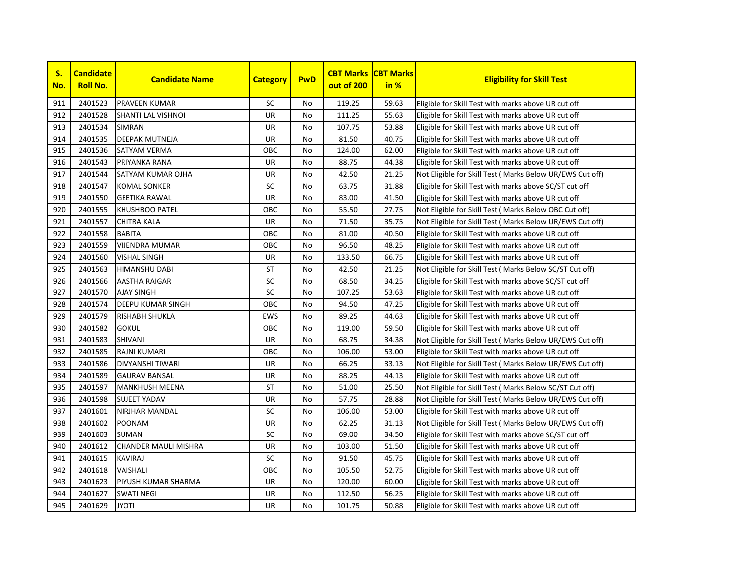| S. No. | Candidate Roll No. | Candidate Name | Category | PwD | CBT Marks out of 200 | CBT Marks in % | Eligibility for Skill Test |
|---|---|---|---|---|---|---|---|
| 911 | 2401523 | PRAVEEN KUMAR | SC | No | 119.25 | 59.63 | Eligible for Skill Test with marks above UR cut off |
| 912 | 2401528 | SHANTI LAL VISHNOI | UR | No | 111.25 | 55.63 | Eligible for Skill Test with marks above UR cut off |
| 913 | 2401534 | SIMRAN | UR | No | 107.75 | 53.88 | Eligible for Skill Test with marks above UR cut off |
| 914 | 2401535 | DEEPAK MUTNEJA | UR | No | 81.50 | 40.75 | Eligible for Skill Test with marks above UR cut off |
| 915 | 2401536 | SATYAM VERMA | OBC | No | 124.00 | 62.00 | Eligible for Skill Test with marks above UR cut off |
| 916 | 2401543 | PRIYANKA RANA | UR | No | 88.75 | 44.38 | Eligible for Skill Test with marks above UR cut off |
| 917 | 2401544 | SATYAM KUMAR OJHA | UR | No | 42.50 | 21.25 | Not Eligible for Skill Test ( Marks Below UR/EWS Cut off) |
| 918 | 2401547 | KOMAL SONKER | SC | No | 63.75 | 31.88 | Eligible for Skill Test with marks above SC/ST cut off |
| 919 | 2401550 | GEETIKA RAWAL | UR | No | 83.00 | 41.50 | Eligible for Skill Test with marks above UR cut off |
| 920 | 2401555 | KHUSHBOO PATEL | OBC | No | 55.50 | 27.75 | Not Eligible for Skill Test ( Marks Below OBC Cut off) |
| 921 | 2401557 | CHITRA KALA | UR | No | 71.50 | 35.75 | Not Eligible for Skill Test ( Marks Below UR/EWS Cut off) |
| 922 | 2401558 | BABITA | OBC | No | 81.00 | 40.50 | Eligible for Skill Test with marks above UR cut off |
| 923 | 2401559 | VIJENDRA MUMAR | OBC | No | 96.50 | 48.25 | Eligible for Skill Test with marks above UR cut off |
| 924 | 2401560 | VISHAL SINGH | UR | No | 133.50 | 66.75 | Eligible for Skill Test with marks above UR cut off |
| 925 | 2401563 | HIMANSHU DABI | ST | No | 42.50 | 21.25 | Not Eligible for Skill Test ( Marks Below SC/ST Cut off) |
| 926 | 2401566 | AASTHA RAIGAR | SC | No | 68.50 | 34.25 | Eligible for Skill Test with marks above SC/ST cut off |
| 927 | 2401570 | AJAY SINGH | SC | No | 107.25 | 53.63 | Eligible for Skill Test with marks above UR cut off |
| 928 | 2401574 | DEEPU KUMAR SINGH | OBC | No | 94.50 | 47.25 | Eligible for Skill Test with marks above UR cut off |
| 929 | 2401579 | RISHABH SHUKLA | EWS | No | 89.25 | 44.63 | Eligible for Skill Test with marks above UR cut off |
| 930 | 2401582 | GOKUL | OBC | No | 119.00 | 59.50 | Eligible for Skill Test with marks above UR cut off |
| 931 | 2401583 | SHIVANI | UR | No | 68.75 | 34.38 | Not Eligible for Skill Test ( Marks Below UR/EWS Cut off) |
| 932 | 2401585 | RAJNI KUMARI | OBC | No | 106.00 | 53.00 | Eligible for Skill Test with marks above UR cut off |
| 933 | 2401586 | DIVYANSHI TIWARI | UR | No | 66.25 | 33.13 | Not Eligible for Skill Test ( Marks Below UR/EWS Cut off) |
| 934 | 2401589 | GAURAV BANSAL | UR | No | 88.25 | 44.13 | Eligible for Skill Test with marks above UR cut off |
| 935 | 2401597 | MANKHUSH MEENA | ST | No | 51.00 | 25.50 | Not Eligible for Skill Test ( Marks Below SC/ST Cut off) |
| 936 | 2401598 | SUJEET YADAV | UR | No | 57.75 | 28.88 | Not Eligible for Skill Test ( Marks Below UR/EWS Cut off) |
| 937 | 2401601 | NIRJHAR MANDAL | SC | No | 106.00 | 53.00 | Eligible for Skill Test with marks above UR cut off |
| 938 | 2401602 | POONAM | UR | No | 62.25 | 31.13 | Not Eligible for Skill Test ( Marks Below UR/EWS Cut off) |
| 939 | 2401603 | SUMAN | SC | No | 69.00 | 34.50 | Eligible for Skill Test with marks above SC/ST cut off |
| 940 | 2401612 | CHANDER MAULI MISHRA | UR | No | 103.00 | 51.50 | Eligible for Skill Test with marks above UR cut off |
| 941 | 2401615 | KAVIRAJ | SC | No | 91.50 | 45.75 | Eligible for Skill Test with marks above UR cut off |
| 942 | 2401618 | VAISHALI | OBC | No | 105.50 | 52.75 | Eligible for Skill Test with marks above UR cut off |
| 943 | 2401623 | PIYUSH KUMAR SHARMA | UR | No | 120.00 | 60.00 | Eligible for Skill Test with marks above UR cut off |
| 944 | 2401627 | SWATI NEGI | UR | No | 112.50 | 56.25 | Eligible for Skill Test with marks above UR cut off |
| 945 | 2401629 | JYOTI | UR | No | 101.75 | 50.88 | Eligible for Skill Test with marks above UR cut off |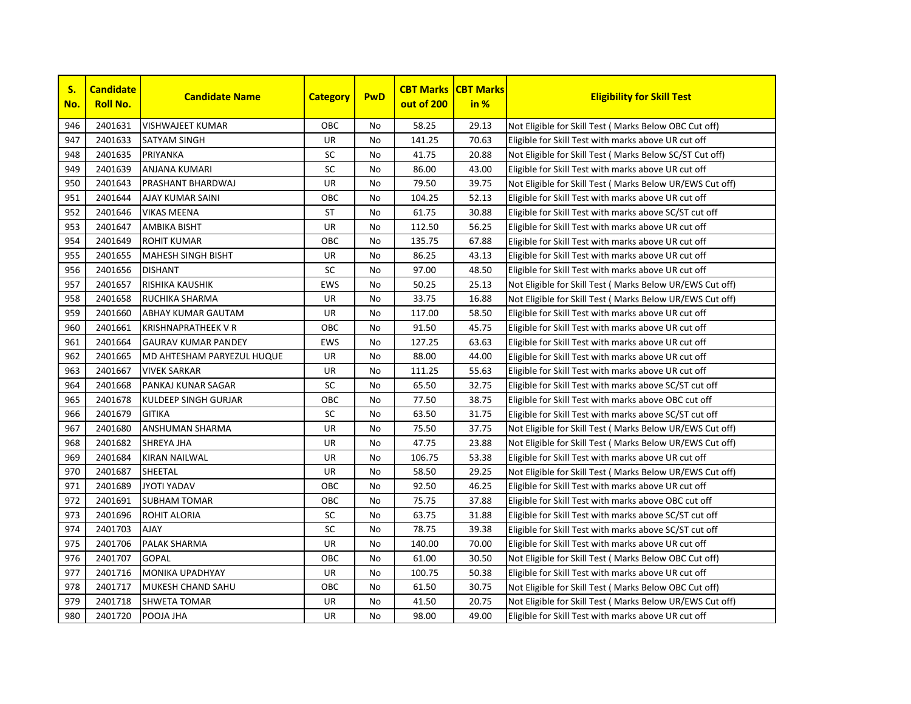| S. No. | Candidate Roll No. | Candidate Name | Category | PwD | CBT Marks out of 200 | CBT Marks in % | Eligibility for Skill Test |
|---|---|---|---|---|---|---|---|
| 946 | 2401631 | VISHWAJEET KUMAR | OBC | No | 58.25 | 29.13 | Not Eligible for Skill Test ( Marks Below OBC Cut off) |
| 947 | 2401633 | SATYAM SINGH | UR | No | 141.25 | 70.63 | Eligible for Skill Test with marks above UR cut off |
| 948 | 2401635 | PRIYANKA | SC | No | 41.75 | 20.88 | Not Eligible for Skill Test ( Marks Below SC/ST Cut off) |
| 949 | 2401639 | ANJANA KUMARI | SC | No | 86.00 | 43.00 | Eligible for Skill Test with marks above UR cut off |
| 950 | 2401643 | PRASHANT BHARDWAJ | UR | No | 79.50 | 39.75 | Not Eligible for Skill Test ( Marks Below UR/EWS Cut off) |
| 951 | 2401644 | AJAY KUMAR SAINI | OBC | No | 104.25 | 52.13 | Eligible for Skill Test with marks above UR cut off |
| 952 | 2401646 | VIKAS MEENA | ST | No | 61.75 | 30.88 | Eligible for Skill Test with marks above SC/ST cut off |
| 953 | 2401647 | AMBIKA BISHT | UR | No | 112.50 | 56.25 | Eligible for Skill Test with marks above UR cut off |
| 954 | 2401649 | ROHIT KUMAR | OBC | No | 135.75 | 67.88 | Eligible for Skill Test with marks above UR cut off |
| 955 | 2401655 | MAHESH SINGH BISHT | UR | No | 86.25 | 43.13 | Eligible for Skill Test with marks above UR cut off |
| 956 | 2401656 | DISHANT | SC | No | 97.00 | 48.50 | Eligible for Skill Test with marks above UR cut off |
| 957 | 2401657 | RISHIKA KAUSHIK | EWS | No | 50.25 | 25.13 | Not Eligible for Skill Test ( Marks Below UR/EWS Cut off) |
| 958 | 2401658 | RUCHIKA SHARMA | UR | No | 33.75 | 16.88 | Not Eligible for Skill Test ( Marks Below UR/EWS Cut off) |
| 959 | 2401660 | ABHAY KUMAR GAUTAM | UR | No | 117.00 | 58.50 | Eligible for Skill Test with marks above UR cut off |
| 960 | 2401661 | KRISHNAPRATHEEK V R | OBC | No | 91.50 | 45.75 | Eligible for Skill Test with marks above UR cut off |
| 961 | 2401664 | GAURAV KUMAR PANDEY | EWS | No | 127.25 | 63.63 | Eligible for Skill Test with marks above UR cut off |
| 962 | 2401665 | MD AHTESHAM PARYEZUL HUQUE | UR | No | 88.00 | 44.00 | Eligible for Skill Test with marks above UR cut off |
| 963 | 2401667 | VIVEK SARKAR | UR | No | 111.25 | 55.63 | Eligible for Skill Test with marks above UR cut off |
| 964 | 2401668 | PANKAJ KUNAR SAGAR | SC | No | 65.50 | 32.75 | Eligible for Skill Test with marks above SC/ST cut off |
| 965 | 2401678 | KULDEEP SINGH GURJAR | OBC | No | 77.50 | 38.75 | Eligible for Skill Test with marks above OBC cut off |
| 966 | 2401679 | GITIKA | SC | No | 63.50 | 31.75 | Eligible for Skill Test with marks above SC/ST cut off |
| 967 | 2401680 | ANSHUMAN SHARMA | UR | No | 75.50 | 37.75 | Not Eligible for Skill Test ( Marks Below UR/EWS Cut off) |
| 968 | 2401682 | SHREYA JHA | UR | No | 47.75 | 23.88 | Not Eligible for Skill Test ( Marks Below UR/EWS Cut off) |
| 969 | 2401684 | KIRAN NAILWAL | UR | No | 106.75 | 53.38 | Eligible for Skill Test with marks above UR cut off |
| 970 | 2401687 | SHEETAL | UR | No | 58.50 | 29.25 | Not Eligible for Skill Test ( Marks Below UR/EWS Cut off) |
| 971 | 2401689 | JYOTI YADAV | OBC | No | 92.50 | 46.25 | Eligible for Skill Test with marks above UR cut off |
| 972 | 2401691 | SUBHAM TOMAR | OBC | No | 75.75 | 37.88 | Eligible for Skill Test with marks above OBC cut off |
| 973 | 2401696 | ROHIT ALORIA | SC | No | 63.75 | 31.88 | Eligible for Skill Test with marks above SC/ST cut off |
| 974 | 2401703 | AJAY | SC | No | 78.75 | 39.38 | Eligible for Skill Test with marks above SC/ST cut off |
| 975 | 2401706 | PALAK SHARMA | UR | No | 140.00 | 70.00 | Eligible for Skill Test with marks above UR cut off |
| 976 | 2401707 | GOPAL | OBC | No | 61.00 | 30.50 | Not Eligible for Skill Test ( Marks Below OBC Cut off) |
| 977 | 2401716 | MONIKA UPADHYAY | UR | No | 100.75 | 50.38 | Eligible for Skill Test with marks above UR cut off |
| 978 | 2401717 | MUKESH CHAND SAHU | OBC | No | 61.50 | 30.75 | Not Eligible for Skill Test ( Marks Below OBC Cut off) |
| 979 | 2401718 | SHWETA TOMAR | UR | No | 41.50 | 20.75 | Not Eligible for Skill Test ( Marks Below UR/EWS Cut off) |
| 980 | 2401720 | POOJA JHA | UR | No | 98.00 | 49.00 | Eligible for Skill Test with marks above UR cut off |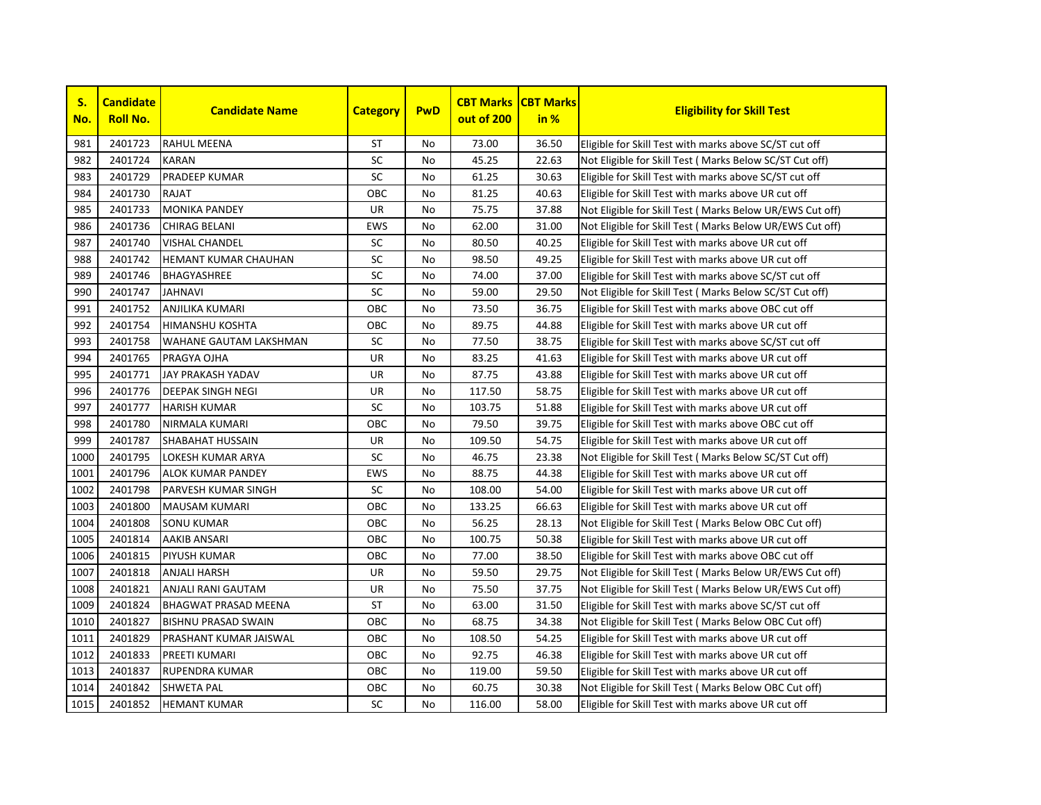| S. No. | Candidate Roll No. | Candidate Name | Category | PwD | CBT Marks out of 200 | CBT Marks in % | Eligibility for Skill Test |
|---|---|---|---|---|---|---|---|
| 981 | 2401723 | RAHUL MEENA | ST | No | 73.00 | 36.50 | Eligible for Skill Test with marks above SC/ST cut off |
| 982 | 2401724 | KARAN | SC | No | 45.25 | 22.63 | Not Eligible for Skill Test ( Marks Below SC/ST Cut off) |
| 983 | 2401729 | PRADEEP KUMAR | SC | No | 61.25 | 30.63 | Eligible for Skill Test with marks above SC/ST cut off |
| 984 | 2401730 | RAJAT | OBC | No | 81.25 | 40.63 | Eligible for Skill Test with marks above UR cut off |
| 985 | 2401733 | MONIKA PANDEY | UR | No | 75.75 | 37.88 | Not Eligible for Skill Test ( Marks Below UR/EWS Cut off) |
| 986 | 2401736 | CHIRAG BELANI | EWS | No | 62.00 | 31.00 | Not Eligible for Skill Test ( Marks Below UR/EWS Cut off) |
| 987 | 2401740 | VISHAL CHANDEL | SC | No | 80.50 | 40.25 | Eligible for Skill Test with marks above UR cut off |
| 988 | 2401742 | HEMANT KUMAR CHAUHAN | SC | No | 98.50 | 49.25 | Eligible for Skill Test with marks above UR cut off |
| 989 | 2401746 | BHAGYASHREE | SC | No | 74.00 | 37.00 | Eligible for Skill Test with marks above SC/ST cut off |
| 990 | 2401747 | JAHNAVI | SC | No | 59.00 | 29.50 | Not Eligible for Skill Test ( Marks Below SC/ST Cut off) |
| 991 | 2401752 | ANJILIKA KUMARI | OBC | No | 73.50 | 36.75 | Eligible for Skill Test with marks above OBC cut off |
| 992 | 2401754 | HIMANSHU KOSHTA | OBC | No | 89.75 | 44.88 | Eligible for Skill Test with marks above UR cut off |
| 993 | 2401758 | WAHANE GAUTAM LAKSHMAN | SC | No | 77.50 | 38.75 | Eligible for Skill Test with marks above SC/ST cut off |
| 994 | 2401765 | PRAGYA OJHA | UR | No | 83.25 | 41.63 | Eligible for Skill Test with marks above UR cut off |
| 995 | 2401771 | JAY PRAKASH YADAV | UR | No | 87.75 | 43.88 | Eligible for Skill Test with marks above UR cut off |
| 996 | 2401776 | DEEPAK SINGH NEGI | UR | No | 117.50 | 58.75 | Eligible for Skill Test with marks above UR cut off |
| 997 | 2401777 | HARISH KUMAR | SC | No | 103.75 | 51.88 | Eligible for Skill Test with marks above UR cut off |
| 998 | 2401780 | NIRMALA KUMARI | OBC | No | 79.50 | 39.75 | Eligible for Skill Test with marks above OBC cut off |
| 999 | 2401787 | SHABAHAT HUSSAIN | UR | No | 109.50 | 54.75 | Eligible for Skill Test with marks above UR cut off |
| 1000 | 2401795 | LOKESH KUMAR ARYA | SC | No | 46.75 | 23.38 | Not Eligible for Skill Test ( Marks Below SC/ST Cut off) |
| 1001 | 2401796 | ALOK KUMAR PANDEY | EWS | No | 88.75 | 44.38 | Eligible for Skill Test with marks above UR cut off |
| 1002 | 2401798 | PARVESH KUMAR SINGH | SC | No | 108.00 | 54.00 | Eligible for Skill Test with marks above UR cut off |
| 1003 | 2401800 | MAUSAM KUMARI | OBC | No | 133.25 | 66.63 | Eligible for Skill Test with marks above UR cut off |
| 1004 | 2401808 | SONU KUMAR | OBC | No | 56.25 | 28.13 | Not Eligible for Skill Test ( Marks Below OBC Cut off) |
| 1005 | 2401814 | AAKIB ANSARI | OBC | No | 100.75 | 50.38 | Eligible for Skill Test with marks above UR cut off |
| 1006 | 2401815 | PIYUSH KUMAR | OBC | No | 77.00 | 38.50 | Eligible for Skill Test with marks above OBC cut off |
| 1007 | 2401818 | ANJALI HARSH | UR | No | 59.50 | 29.75 | Not Eligible for Skill Test ( Marks Below UR/EWS Cut off) |
| 1008 | 2401821 | ANJALI RANI GAUTAM | UR | No | 75.50 | 37.75 | Not Eligible for Skill Test ( Marks Below UR/EWS Cut off) |
| 1009 | 2401824 | BHAGWAT PRASAD MEENA | ST | No | 63.00 | 31.50 | Eligible for Skill Test with marks above SC/ST cut off |
| 1010 | 2401827 | BISHNU PRASAD SWAIN | OBC | No | 68.75 | 34.38 | Not Eligible for Skill Test ( Marks Below OBC Cut off) |
| 1011 | 2401829 | PRASHANT KUMAR JAISWAL | OBC | No | 108.50 | 54.25 | Eligible for Skill Test with marks above UR cut off |
| 1012 | 2401833 | PREETI KUMARI | OBC | No | 92.75 | 46.38 | Eligible for Skill Test with marks above UR cut off |
| 1013 | 2401837 | RUPENDRA KUMAR | OBC | No | 119.00 | 59.50 | Eligible for Skill Test with marks above UR cut off |
| 1014 | 2401842 | SHWETA PAL | OBC | No | 60.75 | 30.38 | Not Eligible for Skill Test ( Marks Below OBC Cut off) |
| 1015 | 2401852 | HEMANT KUMAR | SC | No | 116.00 | 58.00 | Eligible for Skill Test with marks above UR cut off |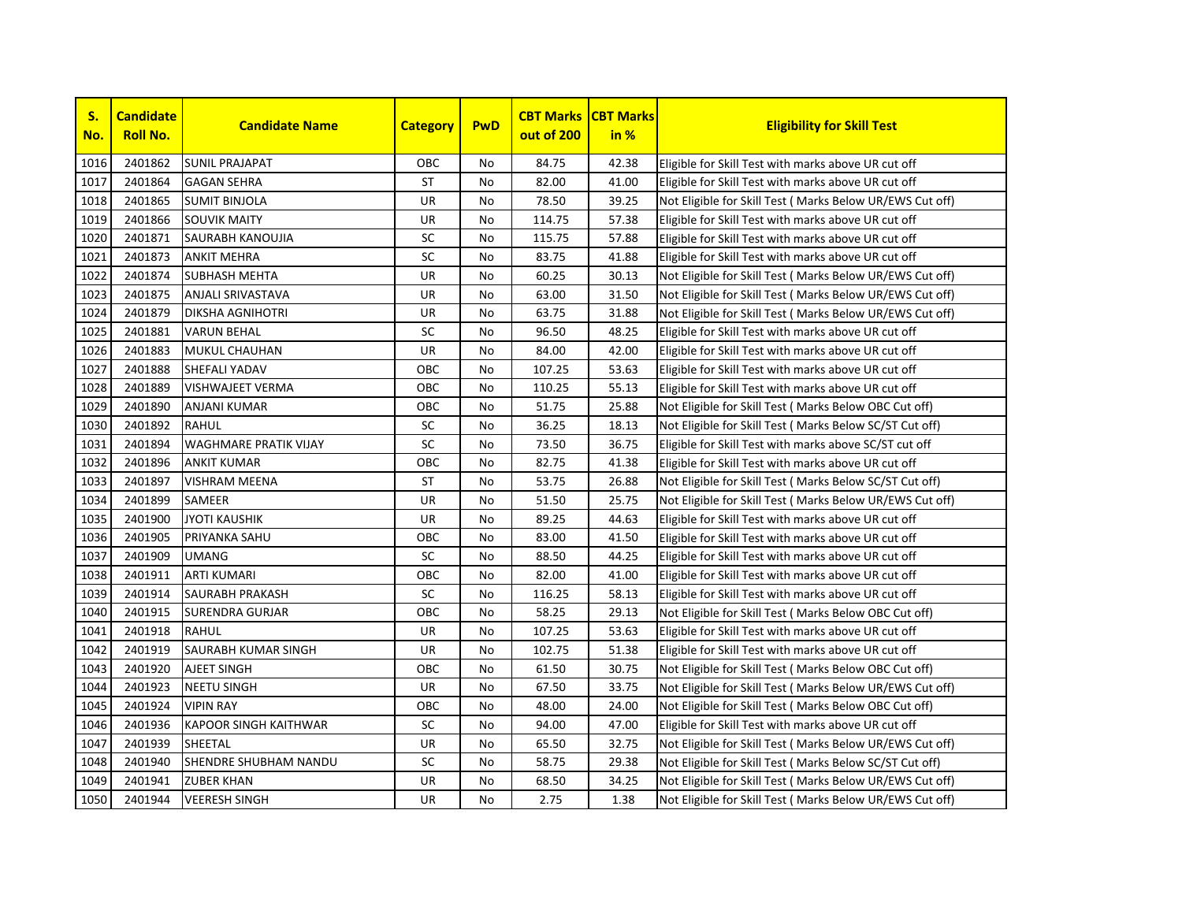| S. No. | Candidate Roll No. | Candidate Name | Category | PwD | CBT Marks out of 200 | CBT Marks in % | Eligibility for Skill Test |
|---|---|---|---|---|---|---|---|
| 1016 | 2401862 | SUNIL PRAJAPAT | OBC | No | 84.75 | 42.38 | Eligible for Skill Test with marks above UR cut off |
| 1017 | 2401864 | GAGAN SEHRA | ST | No | 82.00 | 41.00 | Eligible for Skill Test with marks above UR cut off |
| 1018 | 2401865 | SUMIT BINJOLA | UR | No | 78.50 | 39.25 | Not Eligible for Skill Test ( Marks Below UR/EWS Cut off) |
| 1019 | 2401866 | SOUVIK MAITY | UR | No | 114.75 | 57.38 | Eligible for Skill Test with marks above UR cut off |
| 1020 | 2401871 | SAURABH KANOUJIA | SC | No | 115.75 | 57.88 | Eligible for Skill Test with marks above UR cut off |
| 1021 | 2401873 | ANKIT MEHRA | SC | No | 83.75 | 41.88 | Eligible for Skill Test with marks above UR cut off |
| 1022 | 2401874 | SUBHASH MEHTA | UR | No | 60.25 | 30.13 | Not Eligible for Skill Test ( Marks Below UR/EWS Cut off) |
| 1023 | 2401875 | ANJALI SRIVASTAVA | UR | No | 63.00 | 31.50 | Not Eligible for Skill Test ( Marks Below UR/EWS Cut off) |
| 1024 | 2401879 | DIKSHA AGNIHOTRI | UR | No | 63.75 | 31.88 | Not Eligible for Skill Test ( Marks Below UR/EWS Cut off) |
| 1025 | 2401881 | VARUN BEHAL | SC | No | 96.50 | 48.25 | Eligible for Skill Test with marks above UR cut off |
| 1026 | 2401883 | MUKUL CHAUHAN | UR | No | 84.00 | 42.00 | Eligible for Skill Test with marks above UR cut off |
| 1027 | 2401888 | SHEFALI YADAV | OBC | No | 107.25 | 53.63 | Eligible for Skill Test with marks above UR cut off |
| 1028 | 2401889 | VISHWAJEET VERMA | OBC | No | 110.25 | 55.13 | Eligible for Skill Test with marks above UR cut off |
| 1029 | 2401890 | ANJANI KUMAR | OBC | No | 51.75 | 25.88 | Not Eligible for Skill Test ( Marks Below OBC Cut off) |
| 1030 | 2401892 | RAHUL | SC | No | 36.25 | 18.13 | Not Eligible for Skill Test ( Marks Below SC/ST Cut off) |
| 1031 | 2401894 | WAGHMARE PRATIK VIJAY | SC | No | 73.50 | 36.75 | Eligible for Skill Test with marks above SC/ST cut off |
| 1032 | 2401896 | ANKIT KUMAR | OBC | No | 82.75 | 41.38 | Eligible for Skill Test with marks above UR cut off |
| 1033 | 2401897 | VISHRAM MEENA | ST | No | 53.75 | 26.88 | Not Eligible for Skill Test ( Marks Below SC/ST Cut off) |
| 1034 | 2401899 | SAMEER | UR | No | 51.50 | 25.75 | Not Eligible for Skill Test ( Marks Below UR/EWS Cut off) |
| 1035 | 2401900 | JYOTI KAUSHIK | UR | No | 89.25 | 44.63 | Eligible for Skill Test with marks above UR cut off |
| 1036 | 2401905 | PRIYANKA SAHU | OBC | No | 83.00 | 41.50 | Eligible for Skill Test with marks above UR cut off |
| 1037 | 2401909 | UMANG | SC | No | 88.50 | 44.25 | Eligible for Skill Test with marks above UR cut off |
| 1038 | 2401911 | ARTI KUMARI | OBC | No | 82.00 | 41.00 | Eligible for Skill Test with marks above UR cut off |
| 1039 | 2401914 | SAURABH PRAKASH | SC | No | 116.25 | 58.13 | Eligible for Skill Test with marks above UR cut off |
| 1040 | 2401915 | SURENDRA GURJAR | OBC | No | 58.25 | 29.13 | Not Eligible for Skill Test ( Marks Below OBC Cut off) |
| 1041 | 2401918 | RAHUL | UR | No | 107.25 | 53.63 | Eligible for Skill Test with marks above UR cut off |
| 1042 | 2401919 | SAURABH KUMAR SINGH | UR | No | 102.75 | 51.38 | Eligible for Skill Test with marks above UR cut off |
| 1043 | 2401920 | AJEET SINGH | OBC | No | 61.50 | 30.75 | Not Eligible for Skill Test ( Marks Below OBC Cut off) |
| 1044 | 2401923 | NEETU SINGH | UR | No | 67.50 | 33.75 | Not Eligible for Skill Test ( Marks Below UR/EWS Cut off) |
| 1045 | 2401924 | VIPIN RAY | OBC | No | 48.00 | 24.00 | Not Eligible for Skill Test ( Marks Below OBC Cut off) |
| 1046 | 2401936 | KAPOOR SINGH KAITHWAR | SC | No | 94.00 | 47.00 | Eligible for Skill Test with marks above UR cut off |
| 1047 | 2401939 | SHEETAL | UR | No | 65.50 | 32.75 | Not Eligible for Skill Test ( Marks Below UR/EWS Cut off) |
| 1048 | 2401940 | SHENDRE SHUBHAM NANDU | SC | No | 58.75 | 29.38 | Not Eligible for Skill Test ( Marks Below SC/ST Cut off) |
| 1049 | 2401941 | ZUBER KHAN | UR | No | 68.50 | 34.25 | Not Eligible for Skill Test ( Marks Below UR/EWS Cut off) |
| 1050 | 2401944 | VEERESH SINGH | UR | No | 2.75 | 1.38 | Not Eligible for Skill Test ( Marks Below UR/EWS Cut off) |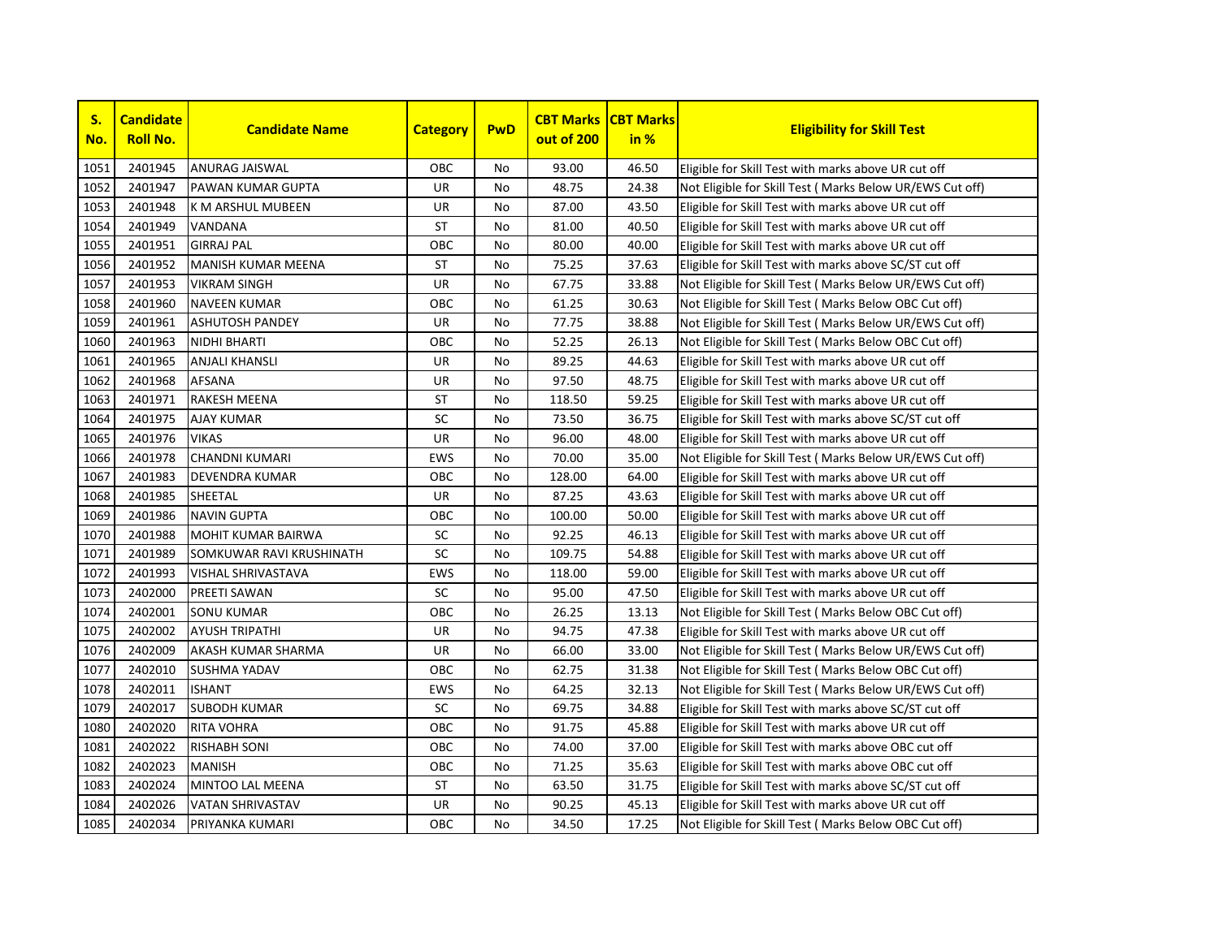| S. No. | Candidate Roll No. | Candidate Name | Category | PwD | CBT Marks out of 200 | CBT Marks in % | Eligibility for Skill Test |
|---|---|---|---|---|---|---|---|
| 1051 | 2401945 | ANURAG JAISWAL | OBC | No | 93.00 | 46.50 | Eligible for Skill Test with marks above UR cut off |
| 1052 | 2401947 | PAWAN KUMAR GUPTA | UR | No | 48.75 | 24.38 | Not Eligible for Skill Test ( Marks Below UR/EWS Cut off) |
| 1053 | 2401948 | K M ARSHUL MUBEEN | UR | No | 87.00 | 43.50 | Eligible for Skill Test with marks above UR cut off |
| 1054 | 2401949 | VANDANA | ST | No | 81.00 | 40.50 | Eligible for Skill Test with marks above UR cut off |
| 1055 | 2401951 | GIRRAJ PAL | OBC | No | 80.00 | 40.00 | Eligible for Skill Test with marks above UR cut off |
| 1056 | 2401952 | MANISH KUMAR MEENA | ST | No | 75.25 | 37.63 | Eligible for Skill Test with marks above SC/ST cut off |
| 1057 | 2401953 | VIKRAM SINGH | UR | No | 67.75 | 33.88 | Not Eligible for Skill Test ( Marks Below UR/EWS Cut off) |
| 1058 | 2401960 | NAVEEN KUMAR | OBC | No | 61.25 | 30.63 | Not Eligible for Skill Test ( Marks Below OBC Cut off) |
| 1059 | 2401961 | ASHUTOSH PANDEY | UR | No | 77.75 | 38.88 | Not Eligible for Skill Test ( Marks Below UR/EWS Cut off) |
| 1060 | 2401963 | NIDHI BHARTI | OBC | No | 52.25 | 26.13 | Not Eligible for Skill Test ( Marks Below OBC Cut off) |
| 1061 | 2401965 | ANJALI KHANSLI | UR | No | 89.25 | 44.63 | Eligible for Skill Test with marks above UR cut off |
| 1062 | 2401968 | AFSANA | UR | No | 97.50 | 48.75 | Eligible for Skill Test with marks above UR cut off |
| 1063 | 2401971 | RAKESH MEENA | ST | No | 118.50 | 59.25 | Eligible for Skill Test with marks above UR cut off |
| 1064 | 2401975 | AJAY KUMAR | SC | No | 73.50 | 36.75 | Eligible for Skill Test with marks above SC/ST cut off |
| 1065 | 2401976 | VIKAS | UR | No | 96.00 | 48.00 | Eligible for Skill Test with marks above UR cut off |
| 1066 | 2401978 | CHANDNI KUMARI | EWS | No | 70.00 | 35.00 | Not Eligible for Skill Test ( Marks Below UR/EWS Cut off) |
| 1067 | 2401983 | DEVENDRA KUMAR | OBC | No | 128.00 | 64.00 | Eligible for Skill Test with marks above UR cut off |
| 1068 | 2401985 | SHEETAL | UR | No | 87.25 | 43.63 | Eligible for Skill Test with marks above UR cut off |
| 1069 | 2401986 | NAVIN GUPTA | OBC | No | 100.00 | 50.00 | Eligible for Skill Test with marks above UR cut off |
| 1070 | 2401988 | MOHIT KUMAR BAIRWA | SC | No | 92.25 | 46.13 | Eligible for Skill Test with marks above UR cut off |
| 1071 | 2401989 | SOMKUWAR RAVI KRUSHINATH | SC | No | 109.75 | 54.88 | Eligible for Skill Test with marks above UR cut off |
| 1072 | 2401993 | VISHAL SHRIVASTAVA | EWS | No | 118.00 | 59.00 | Eligible for Skill Test with marks above UR cut off |
| 1073 | 2402000 | PREETI SAWAN | SC | No | 95.00 | 47.50 | Eligible for Skill Test with marks above UR cut off |
| 1074 | 2402001 | SONU KUMAR | OBC | No | 26.25 | 13.13 | Not Eligible for Skill Test ( Marks Below OBC Cut off) |
| 1075 | 2402002 | AYUSH TRIPATHI | UR | No | 94.75 | 47.38 | Eligible for Skill Test with marks above UR cut off |
| 1076 | 2402009 | AKASH KUMAR SHARMA | UR | No | 66.00 | 33.00 | Not Eligible for Skill Test ( Marks Below UR/EWS Cut off) |
| 1077 | 2402010 | SUSHMA YADAV | OBC | No | 62.75 | 31.38 | Not Eligible for Skill Test ( Marks Below OBC Cut off) |
| 1078 | 2402011 | ISHANT | EWS | No | 64.25 | 32.13 | Not Eligible for Skill Test ( Marks Below UR/EWS Cut off) |
| 1079 | 2402017 | SUBODH KUMAR | SC | No | 69.75 | 34.88 | Eligible for Skill Test with marks above SC/ST cut off |
| 1080 | 2402020 | RITA VOHRA | OBC | No | 91.75 | 45.88 | Eligible for Skill Test with marks above UR cut off |
| 1081 | 2402022 | RISHABH SONI | OBC | No | 74.00 | 37.00 | Eligible for Skill Test with marks above OBC cut off |
| 1082 | 2402023 | MANISH | OBC | No | 71.25 | 35.63 | Eligible for Skill Test with marks above OBC cut off |
| 1083 | 2402024 | MINTOO LAL MEENA | ST | No | 63.50 | 31.75 | Eligible for Skill Test with marks above SC/ST cut off |
| 1084 | 2402026 | VATAN SHRIVASTAV | UR | No | 90.25 | 45.13 | Eligible for Skill Test with marks above UR cut off |
| 1085 | 2402034 | PRIYANKA KUMARI | OBC | No | 34.50 | 17.25 | Not Eligible for Skill Test ( Marks Below OBC Cut off) |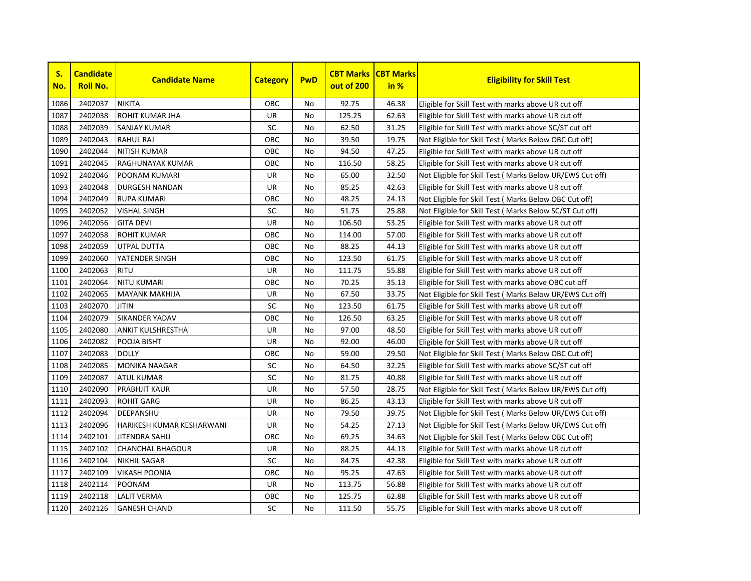| S. No. | Candidate Roll No. | Candidate Name | Category | PwD | CBT Marks out of 200 | CBT Marks in % | Eligibility for Skill Test |
|---|---|---|---|---|---|---|---|
| 1086 | 2402037 | NIKITA | OBC | No | 92.75 | 46.38 | Eligible for Skill Test with marks above UR cut off |
| 1087 | 2402038 | ROHIT KUMAR JHA | UR | No | 125.25 | 62.63 | Eligible for Skill Test with marks above UR cut off |
| 1088 | 2402039 | SANJAY KUMAR | SC | No | 62.50 | 31.25 | Eligible for Skill Test with marks above SC/ST cut off |
| 1089 | 2402043 | RAHUL RAJ | OBC | No | 39.50 | 19.75 | Not Eligible for Skill Test ( Marks Below OBC Cut off) |
| 1090 | 2402044 | NITISH KUMAR | OBC | No | 94.50 | 47.25 | Eligible for Skill Test with marks above UR cut off |
| 1091 | 2402045 | RAGHUNAYAK KUMAR | OBC | No | 116.50 | 58.25 | Eligible for Skill Test with marks above UR cut off |
| 1092 | 2402046 | POONAM KUMARI | UR | No | 65.00 | 32.50 | Not Eligible for Skill Test ( Marks Below UR/EWS Cut off) |
| 1093 | 2402048 | DURGESH NANDAN | UR | No | 85.25 | 42.63 | Eligible for Skill Test with marks above UR cut off |
| 1094 | 2402049 | RUPA KUMARI | OBC | No | 48.25 | 24.13 | Not Eligible for Skill Test ( Marks Below OBC Cut off) |
| 1095 | 2402052 | VISHAL SINGH | SC | No | 51.75 | 25.88 | Not Eligible for Skill Test ( Marks Below SC/ST Cut off) |
| 1096 | 2402056 | GITA DEVI | UR | No | 106.50 | 53.25 | Eligible for Skill Test with marks above UR cut off |
| 1097 | 2402058 | ROHIT KUMAR | OBC | No | 114.00 | 57.00 | Eligible for Skill Test with marks above UR cut off |
| 1098 | 2402059 | UTPAL DUTTA | OBC | No | 88.25 | 44.13 | Eligible for Skill Test with marks above UR cut off |
| 1099 | 2402060 | YATENDER SINGH | OBC | No | 123.50 | 61.75 | Eligible for Skill Test with marks above UR cut off |
| 1100 | 2402063 | RITU | UR | No | 111.75 | 55.88 | Eligible for Skill Test with marks above UR cut off |
| 1101 | 2402064 | NITU KUMARI | OBC | No | 70.25 | 35.13 | Eligible for Skill Test with marks above OBC cut off |
| 1102 | 2402065 | MAYANK MAKHIJA | UR | No | 67.50 | 33.75 | Not Eligible for Skill Test ( Marks Below UR/EWS Cut off) |
| 1103 | 2402070 | JITIN | SC | No | 123.50 | 61.75 | Eligible for Skill Test with marks above UR cut off |
| 1104 | 2402079 | SIKANDER YADAV | OBC | No | 126.50 | 63.25 | Eligible for Skill Test with marks above UR cut off |
| 1105 | 2402080 | ANKIT KULSHRESTHA | UR | No | 97.00 | 48.50 | Eligible for Skill Test with marks above UR cut off |
| 1106 | 2402082 | POOJA BISHT | UR | No | 92.00 | 46.00 | Eligible for Skill Test with marks above UR cut off |
| 1107 | 2402083 | DOLLY | OBC | No | 59.00 | 29.50 | Not Eligible for Skill Test ( Marks Below OBC Cut off) |
| 1108 | 2402085 | MONIKA NAAGAR | SC | No | 64.50 | 32.25 | Eligible for Skill Test with marks above SC/ST cut off |
| 1109 | 2402087 | ATUL KUMAR | SC | No | 81.75 | 40.88 | Eligible for Skill Test with marks above UR cut off |
| 1110 | 2402090 | PRABHJIT KAUR | UR | No | 57.50 | 28.75 | Not Eligible for Skill Test ( Marks Below UR/EWS Cut off) |
| 1111 | 2402093 | ROHIT GARG | UR | No | 86.25 | 43.13 | Eligible for Skill Test with marks above UR cut off |
| 1112 | 2402094 | DEEPANSHU | UR | No | 79.50 | 39.75 | Not Eligible for Skill Test ( Marks Below UR/EWS Cut off) |
| 1113 | 2402096 | HARIKESH KUMAR KESHARWANI | UR | No | 54.25 | 27.13 | Not Eligible for Skill Test ( Marks Below UR/EWS Cut off) |
| 1114 | 2402101 | JITENDRA SAHU | OBC | No | 69.25 | 34.63 | Not Eligible for Skill Test ( Marks Below OBC Cut off) |
| 1115 | 2402102 | CHANCHAL BHAGOUR | UR | No | 88.25 | 44.13 | Eligible for Skill Test with marks above UR cut off |
| 1116 | 2402104 | NIKHIL SAGAR | SC | No | 84.75 | 42.38 | Eligible for Skill Test with marks above UR cut off |
| 1117 | 2402109 | VIKASH POONIA | OBC | No | 95.25 | 47.63 | Eligible for Skill Test with marks above UR cut off |
| 1118 | 2402114 | POONAM | UR | No | 113.75 | 56.88 | Eligible for Skill Test with marks above UR cut off |
| 1119 | 2402118 | LALIT VERMA | OBC | No | 125.75 | 62.88 | Eligible for Skill Test with marks above UR cut off |
| 1120 | 2402126 | GANESH CHAND | SC | No | 111.50 | 55.75 | Eligible for Skill Test with marks above UR cut off |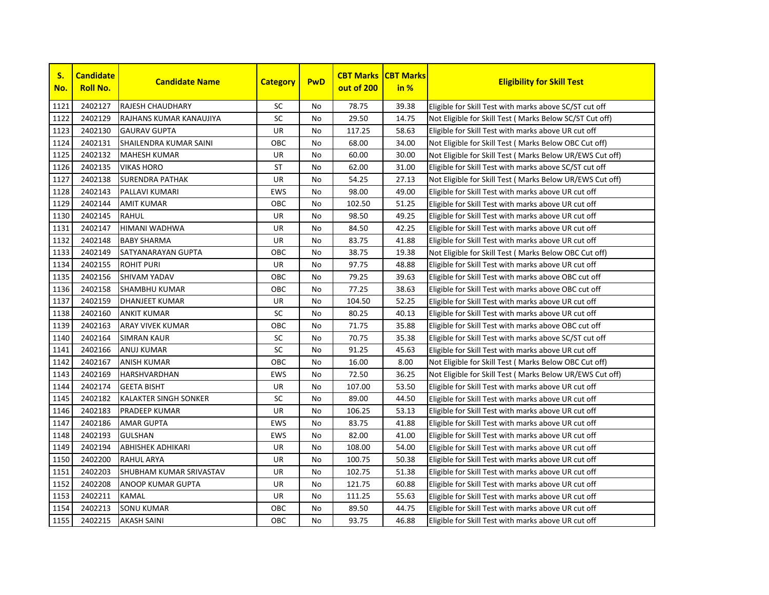| S. No. | Candidate Roll No. | Candidate Name | Category | PwD | CBT Marks out of 200 | CBT Marks in % | Eligibility for Skill Test |
|---|---|---|---|---|---|---|---|
| 1121 | 2402127 | RAJESH CHAUDHARY | SC | No | 78.75 | 39.38 | Eligible for Skill Test with marks above SC/ST cut off |
| 1122 | 2402129 | RAJHANS KUMAR KANAUJIYA | SC | No | 29.50 | 14.75 | Not Eligible for Skill Test ( Marks Below SC/ST Cut off) |
| 1123 | 2402130 | GAURAV GUPTA | UR | No | 117.25 | 58.63 | Eligible for Skill Test with marks above UR cut off |
| 1124 | 2402131 | SHAILENDRA KUMAR SAINI | OBC | No | 68.00 | 34.00 | Not Eligible for Skill Test ( Marks Below OBC Cut off) |
| 1125 | 2402132 | MAHESH KUMAR | UR | No | 60.00 | 30.00 | Not Eligible for Skill Test ( Marks Below UR/EWS Cut off) |
| 1126 | 2402135 | VIKAS HORO | ST | No | 62.00 | 31.00 | Eligible for Skill Test with marks above SC/ST cut off |
| 1127 | 2402138 | SURENDRA PATHAK | UR | No | 54.25 | 27.13 | Not Eligible for Skill Test ( Marks Below UR/EWS Cut off) |
| 1128 | 2402143 | PALLAVI KUMARI | EWS | No | 98.00 | 49.00 | Eligible for Skill Test with marks above UR cut off |
| 1129 | 2402144 | AMIT KUMAR | OBC | No | 102.50 | 51.25 | Eligible for Skill Test with marks above UR cut off |
| 1130 | 2402145 | RAHUL | UR | No | 98.50 | 49.25 | Eligible for Skill Test with marks above UR cut off |
| 1131 | 2402147 | HIMANI WADHWA | UR | No | 84.50 | 42.25 | Eligible for Skill Test with marks above UR cut off |
| 1132 | 2402148 | BABY SHARMA | UR | No | 83.75 | 41.88 | Eligible for Skill Test with marks above UR cut off |
| 1133 | 2402149 | SATYANARAYAN GUPTA | OBC | No | 38.75 | 19.38 | Not Eligible for Skill Test ( Marks Below OBC Cut off) |
| 1134 | 2402155 | ROHIT PURI | UR | No | 97.75 | 48.88 | Eligible for Skill Test with marks above UR cut off |
| 1135 | 2402156 | SHIVAM YADAV | OBC | No | 79.25 | 39.63 | Eligible for Skill Test with marks above OBC cut off |
| 1136 | 2402158 | SHAMBHU KUMAR | OBC | No | 77.25 | 38.63 | Eligible for Skill Test with marks above OBC cut off |
| 1137 | 2402159 | DHANJEET KUMAR | UR | No | 104.50 | 52.25 | Eligible for Skill Test with marks above UR cut off |
| 1138 | 2402160 | ANKIT KUMAR | SC | No | 80.25 | 40.13 | Eligible for Skill Test with marks above UR cut off |
| 1139 | 2402163 | ARAY VIVEK KUMAR | OBC | No | 71.75 | 35.88 | Eligible for Skill Test with marks above OBC cut off |
| 1140 | 2402164 | SIMRAN KAUR | SC | No | 70.75 | 35.38 | Eligible for Skill Test with marks above SC/ST cut off |
| 1141 | 2402166 | ANUJ KUMAR | SC | No | 91.25 | 45.63 | Eligible for Skill Test with marks above UR cut off |
| 1142 | 2402167 | ANISH KUMAR | OBC | No | 16.00 | 8.00 | Not Eligible for Skill Test ( Marks Below OBC Cut off) |
| 1143 | 2402169 | HARSHVARDHAN | EWS | No | 72.50 | 36.25 | Not Eligible for Skill Test ( Marks Below UR/EWS Cut off) |
| 1144 | 2402174 | GEETA BISHT | UR | No | 107.00 | 53.50 | Eligible for Skill Test with marks above UR cut off |
| 1145 | 2402182 | KALAKTER SINGH SONKER | SC | No | 89.00 | 44.50 | Eligible for Skill Test with marks above UR cut off |
| 1146 | 2402183 | PRADEEP KUMAR | UR | No | 106.25 | 53.13 | Eligible for Skill Test with marks above UR cut off |
| 1147 | 2402186 | AMAR GUPTA | EWS | No | 83.75 | 41.88 | Eligible for Skill Test with marks above UR cut off |
| 1148 | 2402193 | GULSHAN | EWS | No | 82.00 | 41.00 | Eligible for Skill Test with marks above UR cut off |
| 1149 | 2402194 | ABHISHEK ADHIKARI | UR | No | 108.00 | 54.00 | Eligible for Skill Test with marks above UR cut off |
| 1150 | 2402200 | RAHUL ARYA | UR | No | 100.75 | 50.38 | Eligible for Skill Test with marks above UR cut off |
| 1151 | 2402203 | SHUBHAM KUMAR SRIVASTAV | UR | No | 102.75 | 51.38 | Eligible for Skill Test with marks above UR cut off |
| 1152 | 2402208 | ANOOP KUMAR GUPTA | UR | No | 121.75 | 60.88 | Eligible for Skill Test with marks above UR cut off |
| 1153 | 2402211 | KAMAL | UR | No | 111.25 | 55.63 | Eligible for Skill Test with marks above UR cut off |
| 1154 | 2402213 | SONU KUMAR | OBC | No | 89.50 | 44.75 | Eligible for Skill Test with marks above UR cut off |
| 1155 | 2402215 | AKASH SAINI | OBC | No | 93.75 | 46.88 | Eligible for Skill Test with marks above UR cut off |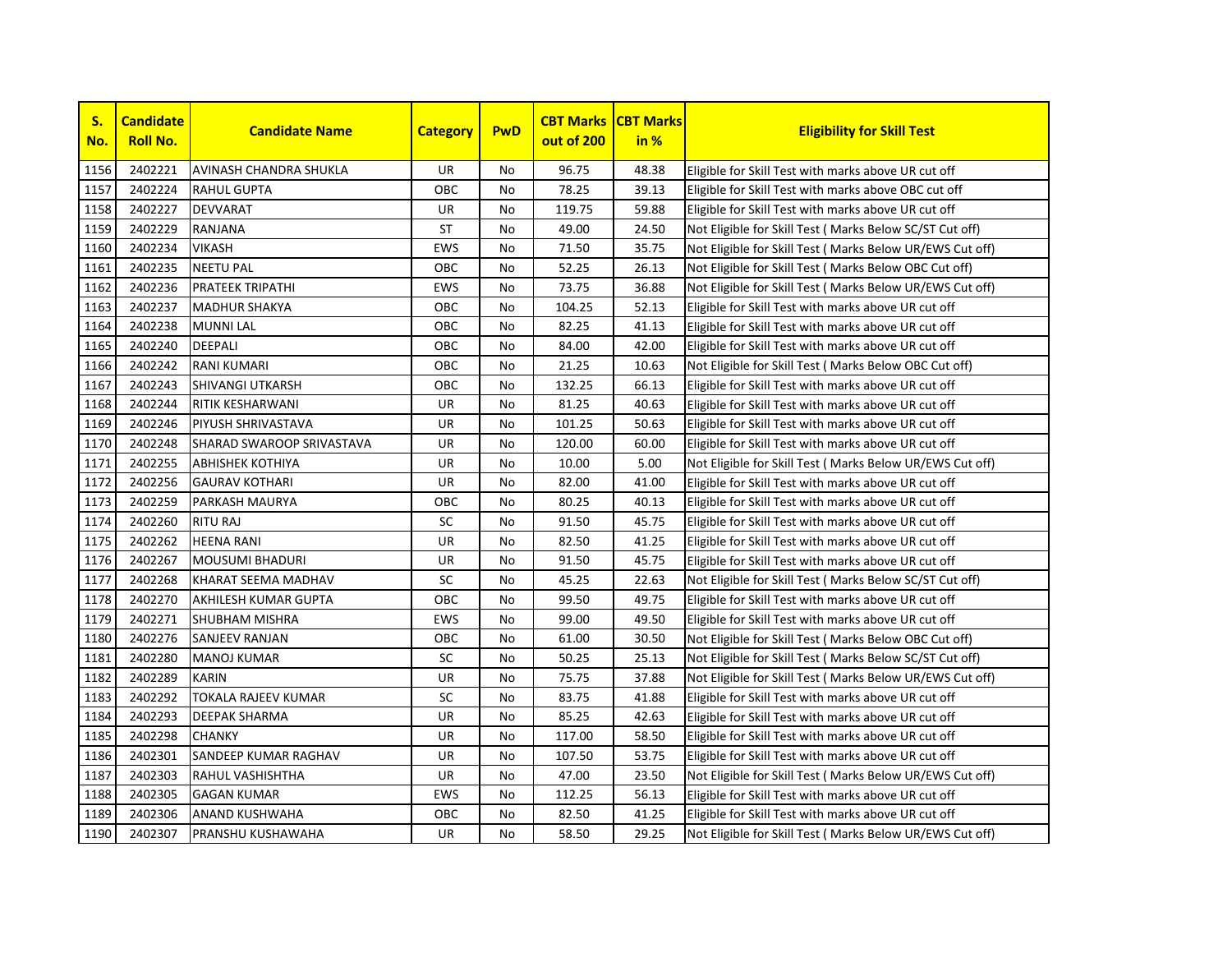| S. No. | Candidate Roll No. | Candidate Name | Category | PwD | CBT Marks out of 200 | CBT Marks in % | Eligibility for Skill Test |
|---|---|---|---|---|---|---|---|
| 1156 | 2402221 | AVINASH CHANDRA SHUKLA | UR | No | 96.75 | 48.38 | Eligible for Skill Test with marks above UR cut off |
| 1157 | 2402224 | RAHUL GUPTA | OBC | No | 78.25 | 39.13 | Eligible for Skill Test with marks above OBC cut off |
| 1158 | 2402227 | DEVVARAT | UR | No | 119.75 | 59.88 | Eligible for Skill Test with marks above UR cut off |
| 1159 | 2402229 | RANJANA | ST | No | 49.00 | 24.50 | Not Eligible for Skill Test ( Marks Below SC/ST Cut off) |
| 1160 | 2402234 | VIKASH | EWS | No | 71.50 | 35.75 | Not Eligible for Skill Test ( Marks Below UR/EWS Cut off) |
| 1161 | 2402235 | NEETU PAL | OBC | No | 52.25 | 26.13 | Not Eligible for Skill Test ( Marks Below OBC Cut off) |
| 1162 | 2402236 | PRATEEK TRIPATHI | EWS | No | 73.75 | 36.88 | Not Eligible for Skill Test ( Marks Below UR/EWS Cut off) |
| 1163 | 2402237 | MADHUR SHAKYA | OBC | No | 104.25 | 52.13 | Eligible for Skill Test with marks above UR cut off |
| 1164 | 2402238 | MUNNI LAL | OBC | No | 82.25 | 41.13 | Eligible for Skill Test with marks above UR cut off |
| 1165 | 2402240 | DEEPALI | OBC | No | 84.00 | 42.00 | Eligible for Skill Test with marks above UR cut off |
| 1166 | 2402242 | RANI KUMARI | OBC | No | 21.25 | 10.63 | Not Eligible for Skill Test ( Marks Below OBC Cut off) |
| 1167 | 2402243 | SHIVANGI UTKARSH | OBC | No | 132.25 | 66.13 | Eligible for Skill Test with marks above UR cut off |
| 1168 | 2402244 | RITIK KESHARWANI | UR | No | 81.25 | 40.63 | Eligible for Skill Test with marks above UR cut off |
| 1169 | 2402246 | PIYUSH SHRIVASTAVA | UR | No | 101.25 | 50.63 | Eligible for Skill Test with marks above UR cut off |
| 1170 | 2402248 | SHARAD SWAROOP SRIVASTAVA | UR | No | 120.00 | 60.00 | Eligible for Skill Test with marks above UR cut off |
| 1171 | 2402255 | ABHISHEK KOTHIYA | UR | No | 10.00 | 5.00 | Not Eligible for Skill Test ( Marks Below UR/EWS Cut off) |
| 1172 | 2402256 | GAURAV KOTHARI | UR | No | 82.00 | 41.00 | Eligible for Skill Test with marks above UR cut off |
| 1173 | 2402259 | PARKASH MAURYA | OBC | No | 80.25 | 40.13 | Eligible for Skill Test with marks above UR cut off |
| 1174 | 2402260 | RITU RAJ | SC | No | 91.50 | 45.75 | Eligible for Skill Test with marks above UR cut off |
| 1175 | 2402262 | HEENA RANI | UR | No | 82.50 | 41.25 | Eligible for Skill Test with marks above UR cut off |
| 1176 | 2402267 | MOUSUMI BHADURI | UR | No | 91.50 | 45.75 | Eligible for Skill Test with marks above UR cut off |
| 1177 | 2402268 | KHARAT SEEMA MADHAV | SC | No | 45.25 | 22.63 | Not Eligible for Skill Test ( Marks Below SC/ST Cut off) |
| 1178 | 2402270 | AKHILESH KUMAR GUPTA | OBC | No | 99.50 | 49.75 | Eligible for Skill Test with marks above UR cut off |
| 1179 | 2402271 | SHUBHAM MISHRA | EWS | No | 99.00 | 49.50 | Eligible for Skill Test with marks above UR cut off |
| 1180 | 2402276 | SANJEEV RANJAN | OBC | No | 61.00 | 30.50 | Not Eligible for Skill Test ( Marks Below OBC Cut off) |
| 1181 | 2402280 | MANOJ KUMAR | SC | No | 50.25 | 25.13 | Not Eligible for Skill Test ( Marks Below SC/ST Cut off) |
| 1182 | 2402289 | KARIN | UR | No | 75.75 | 37.88 | Not Eligible for Skill Test ( Marks Below UR/EWS Cut off) |
| 1183 | 2402292 | TOKALA RAJEEV KUMAR | SC | No | 83.75 | 41.88 | Eligible for Skill Test with marks above UR cut off |
| 1184 | 2402293 | DEEPAK SHARMA | UR | No | 85.25 | 42.63 | Eligible for Skill Test with marks above UR cut off |
| 1185 | 2402298 | CHANKY | UR | No | 117.00 | 58.50 | Eligible for Skill Test with marks above UR cut off |
| 1186 | 2402301 | SANDEEP KUMAR RAGHAV | UR | No | 107.50 | 53.75 | Eligible for Skill Test with marks above UR cut off |
| 1187 | 2402303 | RAHUL VASHISHTHA | UR | No | 47.00 | 23.50 | Not Eligible for Skill Test ( Marks Below UR/EWS Cut off) |
| 1188 | 2402305 | GAGAN KUMAR | EWS | No | 112.25 | 56.13 | Eligible for Skill Test with marks above UR cut off |
| 1189 | 2402306 | ANAND KUSHWAHA | OBC | No | 82.50 | 41.25 | Eligible for Skill Test with marks above UR cut off |
| 1190 | 2402307 | PRANSHU KUSHAWAHA | UR | No | 58.50 | 29.25 | Not Eligible for Skill Test ( Marks Below UR/EWS Cut off) |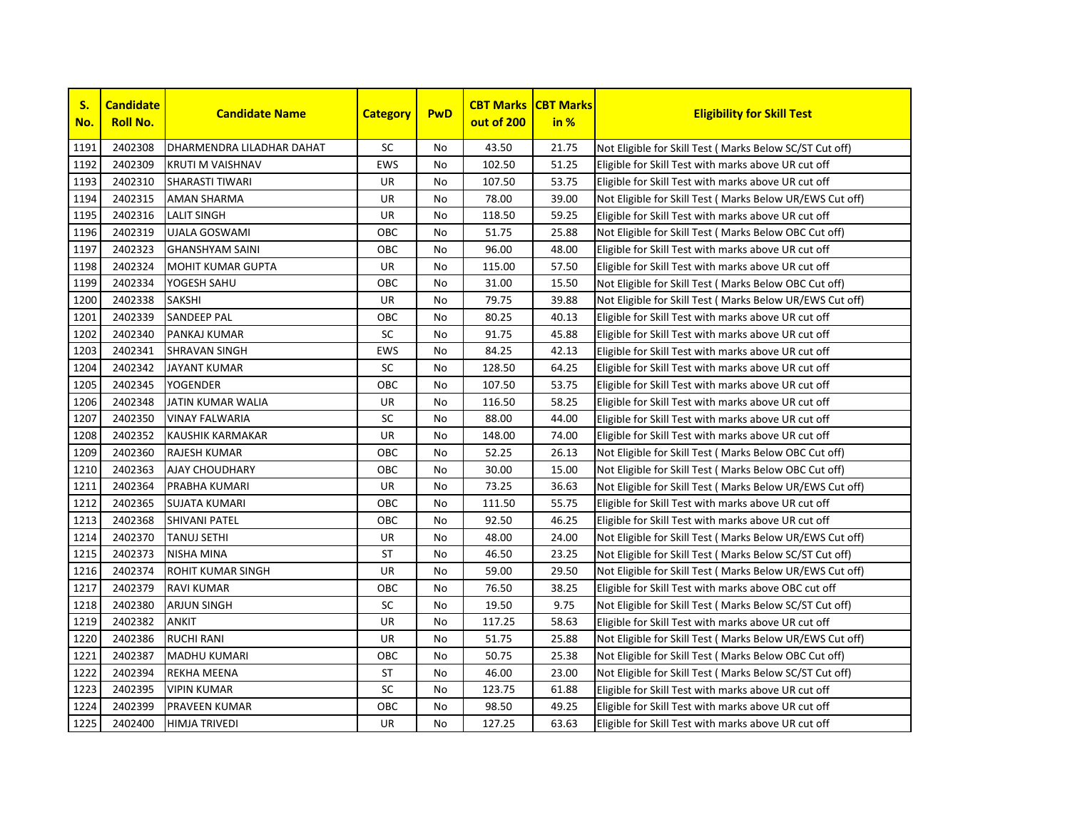| S. No. | Candidate Roll No. | Candidate Name | Category | PwD | CBT Marks out of 200 | CBT Marks in % | Eligibility for Skill Test |
|---|---|---|---|---|---|---|---|
| 1191 | 2402308 | DHARMENDRA LILADHAR DAHAT | SC | No | 43.50 | 21.75 | Not Eligible for Skill Test ( Marks Below SC/ST Cut off) |
| 1192 | 2402309 | KRUTI M VAISHNAV | EWS | No | 102.50 | 51.25 | Eligible for Skill Test with marks above UR cut off |
| 1193 | 2402310 | SHARASTI TIWARI | UR | No | 107.50 | 53.75 | Eligible for Skill Test with marks above UR cut off |
| 1194 | 2402315 | AMAN SHARMA | UR | No | 78.00 | 39.00 | Not Eligible for Skill Test ( Marks Below UR/EWS Cut off) |
| 1195 | 2402316 | LALIT SINGH | UR | No | 118.50 | 59.25 | Eligible for Skill Test with marks above UR cut off |
| 1196 | 2402319 | UJALA GOSWAMI | OBC | No | 51.75 | 25.88 | Not Eligible for Skill Test ( Marks Below OBC Cut off) |
| 1197 | 2402323 | GHANSHYAM SAINI | OBC | No | 96.00 | 48.00 | Eligible for Skill Test with marks above UR cut off |
| 1198 | 2402324 | MOHIT KUMAR GUPTA | UR | No | 115.00 | 57.50 | Eligible for Skill Test with marks above UR cut off |
| 1199 | 2402334 | YOGESH SAHU | OBC | No | 31.00 | 15.50 | Not Eligible for Skill Test ( Marks Below OBC Cut off) |
| 1200 | 2402338 | SAKSHI | UR | No | 79.75 | 39.88 | Not Eligible for Skill Test ( Marks Below UR/EWS Cut off) |
| 1201 | 2402339 | SANDEEP PAL | OBC | No | 80.25 | 40.13 | Eligible for Skill Test with marks above UR cut off |
| 1202 | 2402340 | PANKAJ KUMAR | SC | No | 91.75 | 45.88 | Eligible for Skill Test with marks above UR cut off |
| 1203 | 2402341 | SHRAVAN SINGH | EWS | No | 84.25 | 42.13 | Eligible for Skill Test with marks above UR cut off |
| 1204 | 2402342 | JAYANT KUMAR | SC | No | 128.50 | 64.25 | Eligible for Skill Test with marks above UR cut off |
| 1205 | 2402345 | YOGENDER | OBC | No | 107.50 | 53.75 | Eligible for Skill Test with marks above UR cut off |
| 1206 | 2402348 | JATIN KUMAR WALIA | UR | No | 116.50 | 58.25 | Eligible for Skill Test with marks above UR cut off |
| 1207 | 2402350 | VINAY FALWARIA | SC | No | 88.00 | 44.00 | Eligible for Skill Test with marks above UR cut off |
| 1208 | 2402352 | KAUSHIK KARMAKAR | UR | No | 148.00 | 74.00 | Eligible for Skill Test with marks above UR cut off |
| 1209 | 2402360 | RAJESH KUMAR | OBC | No | 52.25 | 26.13 | Not Eligible for Skill Test ( Marks Below OBC Cut off) |
| 1210 | 2402363 | AJAY CHOUDHARY | OBC | No | 30.00 | 15.00 | Not Eligible for Skill Test ( Marks Below OBC Cut off) |
| 1211 | 2402364 | PRABHA KUMARI | UR | No | 73.25 | 36.63 | Not Eligible for Skill Test ( Marks Below UR/EWS Cut off) |
| 1212 | 2402365 | SUJATA KUMARI | OBC | No | 111.50 | 55.75 | Eligible for Skill Test with marks above UR cut off |
| 1213 | 2402368 | SHIVANI PATEL | OBC | No | 92.50 | 46.25 | Eligible for Skill Test with marks above UR cut off |
| 1214 | 2402370 | TANUJ SETHI | UR | No | 48.00 | 24.00 | Not Eligible for Skill Test ( Marks Below UR/EWS Cut off) |
| 1215 | 2402373 | NISHA MINA | ST | No | 46.50 | 23.25 | Not Eligible for Skill Test ( Marks Below SC/ST Cut off) |
| 1216 | 2402374 | ROHIT KUMAR SINGH | UR | No | 59.00 | 29.50 | Not Eligible for Skill Test ( Marks Below UR/EWS Cut off) |
| 1217 | 2402379 | RAVI KUMAR | OBC | No | 76.50 | 38.25 | Eligible for Skill Test with marks above OBC cut off |
| 1218 | 2402380 | ARJUN SINGH | SC | No | 19.50 | 9.75 | Not Eligible for Skill Test ( Marks Below SC/ST Cut off) |
| 1219 | 2402382 | ANKIT | UR | No | 117.25 | 58.63 | Eligible for Skill Test with marks above UR cut off |
| 1220 | 2402386 | RUCHI RANI | UR | No | 51.75 | 25.88 | Not Eligible for Skill Test ( Marks Below UR/EWS Cut off) |
| 1221 | 2402387 | MADHU KUMARI | OBC | No | 50.75 | 25.38 | Not Eligible for Skill Test ( Marks Below OBC Cut off) |
| 1222 | 2402394 | REKHA MEENA | ST | No | 46.00 | 23.00 | Not Eligible for Skill Test ( Marks Below SC/ST Cut off) |
| 1223 | 2402395 | VIPIN KUMAR | SC | No | 123.75 | 61.88 | Eligible for Skill Test with marks above UR cut off |
| 1224 | 2402399 | PRAVEEN KUMAR | OBC | No | 98.50 | 49.25 | Eligible for Skill Test with marks above UR cut off |
| 1225 | 2402400 | HIMJA TRIVEDI | UR | No | 127.25 | 63.63 | Eligible for Skill Test with marks above UR cut off |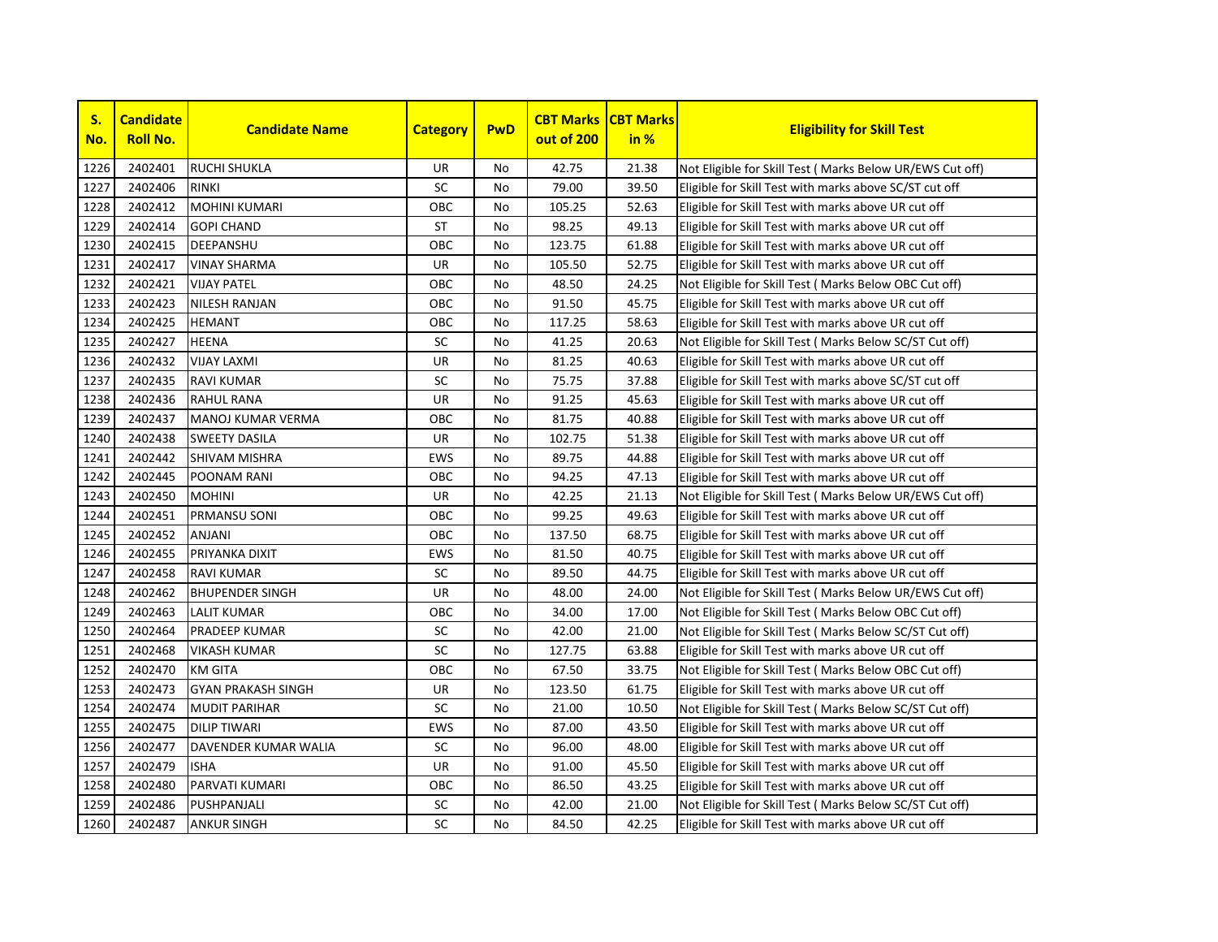| S. No. | Candidate Roll No. | Candidate Name | Category | PwD | CBT Marks out of 200 | CBT Marks in % | Eligibility for Skill Test |
|---|---|---|---|---|---|---|---|
| 1226 | 2402401 | RUCHI SHUKLA | UR | No | 42.75 | 21.38 | Not Eligible for Skill Test ( Marks Below UR/EWS Cut off) |
| 1227 | 2402406 | RINKI | SC | No | 79.00 | 39.50 | Eligible for Skill Test with marks above SC/ST cut off |
| 1228 | 2402412 | MOHINI KUMARI | OBC | No | 105.25 | 52.63 | Eligible for Skill Test with marks above UR cut off |
| 1229 | 2402414 | GOPI CHAND | ST | No | 98.25 | 49.13 | Eligible for Skill Test with marks above UR cut off |
| 1230 | 2402415 | DEEPANSHU | OBC | No | 123.75 | 61.88 | Eligible for Skill Test with marks above UR cut off |
| 1231 | 2402417 | VINAY SHARMA | UR | No | 105.50 | 52.75 | Eligible for Skill Test with marks above UR cut off |
| 1232 | 2402421 | VIJAY PATEL | OBC | No | 48.50 | 24.25 | Not Eligible for Skill Test ( Marks Below OBC Cut off) |
| 1233 | 2402423 | NILESH RANJAN | OBC | No | 91.50 | 45.75 | Eligible for Skill Test with marks above UR cut off |
| 1234 | 2402425 | HEMANT | OBC | No | 117.25 | 58.63 | Eligible for Skill Test with marks above UR cut off |
| 1235 | 2402427 | HEENA | SC | No | 41.25 | 20.63 | Not Eligible for Skill Test ( Marks Below SC/ST Cut off) |
| 1236 | 2402432 | VIJAY LAXMI | UR | No | 81.25 | 40.63 | Eligible for Skill Test with marks above UR cut off |
| 1237 | 2402435 | RAVI KUMAR | SC | No | 75.75 | 37.88 | Eligible for Skill Test with marks above SC/ST cut off |
| 1238 | 2402436 | RAHUL RANA | UR | No | 91.25 | 45.63 | Eligible for Skill Test with marks above UR cut off |
| 1239 | 2402437 | MANOJ KUMAR VERMA | OBC | No | 81.75 | 40.88 | Eligible for Skill Test with marks above UR cut off |
| 1240 | 2402438 | SWEETY DASILA | UR | No | 102.75 | 51.38 | Eligible for Skill Test with marks above UR cut off |
| 1241 | 2402442 | SHIVAM MISHRA | EWS | No | 89.75 | 44.88 | Eligible for Skill Test with marks above UR cut off |
| 1242 | 2402445 | POONAM RANI | OBC | No | 94.25 | 47.13 | Eligible for Skill Test with marks above UR cut off |
| 1243 | 2402450 | MOHINI | UR | No | 42.25 | 21.13 | Not Eligible for Skill Test ( Marks Below UR/EWS Cut off) |
| 1244 | 2402451 | PRMANSU SONI | OBC | No | 99.25 | 49.63 | Eligible for Skill Test with marks above UR cut off |
| 1245 | 2402452 | ANJANI | OBC | No | 137.50 | 68.75 | Eligible for Skill Test with marks above UR cut off |
| 1246 | 2402455 | PRIYANKA DIXIT | EWS | No | 81.50 | 40.75 | Eligible for Skill Test with marks above UR cut off |
| 1247 | 2402458 | RAVI KUMAR | SC | No | 89.50 | 44.75 | Eligible for Skill Test with marks above UR cut off |
| 1248 | 2402462 | BHUPENDER SINGH | UR | No | 48.00 | 24.00 | Not Eligible for Skill Test ( Marks Below UR/EWS Cut off) |
| 1249 | 2402463 | LALIT KUMAR | OBC | No | 34.00 | 17.00 | Not Eligible for Skill Test ( Marks Below OBC Cut off) |
| 1250 | 2402464 | PRADEEP KUMAR | SC | No | 42.00 | 21.00 | Not Eligible for Skill Test ( Marks Below SC/ST Cut off) |
| 1251 | 2402468 | VIKASH KUMAR | SC | No | 127.75 | 63.88 | Eligible for Skill Test with marks above UR cut off |
| 1252 | 2402470 | KM GITA | OBC | No | 67.50 | 33.75 | Not Eligible for Skill Test ( Marks Below OBC Cut off) |
| 1253 | 2402473 | GYAN PRAKASH SINGH | UR | No | 123.50 | 61.75 | Eligible for Skill Test with marks above UR cut off |
| 1254 | 2402474 | MUDIT PARIHAR | SC | No | 21.00 | 10.50 | Not Eligible for Skill Test ( Marks Below SC/ST Cut off) |
| 1255 | 2402475 | DILIP TIWARI | EWS | No | 87.00 | 43.50 | Eligible for Skill Test with marks above UR cut off |
| 1256 | 2402477 | DAVENDER KUMAR WALIA | SC | No | 96.00 | 48.00 | Eligible for Skill Test with marks above UR cut off |
| 1257 | 2402479 | ISHA | UR | No | 91.00 | 45.50 | Eligible for Skill Test with marks above UR cut off |
| 1258 | 2402480 | PARVATI KUMARI | OBC | No | 86.50 | 43.25 | Eligible for Skill Test with marks above UR cut off |
| 1259 | 2402486 | PUSHPANJALI | SC | No | 42.00 | 21.00 | Not Eligible for Skill Test ( Marks Below SC/ST Cut off) |
| 1260 | 2402487 | ANKUR SINGH | SC | No | 84.50 | 42.25 | Eligible for Skill Test with marks above UR cut off |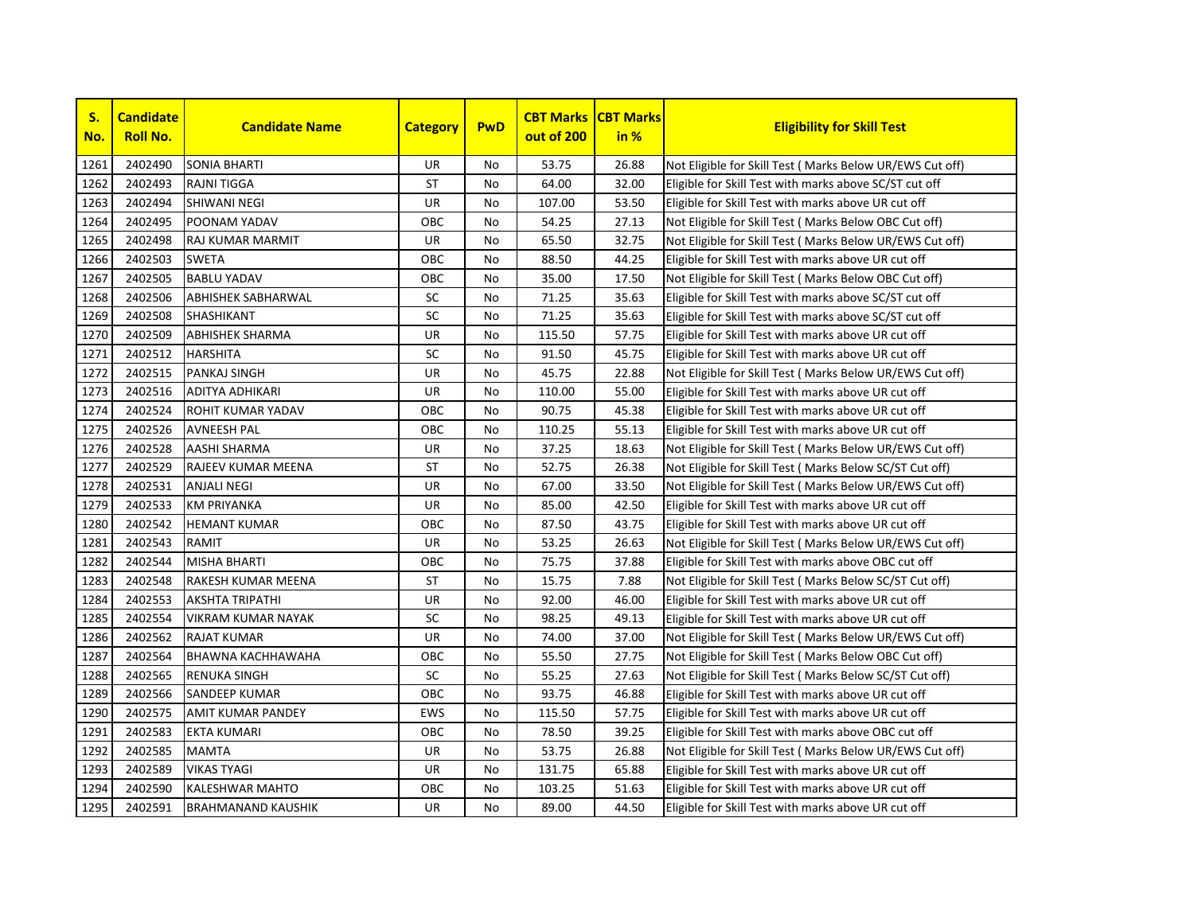| S. No. | Candidate Roll No. | Candidate Name | Category | PwD | CBT Marks out of 200 | CBT Marks in % | Eligibility for Skill Test |
|---|---|---|---|---|---|---|---|
| 1261 | 2402490 | SONIA BHARTI | UR | No | 53.75 | 26.88 | Not Eligible for Skill Test ( Marks Below UR/EWS Cut off) |
| 1262 | 2402493 | RAJNI TIGGA | ST | No | 64.00 | 32.00 | Eligible for Skill Test with marks above SC/ST cut off |
| 1263 | 2402494 | SHIWANI NEGI | UR | No | 107.00 | 53.50 | Eligible for Skill Test with marks above UR cut off |
| 1264 | 2402495 | POONAM YADAV | OBC | No | 54.25 | 27.13 | Not Eligible for Skill Test ( Marks Below OBC Cut off) |
| 1265 | 2402498 | RAJ KUMAR MARMIT | UR | No | 65.50 | 32.75 | Not Eligible for Skill Test ( Marks Below UR/EWS Cut off) |
| 1266 | 2402503 | SWETA | OBC | No | 88.50 | 44.25 | Eligible for Skill Test with marks above UR cut off |
| 1267 | 2402505 | BABLU YADAV | OBC | No | 35.00 | 17.50 | Not Eligible for Skill Test ( Marks Below OBC Cut off) |
| 1268 | 2402506 | ABHISHEK SABHARWAL | SC | No | 71.25 | 35.63 | Eligible for Skill Test with marks above SC/ST cut off |
| 1269 | 2402508 | SHASHIKANT | SC | No | 71.25 | 35.63 | Eligible for Skill Test with marks above SC/ST cut off |
| 1270 | 2402509 | ABHISHEK SHARMA | UR | No | 115.50 | 57.75 | Eligible for Skill Test with marks above UR cut off |
| 1271 | 2402512 | HARSHITA | SC | No | 91.50 | 45.75 | Eligible for Skill Test with marks above UR cut off |
| 1272 | 2402515 | PANKAJ SINGH | UR | No | 45.75 | 22.88 | Not Eligible for Skill Test ( Marks Below UR/EWS Cut off) |
| 1273 | 2402516 | ADITYA ADHIKARI | UR | No | 110.00 | 55.00 | Eligible for Skill Test with marks above UR cut off |
| 1274 | 2402524 | ROHIT KUMAR YADAV | OBC | No | 90.75 | 45.38 | Eligible for Skill Test with marks above UR cut off |
| 1275 | 2402526 | AVNEESH PAL | OBC | No | 110.25 | 55.13 | Eligible for Skill Test with marks above UR cut off |
| 1276 | 2402528 | AASHI SHARMA | UR | No | 37.25 | 18.63 | Not Eligible for Skill Test ( Marks Below UR/EWS Cut off) |
| 1277 | 2402529 | RAJEEV KUMAR MEENA | ST | No | 52.75 | 26.38 | Not Eligible for Skill Test ( Marks Below SC/ST Cut off) |
| 1278 | 2402531 | ANJALI NEGI | UR | No | 67.00 | 33.50 | Not Eligible for Skill Test ( Marks Below UR/EWS Cut off) |
| 1279 | 2402533 | KM PRIYANKA | UR | No | 85.00 | 42.50 | Eligible for Skill Test with marks above UR cut off |
| 1280 | 2402542 | HEMANT KUMAR | OBC | No | 87.50 | 43.75 | Eligible for Skill Test with marks above UR cut off |
| 1281 | 2402543 | RAMIT | UR | No | 53.25 | 26.63 | Not Eligible for Skill Test ( Marks Below UR/EWS Cut off) |
| 1282 | 2402544 | MISHA BHARTI | OBC | No | 75.75 | 37.88 | Eligible for Skill Test with marks above OBC cut off |
| 1283 | 2402548 | RAKESH KUMAR MEENA | ST | No | 15.75 | 7.88 | Not Eligible for Skill Test ( Marks Below SC/ST Cut off) |
| 1284 | 2402553 | AKSHTA TRIPATHI | UR | No | 92.00 | 46.00 | Eligible for Skill Test with marks above UR cut off |
| 1285 | 2402554 | VIKRAM KUMAR NAYAK | SC | No | 98.25 | 49.13 | Eligible for Skill Test with marks above UR cut off |
| 1286 | 2402562 | RAJAT KUMAR | UR | No | 74.00 | 37.00 | Not Eligible for Skill Test ( Marks Below UR/EWS Cut off) |
| 1287 | 2402564 | BHAWNA KACHHAWAHA | OBC | No | 55.50 | 27.75 | Not Eligible for Skill Test ( Marks Below OBC Cut off) |
| 1288 | 2402565 | RENUKA SINGH | SC | No | 55.25 | 27.63 | Not Eligible for Skill Test ( Marks Below SC/ST Cut off) |
| 1289 | 2402566 | SANDEEP KUMAR | OBC | No | 93.75 | 46.88 | Eligible for Skill Test with marks above UR cut off |
| 1290 | 2402575 | AMIT KUMAR PANDEY | EWS | No | 115.50 | 57.75 | Eligible for Skill Test with marks above UR cut off |
| 1291 | 2402583 | EKTA KUMARI | OBC | No | 78.50 | 39.25 | Eligible for Skill Test with marks above OBC cut off |
| 1292 | 2402585 | MAMTA | UR | No | 53.75 | 26.88 | Not Eligible for Skill Test ( Marks Below UR/EWS Cut off) |
| 1293 | 2402589 | VIKAS TYAGI | UR | No | 131.75 | 65.88 | Eligible for Skill Test with marks above UR cut off |
| 1294 | 2402590 | KALESHWAR MAHTO | OBC | No | 103.25 | 51.63 | Eligible for Skill Test with marks above UR cut off |
| 1295 | 2402591 | BRAHMANAND KAUSHIK | UR | No | 89.00 | 44.50 | Eligible for Skill Test with marks above UR cut off |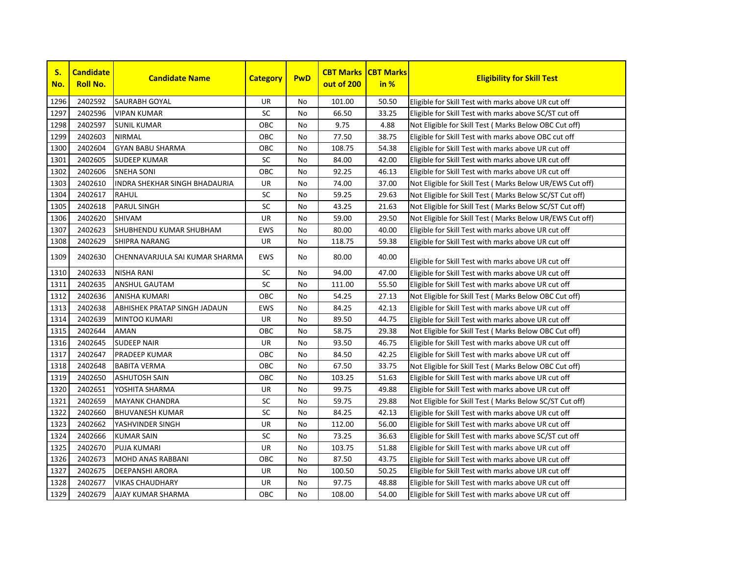| S. No. | Candidate Roll No. | Candidate Name | Category | PwD | CBT Marks out of 200 | CBT Marks in % | Eligibility for Skill Test |
|---|---|---|---|---|---|---|---|
| 1296 | 2402592 | SAURABH GOYAL | UR | No | 101.00 | 50.50 | Eligible for Skill Test with marks above UR cut off |
| 1297 | 2402596 | VIPAN KUMAR | SC | No | 66.50 | 33.25 | Eligible for Skill Test with marks above SC/ST cut off |
| 1298 | 2402597 | SUNIL KUMAR | OBC | No | 9.75 | 4.88 | Not Eligible for Skill Test ( Marks Below OBC Cut off) |
| 1299 | 2402603 | NIRMAL | OBC | No | 77.50 | 38.75 | Eligible for Skill Test with marks above OBC cut off |
| 1300 | 2402604 | GYAN BABU SHARMA | OBC | No | 108.75 | 54.38 | Eligible for Skill Test with marks above UR cut off |
| 1301 | 2402605 | SUDEEP KUMAR | SC | No | 84.00 | 42.00 | Eligible for Skill Test with marks above UR cut off |
| 1302 | 2402606 | SNEHA SONI | OBC | No | 92.25 | 46.13 | Eligible for Skill Test with marks above UR cut off |
| 1303 | 2402610 | INDRA SHEKHAR SINGH BHADAURIA | UR | No | 74.00 | 37.00 | Not Eligible for Skill Test ( Marks Below UR/EWS Cut off) |
| 1304 | 2402617 | RAHUL | SC | No | 59.25 | 29.63 | Not Eligible for Skill Test ( Marks Below SC/ST Cut off) |
| 1305 | 2402618 | PARUL SINGH | SC | No | 43.25 | 21.63 | Not Eligible for Skill Test ( Marks Below SC/ST Cut off) |
| 1306 | 2402620 | SHIVAM | UR | No | 59.00 | 29.50 | Not Eligible for Skill Test ( Marks Below UR/EWS Cut off) |
| 1307 | 2402623 | SHUBHENDU KUMAR SHUBHAM | EWS | No | 80.00 | 40.00 | Eligible for Skill Test with marks above UR cut off |
| 1308 | 2402629 | SHIPRA NARANG | UR | No | 118.75 | 59.38 | Eligible for Skill Test with marks above UR cut off |
| 1309 | 2402630 | CHENNAVARJULA SAI KUMAR SHARMA | EWS | No | 80.00 | 40.00 | Eligible for Skill Test with marks above UR cut off |
| 1310 | 2402633 | NISHA RANI | SC | No | 94.00 | 47.00 | Eligible for Skill Test with marks above UR cut off |
| 1311 | 2402635 | ANSHUL GAUTAM | SC | No | 111.00 | 55.50 | Eligible for Skill Test with marks above UR cut off |
| 1312 | 2402636 | ANISHA KUMARI | OBC | No | 54.25 | 27.13 | Not Eligible for Skill Test ( Marks Below OBC Cut off) |
| 1313 | 2402638 | ABHISHEK PRATAP SINGH JADAUN | EWS | No | 84.25 | 42.13 | Eligible for Skill Test with marks above UR cut off |
| 1314 | 2402639 | MINTOO KUMARI | UR | No | 89.50 | 44.75 | Eligible for Skill Test with marks above UR cut off |
| 1315 | 2402644 | AMAN | OBC | No | 58.75 | 29.38 | Not Eligible for Skill Test ( Marks Below OBC Cut off) |
| 1316 | 2402645 | SUDEEP NAIR | UR | No | 93.50 | 46.75 | Eligible for Skill Test with marks above UR cut off |
| 1317 | 2402647 | PRADEEP KUMAR | OBC | No | 84.50 | 42.25 | Eligible for Skill Test with marks above UR cut off |
| 1318 | 2402648 | BABITA VERMA | OBC | No | 67.50 | 33.75 | Not Eligible for Skill Test ( Marks Below OBC Cut off) |
| 1319 | 2402650 | ASHUTOSH SAIN | OBC | No | 103.25 | 51.63 | Eligible for Skill Test with marks above UR cut off |
| 1320 | 2402651 | YOSHITA SHARMA | UR | No | 99.75 | 49.88 | Eligible for Skill Test with marks above UR cut off |
| 1321 | 2402659 | MAYANK CHANDRA | SC | No | 59.75 | 29.88 | Not Eligible for Skill Test ( Marks Below SC/ST Cut off) |
| 1322 | 2402660 | BHUVANESH KUMAR | SC | No | 84.25 | 42.13 | Eligible for Skill Test with marks above UR cut off |
| 1323 | 2402662 | YASHVINDER SINGH | UR | No | 112.00 | 56.00 | Eligible for Skill Test with marks above UR cut off |
| 1324 | 2402666 | KUMAR SAIN | SC | No | 73.25 | 36.63 | Eligible for Skill Test with marks above SC/ST cut off |
| 1325 | 2402670 | PUJA KUMARI | UR | No | 103.75 | 51.88 | Eligible for Skill Test with marks above UR cut off |
| 1326 | 2402673 | MOHD ANAS RABBANI | OBC | No | 87.50 | 43.75 | Eligible for Skill Test with marks above UR cut off |
| 1327 | 2402675 | DEEPANSHI ARORA | UR | No | 100.50 | 50.25 | Eligible for Skill Test with marks above UR cut off |
| 1328 | 2402677 | VIKAS CHAUDHARY | UR | No | 97.75 | 48.88 | Eligible for Skill Test with marks above UR cut off |
| 1329 | 2402679 | AJAY KUMAR SHARMA | OBC | No | 108.00 | 54.00 | Eligible for Skill Test with marks above UR cut off |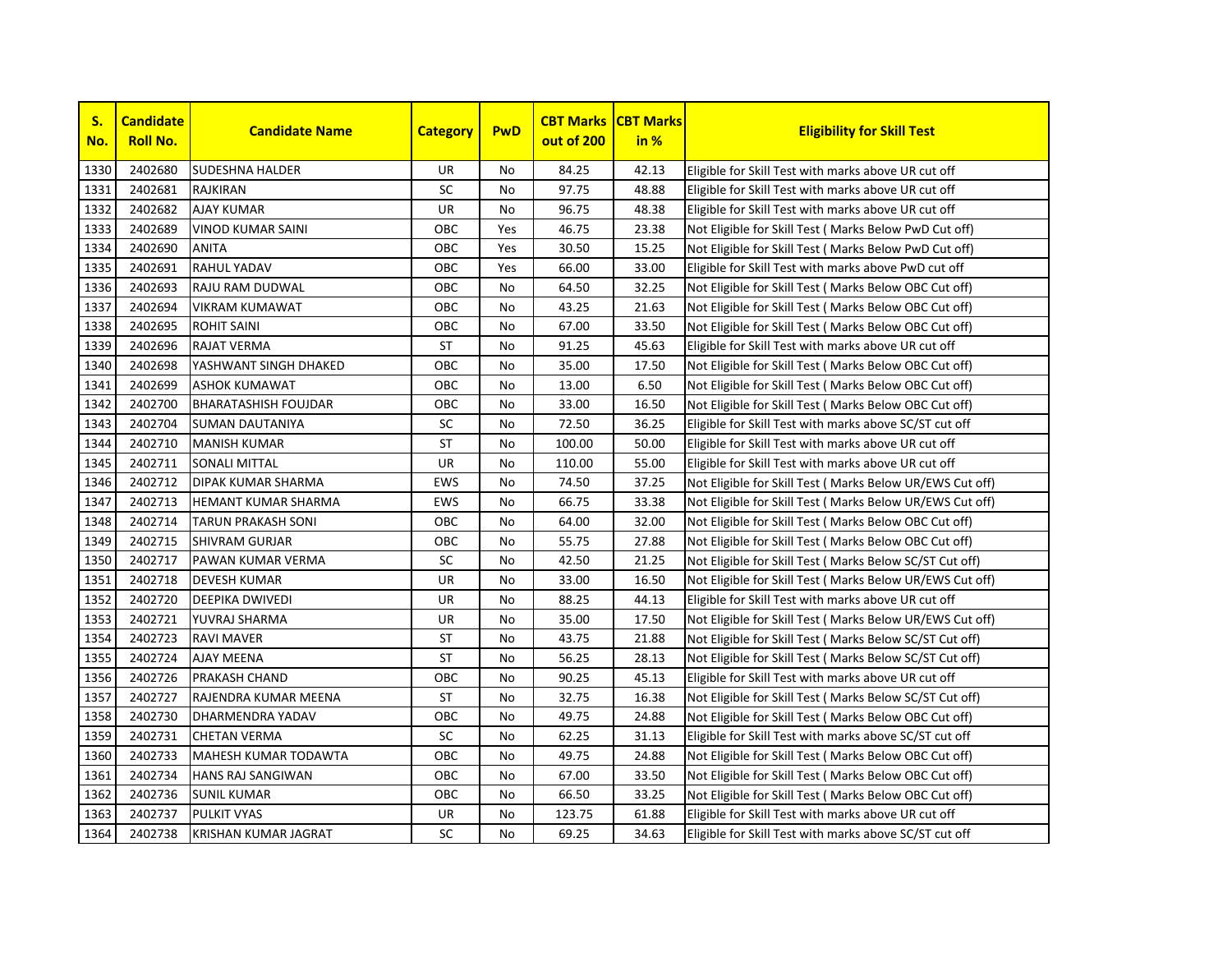| S. No. | Candidate Roll No. | Candidate Name | Category | PwD | CBT Marks out of 200 | CBT Marks in % | Eligibility for Skill Test |
|---|---|---|---|---|---|---|---|
| 1330 | 2402680 | SUDESHNA HALDER | UR | No | 84.25 | 42.13 | Eligible for Skill Test with marks above UR cut off |
| 1331 | 2402681 | RAJKIRAN | SC | No | 97.75 | 48.88 | Eligible for Skill Test with marks above UR cut off |
| 1332 | 2402682 | AJAY KUMAR | UR | No | 96.75 | 48.38 | Eligible for Skill Test with marks above UR cut off |
| 1333 | 2402689 | VINOD KUMAR SAINI | OBC | Yes | 46.75 | 23.38 | Not Eligible for Skill Test ( Marks Below PwD Cut off) |
| 1334 | 2402690 | ANITA | OBC | Yes | 30.50 | 15.25 | Not Eligible for Skill Test ( Marks Below PwD Cut off) |
| 1335 | 2402691 | RAHUL YADAV | OBC | Yes | 66.00 | 33.00 | Eligible for Skill Test with marks above PwD cut off |
| 1336 | 2402693 | RAJU RAM DUDWAL | OBC | No | 64.50 | 32.25 | Not Eligible for Skill Test ( Marks Below OBC Cut off) |
| 1337 | 2402694 | VIKRAM KUMAWAT | OBC | No | 43.25 | 21.63 | Not Eligible for Skill Test ( Marks Below OBC Cut off) |
| 1338 | 2402695 | ROHIT SAINI | OBC | No | 67.00 | 33.50 | Not Eligible for Skill Test ( Marks Below OBC Cut off) |
| 1339 | 2402696 | RAJAT VERMA | ST | No | 91.25 | 45.63 | Eligible for Skill Test with marks above UR cut off |
| 1340 | 2402698 | YASHWANT SINGH DHAKED | OBC | No | 35.00 | 17.50 | Not Eligible for Skill Test ( Marks Below OBC Cut off) |
| 1341 | 2402699 | ASHOK KUMAWAT | OBC | No | 13.00 | 6.50 | Not Eligible for Skill Test ( Marks Below OBC Cut off) |
| 1342 | 2402700 | BHARATASHISH FOUJDAR | OBC | No | 33.00 | 16.50 | Not Eligible for Skill Test ( Marks Below OBC Cut off) |
| 1343 | 2402704 | SUMAN DAUTANIYA | SC | No | 72.50 | 36.25 | Eligible for Skill Test with marks above SC/ST cut off |
| 1344 | 2402710 | MANISH KUMAR | ST | No | 100.00 | 50.00 | Eligible for Skill Test with marks above UR cut off |
| 1345 | 2402711 | SONALI MITTAL | UR | No | 110.00 | 55.00 | Eligible for Skill Test with marks above UR cut off |
| 1346 | 2402712 | DIPAK KUMAR SHARMA | EWS | No | 74.50 | 37.25 | Not Eligible for Skill Test ( Marks Below UR/EWS Cut off) |
| 1347 | 2402713 | HEMANT KUMAR SHARMA | EWS | No | 66.75 | 33.38 | Not Eligible for Skill Test ( Marks Below UR/EWS Cut off) |
| 1348 | 2402714 | TARUN PRAKASH SONI | OBC | No | 64.00 | 32.00 | Not Eligible for Skill Test ( Marks Below OBC Cut off) |
| 1349 | 2402715 | SHIVRAM GURJAR | OBC | No | 55.75 | 27.88 | Not Eligible for Skill Test ( Marks Below OBC Cut off) |
| 1350 | 2402717 | PAWAN KUMAR VERMA | SC | No | 42.50 | 21.25 | Not Eligible for Skill Test ( Marks Below SC/ST Cut off) |
| 1351 | 2402718 | DEVESH KUMAR | UR | No | 33.00 | 16.50 | Not Eligible for Skill Test ( Marks Below UR/EWS Cut off) |
| 1352 | 2402720 | DEEPIKA DWIVEDI | UR | No | 88.25 | 44.13 | Eligible for Skill Test with marks above UR cut off |
| 1353 | 2402721 | YUVRAJ SHARMA | UR | No | 35.00 | 17.50 | Not Eligible for Skill Test ( Marks Below UR/EWS Cut off) |
| 1354 | 2402723 | RAVI MAVER | ST | No | 43.75 | 21.88 | Not Eligible for Skill Test ( Marks Below SC/ST Cut off) |
| 1355 | 2402724 | AJAY MEENA | ST | No | 56.25 | 28.13 | Not Eligible for Skill Test ( Marks Below SC/ST Cut off) |
| 1356 | 2402726 | PRAKASH CHAND | OBC | No | 90.25 | 45.13 | Eligible for Skill Test with marks above UR cut off |
| 1357 | 2402727 | RAJENDRA KUMAR MEENA | ST | No | 32.75 | 16.38 | Not Eligible for Skill Test ( Marks Below SC/ST Cut off) |
| 1358 | 2402730 | DHARMENDRA YADAV | OBC | No | 49.75 | 24.88 | Not Eligible for Skill Test ( Marks Below OBC Cut off) |
| 1359 | 2402731 | CHETAN VERMA | SC | No | 62.25 | 31.13 | Eligible for Skill Test with marks above SC/ST cut off |
| 1360 | 2402733 | MAHESH KUMAR TODAWTA | OBC | No | 49.75 | 24.88 | Not Eligible for Skill Test ( Marks Below OBC Cut off) |
| 1361 | 2402734 | HANS RAJ SANGIWAN | OBC | No | 67.00 | 33.50 | Not Eligible for Skill Test ( Marks Below OBC Cut off) |
| 1362 | 2402736 | SUNIL KUMAR | OBC | No | 66.50 | 33.25 | Not Eligible for Skill Test ( Marks Below OBC Cut off) |
| 1363 | 2402737 | PULKIT VYAS | UR | No | 123.75 | 61.88 | Eligible for Skill Test with marks above UR cut off |
| 1364 | 2402738 | KRISHAN KUMAR JAGRAT | SC | No | 69.25 | 34.63 | Eligible for Skill Test with marks above SC/ST cut off |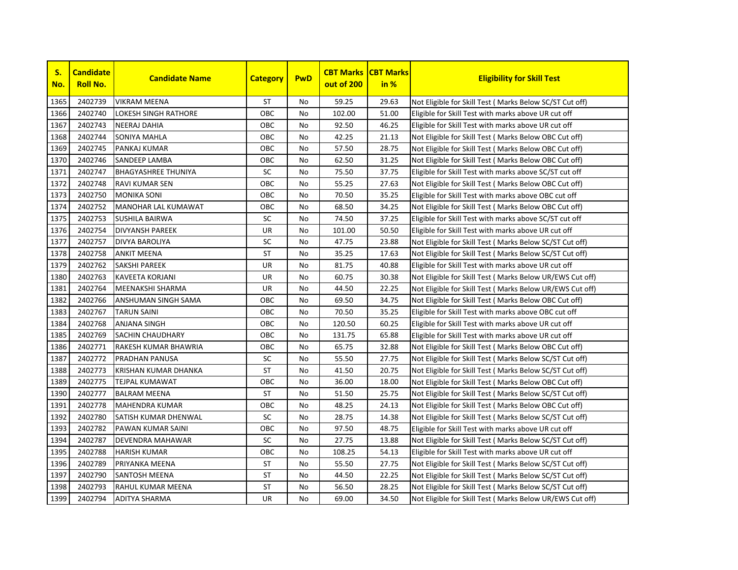| S. No. | Candidate Roll No. | Candidate Name | Category | PwD | CBT Marks out of 200 | CBT Marks in % | Eligibility for Skill Test |
|---|---|---|---|---|---|---|---|
| 1365 | 2402739 | VIKRAM MEENA | ST | No | 59.25 | 29.63 | Not Eligible for Skill Test ( Marks Below SC/ST Cut off) |
| 1366 | 2402740 | LOKESH SINGH RATHORE | OBC | No | 102.00 | 51.00 | Eligible for Skill Test with marks above UR cut off |
| 1367 | 2402743 | NEERAJ DAHIA | OBC | No | 92.50 | 46.25 | Eligible for Skill Test with marks above UR cut off |
| 1368 | 2402744 | SONIYA MAHLA | OBC | No | 42.25 | 21.13 | Not Eligible for Skill Test ( Marks Below OBC Cut off) |
| 1369 | 2402745 | PANKAJ KUMAR | OBC | No | 57.50 | 28.75 | Not Eligible for Skill Test ( Marks Below OBC Cut off) |
| 1370 | 2402746 | SANDEEP LAMBA | OBC | No | 62.50 | 31.25 | Not Eligible for Skill Test ( Marks Below OBC Cut off) |
| 1371 | 2402747 | BHAGYASHREE THUNIYA | SC | No | 75.50 | 37.75 | Eligible for Skill Test with marks above SC/ST cut off |
| 1372 | 2402748 | RAVI KUMAR SEN | OBC | No | 55.25 | 27.63 | Not Eligible for Skill Test ( Marks Below OBC Cut off) |
| 1373 | 2402750 | MONIKA SONI | OBC | No | 70.50 | 35.25 | Eligible for Skill Test with marks above OBC cut off |
| 1374 | 2402752 | MANOHAR LAL KUMAWAT | OBC | No | 68.50 | 34.25 | Not Eligible for Skill Test ( Marks Below OBC Cut off) |
| 1375 | 2402753 | SUSHILA BAIRWA | SC | No | 74.50 | 37.25 | Eligible for Skill Test with marks above SC/ST cut off |
| 1376 | 2402754 | DIVYANSH PAREEK | UR | No | 101.00 | 50.50 | Eligible for Skill Test with marks above UR cut off |
| 1377 | 2402757 | DIVYA BAROLIYA | SC | No | 47.75 | 23.88 | Not Eligible for Skill Test ( Marks Below SC/ST Cut off) |
| 1378 | 2402758 | ANKIT MEENA | ST | No | 35.25 | 17.63 | Not Eligible for Skill Test ( Marks Below SC/ST Cut off) |
| 1379 | 2402762 | SAKSHI PAREEK | UR | No | 81.75 | 40.88 | Eligible for Skill Test with marks above UR cut off |
| 1380 | 2402763 | KAVEETA KORJANI | UR | No | 60.75 | 30.38 | Not Eligible for Skill Test ( Marks Below UR/EWS Cut off) |
| 1381 | 2402764 | MEENAKSHI SHARMA | UR | No | 44.50 | 22.25 | Not Eligible for Skill Test ( Marks Below UR/EWS Cut off) |
| 1382 | 2402766 | ANSHUMAN SINGH SAMA | OBC | No | 69.50 | 34.75 | Not Eligible for Skill Test ( Marks Below OBC Cut off) |
| 1383 | 2402767 | TARUN SAINI | OBC | No | 70.50 | 35.25 | Eligible for Skill Test with marks above OBC cut off |
| 1384 | 2402768 | ANJANA SINGH | OBC | No | 120.50 | 60.25 | Eligible for Skill Test with marks above UR cut off |
| 1385 | 2402769 | SACHIN CHAUDHARY | OBC | No | 131.75 | 65.88 | Eligible for Skill Test with marks above UR cut off |
| 1386 | 2402771 | RAKESH KUMAR BHAWRIA | OBC | No | 65.75 | 32.88 | Not Eligible for Skill Test ( Marks Below OBC Cut off) |
| 1387 | 2402772 | PRADHAN PANUSA | SC | No | 55.50 | 27.75 | Not Eligible for Skill Test ( Marks Below SC/ST Cut off) |
| 1388 | 2402773 | KRISHAN KUMAR DHANKA | ST | No | 41.50 | 20.75 | Not Eligible for Skill Test ( Marks Below SC/ST Cut off) |
| 1389 | 2402775 | TEJPAL KUMAWAT | OBC | No | 36.00 | 18.00 | Not Eligible for Skill Test ( Marks Below OBC Cut off) |
| 1390 | 2402777 | BALRAM MEENA | ST | No | 51.50 | 25.75 | Not Eligible for Skill Test ( Marks Below SC/ST Cut off) |
| 1391 | 2402778 | MAHENDRA KUMAR | OBC | No | 48.25 | 24.13 | Not Eligible for Skill Test ( Marks Below OBC Cut off) |
| 1392 | 2402780 | SATISH KUMAR DHENWAL | SC | No | 28.75 | 14.38 | Not Eligible for Skill Test ( Marks Below SC/ST Cut off) |
| 1393 | 2402782 | PAWAN KUMAR SAINI | OBC | No | 97.50 | 48.75 | Eligible for Skill Test with marks above UR cut off |
| 1394 | 2402787 | DEVENDRA MAHAWAR | SC | No | 27.75 | 13.88 | Not Eligible for Skill Test ( Marks Below SC/ST Cut off) |
| 1395 | 2402788 | HARISH KUMAR | OBC | No | 108.25 | 54.13 | Eligible for Skill Test with marks above UR cut off |
| 1396 | 2402789 | PRIYANKA MEENA | ST | No | 55.50 | 27.75 | Not Eligible for Skill Test ( Marks Below SC/ST Cut off) |
| 1397 | 2402790 | SANTOSH MEENA | ST | No | 44.50 | 22.25 | Not Eligible for Skill Test ( Marks Below SC/ST Cut off) |
| 1398 | 2402793 | RAHUL KUMAR MEENA | ST | No | 56.50 | 28.25 | Not Eligible for Skill Test ( Marks Below SC/ST Cut off) |
| 1399 | 2402794 | ADITYA SHARMA | UR | No | 69.00 | 34.50 | Not Eligible for Skill Test ( Marks Below UR/EWS Cut off) |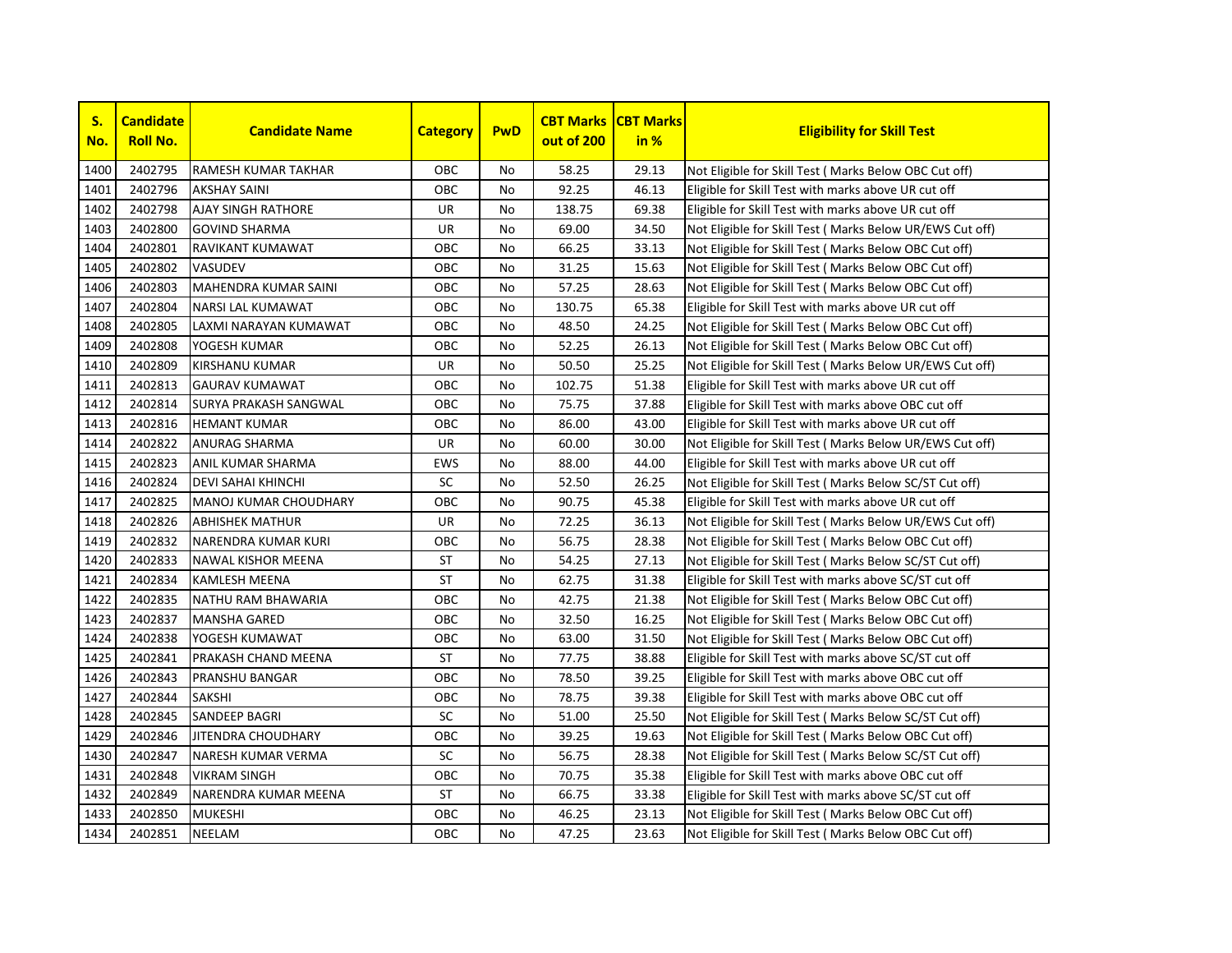| S. No. | Candidate Roll No. | Candidate Name | Category | PwD | CBT Marks out of 200 | CBT Marks in % | Eligibility for Skill Test |
|---|---|---|---|---|---|---|---|
| 1400 | 2402795 | RAMESH KUMAR TAKHAR | OBC | No | 58.25 | 29.13 | Not Eligible for Skill Test ( Marks Below OBC Cut off) |
| 1401 | 2402796 | AKSHAY SAINI | OBC | No | 92.25 | 46.13 | Eligible for Skill Test with marks above UR cut off |
| 1402 | 2402798 | AJAY SINGH RATHORE | UR | No | 138.75 | 69.38 | Eligible for Skill Test with marks above UR cut off |
| 1403 | 2402800 | GOVIND SHARMA | UR | No | 69.00 | 34.50 | Not Eligible for Skill Test ( Marks Below UR/EWS Cut off) |
| 1404 | 2402801 | RAVIKANT KUMAWAT | OBC | No | 66.25 | 33.13 | Not Eligible for Skill Test ( Marks Below OBC Cut off) |
| 1405 | 2402802 | VASUDEV | OBC | No | 31.25 | 15.63 | Not Eligible for Skill Test ( Marks Below OBC Cut off) |
| 1406 | 2402803 | MAHENDRA KUMAR SAINI | OBC | No | 57.25 | 28.63 | Not Eligible for Skill Test ( Marks Below OBC Cut off) |
| 1407 | 2402804 | NARSI LAL KUMAWAT | OBC | No | 130.75 | 65.38 | Eligible for Skill Test with marks above UR cut off |
| 1408 | 2402805 | LAXMI NARAYAN KUMAWAT | OBC | No | 48.50 | 24.25 | Not Eligible for Skill Test ( Marks Below OBC Cut off) |
| 1409 | 2402808 | YOGESH KUMAR | OBC | No | 52.25 | 26.13 | Not Eligible for Skill Test ( Marks Below OBC Cut off) |
| 1410 | 2402809 | KIRSHANU KUMAR | UR | No | 50.50 | 25.25 | Not Eligible for Skill Test ( Marks Below UR/EWS Cut off) |
| 1411 | 2402813 | GAURAV KUMAWAT | OBC | No | 102.75 | 51.38 | Eligible for Skill Test with marks above UR cut off |
| 1412 | 2402814 | SURYA PRAKASH SANGWAL | OBC | No | 75.75 | 37.88 | Eligible for Skill Test with marks above OBC cut off |
| 1413 | 2402816 | HEMANT KUMAR | OBC | No | 86.00 | 43.00 | Eligible for Skill Test with marks above UR cut off |
| 1414 | 2402822 | ANURAG SHARMA | UR | No | 60.00 | 30.00 | Not Eligible for Skill Test ( Marks Below UR/EWS Cut off) |
| 1415 | 2402823 | ANIL KUMAR SHARMA | EWS | No | 88.00 | 44.00 | Eligible for Skill Test with marks above UR cut off |
| 1416 | 2402824 | DEVI SAHAI KHINCHI | SC | No | 52.50 | 26.25 | Not Eligible for Skill Test ( Marks Below SC/ST Cut off) |
| 1417 | 2402825 | MANOJ KUMAR CHOUDHARY | OBC | No | 90.75 | 45.38 | Eligible for Skill Test with marks above UR cut off |
| 1418 | 2402826 | ABHISHEK MATHUR | UR | No | 72.25 | 36.13 | Not Eligible for Skill Test ( Marks Below UR/EWS Cut off) |
| 1419 | 2402832 | NARENDRA KUMAR KURI | OBC | No | 56.75 | 28.38 | Not Eligible for Skill Test ( Marks Below OBC Cut off) |
| 1420 | 2402833 | NAWAL KISHOR MEENA | ST | No | 54.25 | 27.13 | Not Eligible for Skill Test ( Marks Below SC/ST Cut off) |
| 1421 | 2402834 | KAMLESH MEENA | ST | No | 62.75 | 31.38 | Eligible for Skill Test with marks above SC/ST cut off |
| 1422 | 2402835 | NATHU RAM BHAWARIA | OBC | No | 42.75 | 21.38 | Not Eligible for Skill Test ( Marks Below OBC Cut off) |
| 1423 | 2402837 | MANSHA GARED | OBC | No | 32.50 | 16.25 | Not Eligible for Skill Test ( Marks Below OBC Cut off) |
| 1424 | 2402838 | YOGESH KUMAWAT | OBC | No | 63.00 | 31.50 | Not Eligible for Skill Test ( Marks Below OBC Cut off) |
| 1425 | 2402841 | PRAKASH CHAND MEENA | ST | No | 77.75 | 38.88 | Eligible for Skill Test with marks above SC/ST cut off |
| 1426 | 2402843 | PRANSHU BANGAR | OBC | No | 78.50 | 39.25 | Eligible for Skill Test with marks above OBC cut off |
| 1427 | 2402844 | SAKSHI | OBC | No | 78.75 | 39.38 | Eligible for Skill Test with marks above OBC cut off |
| 1428 | 2402845 | SANDEEP BAGRI | SC | No | 51.00 | 25.50 | Not Eligible for Skill Test ( Marks Below SC/ST Cut off) |
| 1429 | 2402846 | JITENDRA CHOUDHARY | OBC | No | 39.25 | 19.63 | Not Eligible for Skill Test ( Marks Below OBC Cut off) |
| 1430 | 2402847 | NARESH KUMAR VERMA | SC | No | 56.75 | 28.38 | Not Eligible for Skill Test ( Marks Below SC/ST Cut off) |
| 1431 | 2402848 | VIKRAM SINGH | OBC | No | 70.75 | 35.38 | Eligible for Skill Test with marks above OBC cut off |
| 1432 | 2402849 | NARENDRA KUMAR MEENA | ST | No | 66.75 | 33.38 | Eligible for Skill Test with marks above SC/ST cut off |
| 1433 | 2402850 | MUKESHI | OBC | No | 46.25 | 23.13 | Not Eligible for Skill Test ( Marks Below OBC Cut off) |
| 1434 | 2402851 | NEELAM | OBC | No | 47.25 | 23.63 | Not Eligible for Skill Test ( Marks Below OBC Cut off) |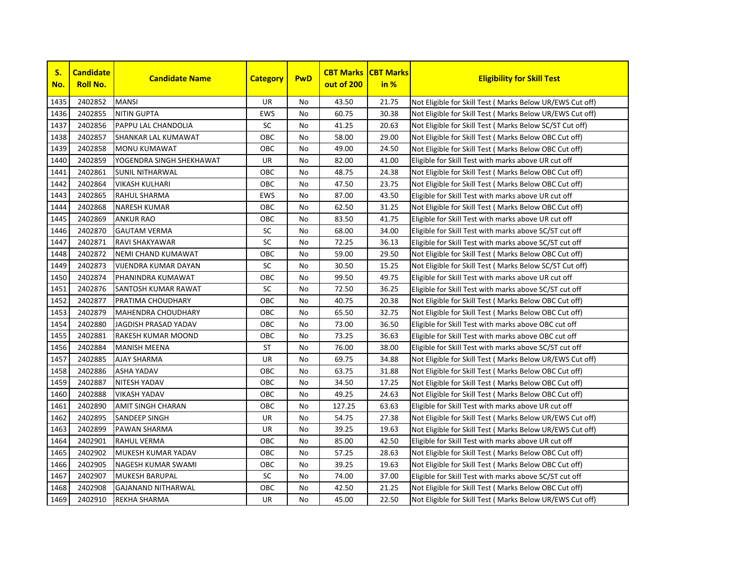| S. No. | Candidate Roll No. | Candidate Name | Category | PwD | CBT Marks out of 200 | CBT Marks in % | Eligibility for Skill Test |
|---|---|---|---|---|---|---|---|
| 1435 | 2402852 | MANSI | UR | No | 43.50 | 21.75 | Not Eligible for Skill Test ( Marks Below UR/EWS Cut off) |
| 1436 | 2402855 | NITIN GUPTA | EWS | No | 60.75 | 30.38 | Not Eligible for Skill Test ( Marks Below UR/EWS Cut off) |
| 1437 | 2402856 | PAPPU LAL CHANDOLIA | SC | No | 41.25 | 20.63 | Not Eligible for Skill Test ( Marks Below SC/ST Cut off) |
| 1438 | 2402857 | SHANKAR LAL KUMAWAT | OBC | No | 58.00 | 29.00 | Not Eligible for Skill Test ( Marks Below OBC Cut off) |
| 1439 | 2402858 | MONU KUMAWAT | OBC | No | 49.00 | 24.50 | Not Eligible for Skill Test ( Marks Below OBC Cut off) |
| 1440 | 2402859 | YOGENDRA SINGH SHEKHAWAT | UR | No | 82.00 | 41.00 | Eligible for Skill Test with marks above UR cut off |
| 1441 | 2402861 | SUNIL NITHARWAL | OBC | No | 48.75 | 24.38 | Not Eligible for Skill Test ( Marks Below OBC Cut off) |
| 1442 | 2402864 | VIKASH KULHARI | OBC | No | 47.50 | 23.75 | Not Eligible for Skill Test ( Marks Below OBC Cut off) |
| 1443 | 2402865 | RAHUL SHARMA | EWS | No | 87.00 | 43.50 | Eligible for Skill Test with marks above UR cut off |
| 1444 | 2402868 | NARESH KUMAR | OBC | No | 62.50 | 31.25 | Not Eligible for Skill Test ( Marks Below OBC Cut off) |
| 1445 | 2402869 | ANKUR RAO | OBC | No | 83.50 | 41.75 | Eligible for Skill Test with marks above UR cut off |
| 1446 | 2402870 | GAUTAM VERMA | SC | No | 68.00 | 34.00 | Eligible for Skill Test with marks above SC/ST cut off |
| 1447 | 2402871 | RAVI SHAKYAWAR | SC | No | 72.25 | 36.13 | Eligible for Skill Test with marks above SC/ST cut off |
| 1448 | 2402872 | NEMI CHAND KUMAWAT | OBC | No | 59.00 | 29.50 | Not Eligible for Skill Test ( Marks Below OBC Cut off) |
| 1449 | 2402873 | VIJENDRA KUMAR DAYAN | SC | No | 30.50 | 15.25 | Not Eligible for Skill Test ( Marks Below SC/ST Cut off) |
| 1450 | 2402874 | PHANINDRA KUMAWAT | OBC | No | 99.50 | 49.75 | Eligible for Skill Test with marks above UR cut off |
| 1451 | 2402876 | SANTOSH KUMAR RAWAT | SC | No | 72.50 | 36.25 | Eligible for Skill Test with marks above SC/ST cut off |
| 1452 | 2402877 | PRATIMA CHOUDHARY | OBC | No | 40.75 | 20.38 | Not Eligible for Skill Test ( Marks Below OBC Cut off) |
| 1453 | 2402879 | MAHENDRA CHOUDHARY | OBC | No | 65.50 | 32.75 | Not Eligible for Skill Test ( Marks Below OBC Cut off) |
| 1454 | 2402880 | JAGDISH PRASAD YADAV | OBC | No | 73.00 | 36.50 | Eligible for Skill Test with marks above OBC cut off |
| 1455 | 2402881 | RAKESH KUMAR MOOND | OBC | No | 73.25 | 36.63 | Eligible for Skill Test with marks above OBC cut off |
| 1456 | 2402884 | MANISH MEENA | ST | No | 76.00 | 38.00 | Eligible for Skill Test with marks above SC/ST cut off |
| 1457 | 2402885 | AJAY SHARMA | UR | No | 69.75 | 34.88 | Not Eligible for Skill Test ( Marks Below UR/EWS Cut off) |
| 1458 | 2402886 | ASHA YADAV | OBC | No | 63.75 | 31.88 | Not Eligible for Skill Test ( Marks Below OBC Cut off) |
| 1459 | 2402887 | NITESH YADAV | OBC | No | 34.50 | 17.25 | Not Eligible for Skill Test ( Marks Below OBC Cut off) |
| 1460 | 2402888 | VIKASH YADAV | OBC | No | 49.25 | 24.63 | Not Eligible for Skill Test ( Marks Below OBC Cut off) |
| 1461 | 2402890 | AMIT SINGH CHARAN | OBC | No | 127.25 | 63.63 | Eligible for Skill Test with marks above UR cut off |
| 1462 | 2402895 | SANDEEP SINGH | UR | No | 54.75 | 27.38 | Not Eligible for Skill Test ( Marks Below UR/EWS Cut off) |
| 1463 | 2402899 | PAWAN SHARMA | UR | No | 39.25 | 19.63 | Not Eligible for Skill Test ( Marks Below UR/EWS Cut off) |
| 1464 | 2402901 | RAHUL VERMA | OBC | No | 85.00 | 42.50 | Eligible for Skill Test with marks above UR cut off |
| 1465 | 2402902 | MUKESH KUMAR YADAV | OBC | No | 57.25 | 28.63 | Not Eligible for Skill Test ( Marks Below OBC Cut off) |
| 1466 | 2402905 | NAGESH KUMAR SWAMI | OBC | No | 39.25 | 19.63 | Not Eligible for Skill Test ( Marks Below OBC Cut off) |
| 1467 | 2402907 | MUKESH BARUPAL | SC | No | 74.00 | 37.00 | Eligible for Skill Test with marks above SC/ST cut off |
| 1468 | 2402908 | GAJANAND NITHARWAL | OBC | No | 42.50 | 21.25 | Not Eligible for Skill Test ( Marks Below OBC Cut off) |
| 1469 | 2402910 | REKHA SHARMA | UR | No | 45.00 | 22.50 | Not Eligible for Skill Test ( Marks Below UR/EWS Cut off) |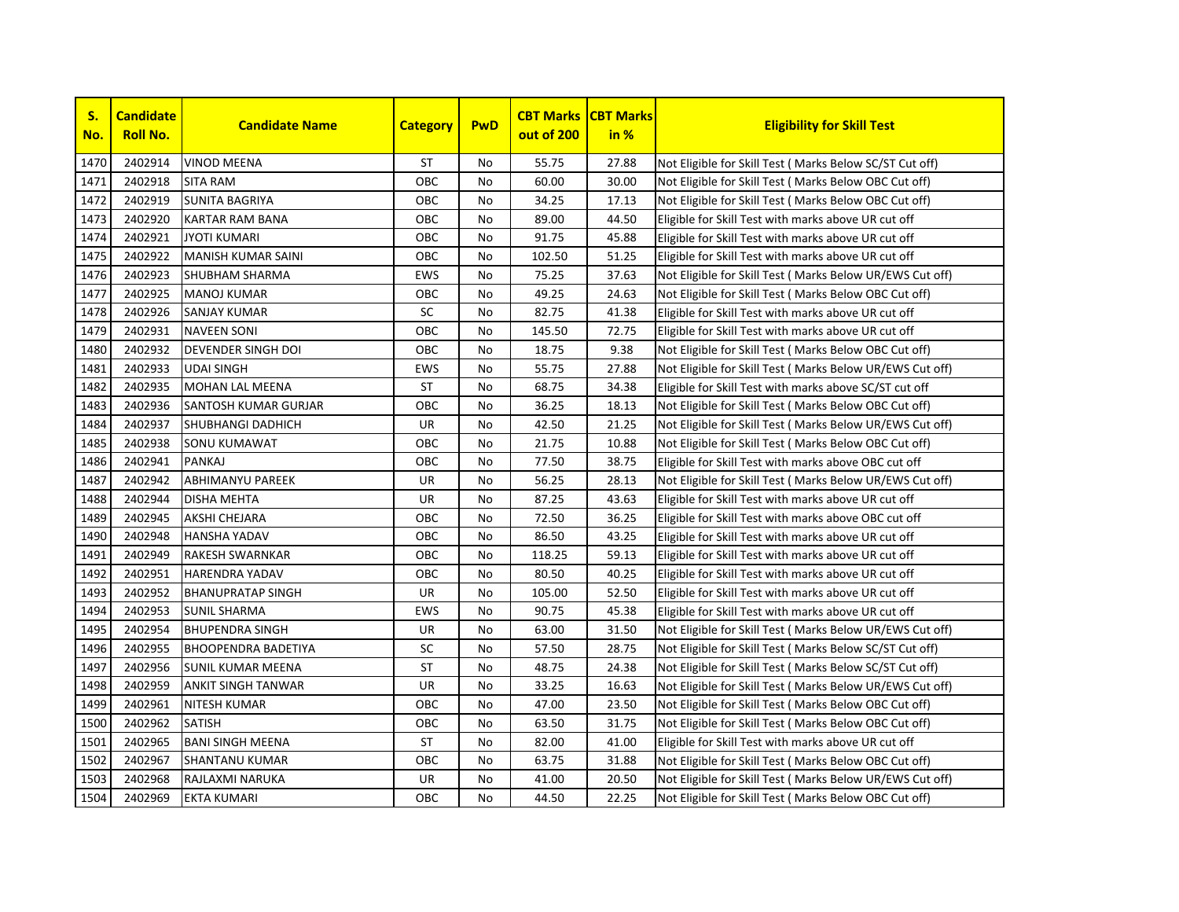| S. No. | Candidate Roll No. | Candidate Name | Category | PwD | CBT Marks out of 200 | CBT Marks in % | Eligibility for Skill Test |
|---|---|---|---|---|---|---|---|
| 1470 | 2402914 | VINOD MEENA | ST | No | 55.75 | 27.88 | Not Eligible for Skill Test ( Marks Below SC/ST Cut off) |
| 1471 | 2402918 | SITA RAM | OBC | No | 60.00 | 30.00 | Not Eligible for Skill Test ( Marks Below OBC Cut off) |
| 1472 | 2402919 | SUNITA BAGRIYA | OBC | No | 34.25 | 17.13 | Not Eligible for Skill Test ( Marks Below OBC Cut off) |
| 1473 | 2402920 | KARTAR RAM BANA | OBC | No | 89.00 | 44.50 | Eligible for Skill Test with marks above UR cut off |
| 1474 | 2402921 | JYOTI KUMARI | OBC | No | 91.75 | 45.88 | Eligible for Skill Test with marks above UR cut off |
| 1475 | 2402922 | MANISH KUMAR SAINI | OBC | No | 102.50 | 51.25 | Eligible for Skill Test with marks above UR cut off |
| 1476 | 2402923 | SHUBHAM SHARMA | EWS | No | 75.25 | 37.63 | Not Eligible for Skill Test ( Marks Below UR/EWS Cut off) |
| 1477 | 2402925 | MANOJ KUMAR | OBC | No | 49.25 | 24.63 | Not Eligible for Skill Test ( Marks Below OBC Cut off) |
| 1478 | 2402926 | SANJAY KUMAR | SC | No | 82.75 | 41.38 | Eligible for Skill Test with marks above UR cut off |
| 1479 | 2402931 | NAVEEN SONI | OBC | No | 145.50 | 72.75 | Eligible for Skill Test with marks above UR cut off |
| 1480 | 2402932 | DEVENDER SINGH DOI | OBC | No | 18.75 | 9.38 | Not Eligible for Skill Test ( Marks Below OBC Cut off) |
| 1481 | 2402933 | UDAI SINGH | EWS | No | 55.75 | 27.88 | Not Eligible for Skill Test ( Marks Below UR/EWS Cut off) |
| 1482 | 2402935 | MOHAN LAL MEENA | ST | No | 68.75 | 34.38 | Eligible for Skill Test with marks above SC/ST cut off |
| 1483 | 2402936 | SANTOSH KUMAR GURJAR | OBC | No | 36.25 | 18.13 | Not Eligible for Skill Test ( Marks Below OBC Cut off) |
| 1484 | 2402937 | SHUBHANGI DADHICH | UR | No | 42.50 | 21.25 | Not Eligible for Skill Test ( Marks Below UR/EWS Cut off) |
| 1485 | 2402938 | SONU KUMAWAT | OBC | No | 21.75 | 10.88 | Not Eligible for Skill Test ( Marks Below OBC Cut off) |
| 1486 | 2402941 | PANKAJ | OBC | No | 77.50 | 38.75 | Eligible for Skill Test with marks above OBC cut off |
| 1487 | 2402942 | ABHIMANYU PAREEK | UR | No | 56.25 | 28.13 | Not Eligible for Skill Test ( Marks Below UR/EWS Cut off) |
| 1488 | 2402944 | DISHA MEHTA | UR | No | 87.25 | 43.63 | Eligible for Skill Test with marks above UR cut off |
| 1489 | 2402945 | AKSHI CHEJARA | OBC | No | 72.50 | 36.25 | Eligible for Skill Test with marks above OBC cut off |
| 1490 | 2402948 | HANSHA YADAV | OBC | No | 86.50 | 43.25 | Eligible for Skill Test with marks above UR cut off |
| 1491 | 2402949 | RAKESH SWARNKAR | OBC | No | 118.25 | 59.13 | Eligible for Skill Test with marks above UR cut off |
| 1492 | 2402951 | HARENDRA YADAV | OBC | No | 80.50 | 40.25 | Eligible for Skill Test with marks above UR cut off |
| 1493 | 2402952 | BHANUPRATAP SINGH | UR | No | 105.00 | 52.50 | Eligible for Skill Test with marks above UR cut off |
| 1494 | 2402953 | SUNIL SHARMA | EWS | No | 90.75 | 45.38 | Eligible for Skill Test with marks above UR cut off |
| 1495 | 2402954 | BHUPENDRA SINGH | UR | No | 63.00 | 31.50 | Not Eligible for Skill Test ( Marks Below UR/EWS Cut off) |
| 1496 | 2402955 | BHOOPENDRA BADETIYA | SC | No | 57.50 | 28.75 | Not Eligible for Skill Test ( Marks Below SC/ST Cut off) |
| 1497 | 2402956 | SUNIL KUMAR MEENA | ST | No | 48.75 | 24.38 | Not Eligible for Skill Test ( Marks Below SC/ST Cut off) |
| 1498 | 2402959 | ANKIT SINGH TANWAR | UR | No | 33.25 | 16.63 | Not Eligible for Skill Test ( Marks Below UR/EWS Cut off) |
| 1499 | 2402961 | NITESH KUMAR | OBC | No | 47.00 | 23.50 | Not Eligible for Skill Test ( Marks Below OBC Cut off) |
| 1500 | 2402962 | SATISH | OBC | No | 63.50 | 31.75 | Not Eligible for Skill Test ( Marks Below OBC Cut off) |
| 1501 | 2402965 | BANI SINGH MEENA | ST | No | 82.00 | 41.00 | Eligible for Skill Test with marks above UR cut off |
| 1502 | 2402967 | SHANTANU KUMAR | OBC | No | 63.75 | 31.88 | Not Eligible for Skill Test ( Marks Below OBC Cut off) |
| 1503 | 2402968 | RAJLAXMI NARUKA | UR | No | 41.00 | 20.50 | Not Eligible for Skill Test ( Marks Below UR/EWS Cut off) |
| 1504 | 2402969 | EKTA KUMARI | OBC | No | 44.50 | 22.25 | Not Eligible for Skill Test ( Marks Below OBC Cut off) |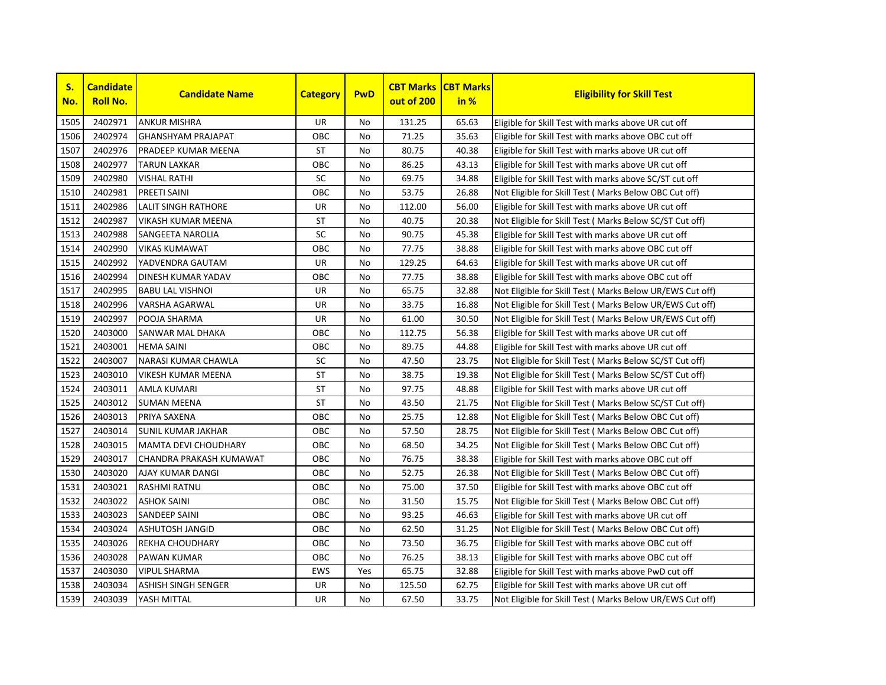| S. No. | Candidate Roll No. | Candidate Name | Category | PwD | CBT Marks out of 200 | CBT Marks in % | Eligibility for Skill Test |
|---|---|---|---|---|---|---|---|
| 1505 | 2402971 | ANKUR MISHRA | UR | No | 131.25 | 65.63 | Eligible for Skill Test with marks above UR cut off |
| 1506 | 2402974 | GHANSHYAM PRAJAPAT | OBC | No | 71.25 | 35.63 | Eligible for Skill Test with marks above OBC cut off |
| 1507 | 2402976 | PRADEEP KUMAR MEENA | ST | No | 80.75 | 40.38 | Eligible for Skill Test with marks above UR cut off |
| 1508 | 2402977 | TARUN LAXKAR | OBC | No | 86.25 | 43.13 | Eligible for Skill Test with marks above UR cut off |
| 1509 | 2402980 | VISHAL RATHI | SC | No | 69.75 | 34.88 | Eligible for Skill Test with marks above SC/ST cut off |
| 1510 | 2402981 | PREETI SAINI | OBC | No | 53.75 | 26.88 | Not Eligible for Skill Test ( Marks Below OBC Cut off) |
| 1511 | 2402986 | LALIT SINGH RATHORE | UR | No | 112.00 | 56.00 | Eligible for Skill Test with marks above UR cut off |
| 1512 | 2402987 | VIKASH KUMAR MEENA | ST | No | 40.75 | 20.38 | Not Eligible for Skill Test ( Marks Below SC/ST Cut off) |
| 1513 | 2402988 | SANGEETA NAROLIA | SC | No | 90.75 | 45.38 | Eligible for Skill Test with marks above UR cut off |
| 1514 | 2402990 | VIKAS KUMAWAT | OBC | No | 77.75 | 38.88 | Eligible for Skill Test with marks above OBC cut off |
| 1515 | 2402992 | YADVENDRA GAUTAM | UR | No | 129.25 | 64.63 | Eligible for Skill Test with marks above UR cut off |
| 1516 | 2402994 | DINESH KUMAR YADAV | OBC | No | 77.75 | 38.88 | Eligible for Skill Test with marks above OBC cut off |
| 1517 | 2402995 | BABU LAL VISHNOI | UR | No | 65.75 | 32.88 | Not Eligible for Skill Test ( Marks Below UR/EWS Cut off) |
| 1518 | 2402996 | VARSHA AGARWAL | UR | No | 33.75 | 16.88 | Not Eligible for Skill Test ( Marks Below UR/EWS Cut off) |
| 1519 | 2402997 | POOJA SHARMA | UR | No | 61.00 | 30.50 | Not Eligible for Skill Test ( Marks Below UR/EWS Cut off) |
| 1520 | 2403000 | SANWAR MAL DHAKA | OBC | No | 112.75 | 56.38 | Eligible for Skill Test with marks above UR cut off |
| 1521 | 2403001 | HEMA SAINI | OBC | No | 89.75 | 44.88 | Eligible for Skill Test with marks above UR cut off |
| 1522 | 2403007 | NARASI KUMAR CHAWLA | SC | No | 47.50 | 23.75 | Not Eligible for Skill Test ( Marks Below SC/ST Cut off) |
| 1523 | 2403010 | VIKESH KUMAR MEENA | ST | No | 38.75 | 19.38 | Not Eligible for Skill Test ( Marks Below SC/ST Cut off) |
| 1524 | 2403011 | AMLA KUMARI | ST | No | 97.75 | 48.88 | Eligible for Skill Test with marks above UR cut off |
| 1525 | 2403012 | SUMAN MEENA | ST | No | 43.50 | 21.75 | Not Eligible for Skill Test ( Marks Below SC/ST Cut off) |
| 1526 | 2403013 | PRIYA SAXENA | OBC | No | 25.75 | 12.88 | Not Eligible for Skill Test ( Marks Below OBC Cut off) |
| 1527 | 2403014 | SUNIL KUMAR JAKHAR | OBC | No | 57.50 | 28.75 | Not Eligible for Skill Test ( Marks Below OBC Cut off) |
| 1528 | 2403015 | MAMTA DEVI CHOUDHARY | OBC | No | 68.50 | 34.25 | Not Eligible for Skill Test ( Marks Below OBC Cut off) |
| 1529 | 2403017 | CHANDRA PRAKASH KUMAWAT | OBC | No | 76.75 | 38.38 | Eligible for Skill Test with marks above OBC cut off |
| 1530 | 2403020 | AJAY KUMAR DANGI | OBC | No | 52.75 | 26.38 | Not Eligible for Skill Test ( Marks Below OBC Cut off) |
| 1531 | 2403021 | RASHMI RATNU | OBC | No | 75.00 | 37.50 | Eligible for Skill Test with marks above OBC cut off |
| 1532 | 2403022 | ASHOK SAINI | OBC | No | 31.50 | 15.75 | Not Eligible for Skill Test ( Marks Below OBC Cut off) |
| 1533 | 2403023 | SANDEEP SAINI | OBC | No | 93.25 | 46.63 | Eligible for Skill Test with marks above UR cut off |
| 1534 | 2403024 | ASHUTOSH JANGID | OBC | No | 62.50 | 31.25 | Not Eligible for Skill Test ( Marks Below OBC Cut off) |
| 1535 | 2403026 | REKHA CHOUDHARY | OBC | No | 73.50 | 36.75 | Eligible for Skill Test with marks above OBC cut off |
| 1536 | 2403028 | PAWAN KUMAR | OBC | No | 76.25 | 38.13 | Eligible for Skill Test with marks above OBC cut off |
| 1537 | 2403030 | VIPUL SHARMA | EWS | Yes | 65.75 | 32.88 | Eligible for Skill Test with marks above PwD cut off |
| 1538 | 2403034 | ASHISH SINGH SENGER | UR | No | 125.50 | 62.75 | Eligible for Skill Test with marks above UR cut off |
| 1539 | 2403039 | YASH MITTAL | UR | No | 67.50 | 33.75 | Not Eligible for Skill Test ( Marks Below UR/EWS Cut off) |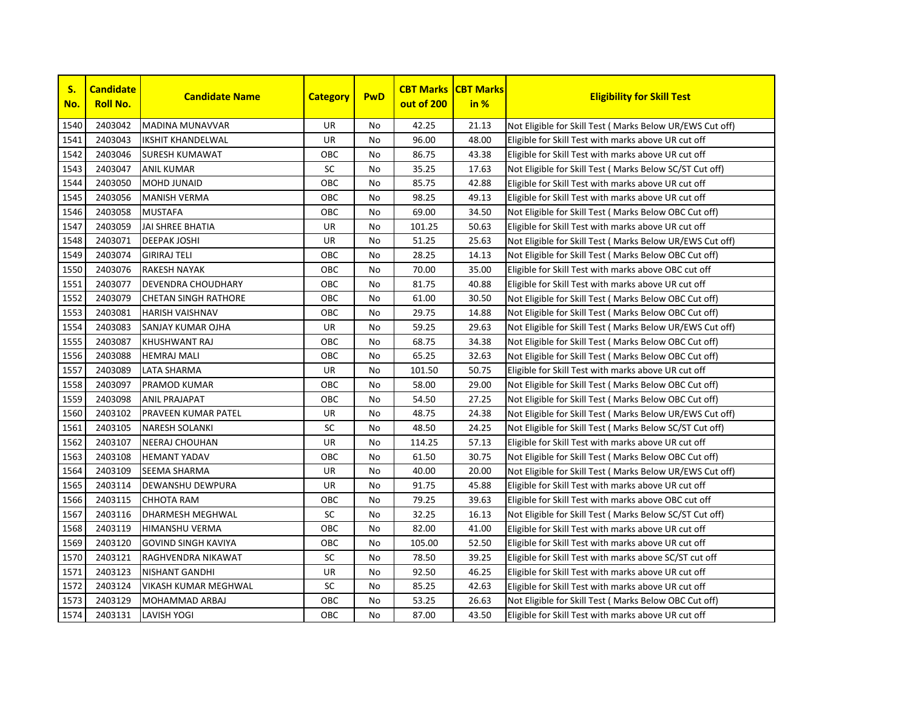| S. No. | Candidate Roll No. | Candidate Name | Category | PwD | CBT Marks out of 200 | CBT Marks in % | Eligibility for Skill Test |
|---|---|---|---|---|---|---|---|
| 1540 | 2403042 | MADINA MUNAVVAR | UR | No | 42.25 | 21.13 | Not Eligible for Skill Test ( Marks Below UR/EWS Cut off) |
| 1541 | 2403043 | IKSHIT KHANDELWAL | UR | No | 96.00 | 48.00 | Eligible for Skill Test with marks above UR cut off |
| 1542 | 2403046 | SURESH KUMAWAT | OBC | No | 86.75 | 43.38 | Eligible for Skill Test with marks above UR cut off |
| 1543 | 2403047 | ANIL KUMAR | SC | No | 35.25 | 17.63 | Not Eligible for Skill Test ( Marks Below SC/ST Cut off) |
| 1544 | 2403050 | MOHD JUNAID | OBC | No | 85.75 | 42.88 | Eligible for Skill Test with marks above UR cut off |
| 1545 | 2403056 | MANISH VERMA | OBC | No | 98.25 | 49.13 | Eligible for Skill Test with marks above UR cut off |
| 1546 | 2403058 | MUSTAFA | OBC | No | 69.00 | 34.50 | Not Eligible for Skill Test ( Marks Below OBC Cut off) |
| 1547 | 2403059 | JAI SHREE BHATIA | UR | No | 101.25 | 50.63 | Eligible for Skill Test with marks above UR cut off |
| 1548 | 2403071 | DEEPAK JOSHI | UR | No | 51.25 | 25.63 | Not Eligible for Skill Test ( Marks Below UR/EWS Cut off) |
| 1549 | 2403074 | GIRIRAJ TELI | OBC | No | 28.25 | 14.13 | Not Eligible for Skill Test ( Marks Below OBC Cut off) |
| 1550 | 2403076 | RAKESH NAYAK | OBC | No | 70.00 | 35.00 | Eligible for Skill Test with marks above OBC cut off |
| 1551 | 2403077 | DEVENDRA CHOUDHARY | OBC | No | 81.75 | 40.88 | Eligible for Skill Test with marks above UR cut off |
| 1552 | 2403079 | CHETAN SINGH RATHORE | OBC | No | 61.00 | 30.50 | Not Eligible for Skill Test ( Marks Below OBC Cut off) |
| 1553 | 2403081 | HARISH VAISHNAV | OBC | No | 29.75 | 14.88 | Not Eligible for Skill Test ( Marks Below OBC Cut off) |
| 1554 | 2403083 | SANJAY KUMAR OJHA | UR | No | 59.25 | 29.63 | Not Eligible for Skill Test ( Marks Below UR/EWS Cut off) |
| 1555 | 2403087 | KHUSHWANT RAJ | OBC | No | 68.75 | 34.38 | Not Eligible for Skill Test ( Marks Below OBC Cut off) |
| 1556 | 2403088 | HEMRAJ MALI | OBC | No | 65.25 | 32.63 | Not Eligible for Skill Test ( Marks Below OBC Cut off) |
| 1557 | 2403089 | LATA SHARMA | UR | No | 101.50 | 50.75 | Eligible for Skill Test with marks above UR cut off |
| 1558 | 2403097 | PRAMOD KUMAR | OBC | No | 58.00 | 29.00 | Not Eligible for Skill Test ( Marks Below OBC Cut off) |
| 1559 | 2403098 | ANIL PRAJAPAT | OBC | No | 54.50 | 27.25 | Not Eligible for Skill Test ( Marks Below OBC Cut off) |
| 1560 | 2403102 | PRAVEEN KUMAR PATEL | UR | No | 48.75 | 24.38 | Not Eligible for Skill Test ( Marks Below UR/EWS Cut off) |
| 1561 | 2403105 | NARESH SOLANKI | SC | No | 48.50 | 24.25 | Not Eligible for Skill Test ( Marks Below SC/ST Cut off) |
| 1562 | 2403107 | NEERAJ CHOUHAN | UR | No | 114.25 | 57.13 | Eligible for Skill Test with marks above UR cut off |
| 1563 | 2403108 | HEMANT YADAV | OBC | No | 61.50 | 30.75 | Not Eligible for Skill Test ( Marks Below OBC Cut off) |
| 1564 | 2403109 | SEEMA SHARMA | UR | No | 40.00 | 20.00 | Not Eligible for Skill Test ( Marks Below UR/EWS Cut off) |
| 1565 | 2403114 | DEWANSHU DEWPURA | UR | No | 91.75 | 45.88 | Eligible for Skill Test with marks above UR cut off |
| 1566 | 2403115 | CHHOTA RAM | OBC | No | 79.25 | 39.63 | Eligible for Skill Test with marks above OBC cut off |
| 1567 | 2403116 | DHARMESH MEGHWAL | SC | No | 32.25 | 16.13 | Not Eligible for Skill Test ( Marks Below SC/ST Cut off) |
| 1568 | 2403119 | HIMANSHU VERMA | OBC | No | 82.00 | 41.00 | Eligible for Skill Test with marks above UR cut off |
| 1569 | 2403120 | GOVIND SINGH KAVIYA | OBC | No | 105.00 | 52.50 | Eligible for Skill Test with marks above UR cut off |
| 1570 | 2403121 | RAGHVENDRA NIKAWAT | SC | No | 78.50 | 39.25 | Eligible for Skill Test with marks above SC/ST cut off |
| 1571 | 2403123 | NISHANT GANDHI | UR | No | 92.50 | 46.25 | Eligible for Skill Test with marks above UR cut off |
| 1572 | 2403124 | VIKASH KUMAR MEGHWAL | SC | No | 85.25 | 42.63 | Eligible for Skill Test with marks above UR cut off |
| 1573 | 2403129 | MOHAMMAD ARBAJ | OBC | No | 53.25 | 26.63 | Not Eligible for Skill Test ( Marks Below OBC Cut off) |
| 1574 | 2403131 | LAVISH YOGI | OBC | No | 87.00 | 43.50 | Eligible for Skill Test with marks above UR cut off |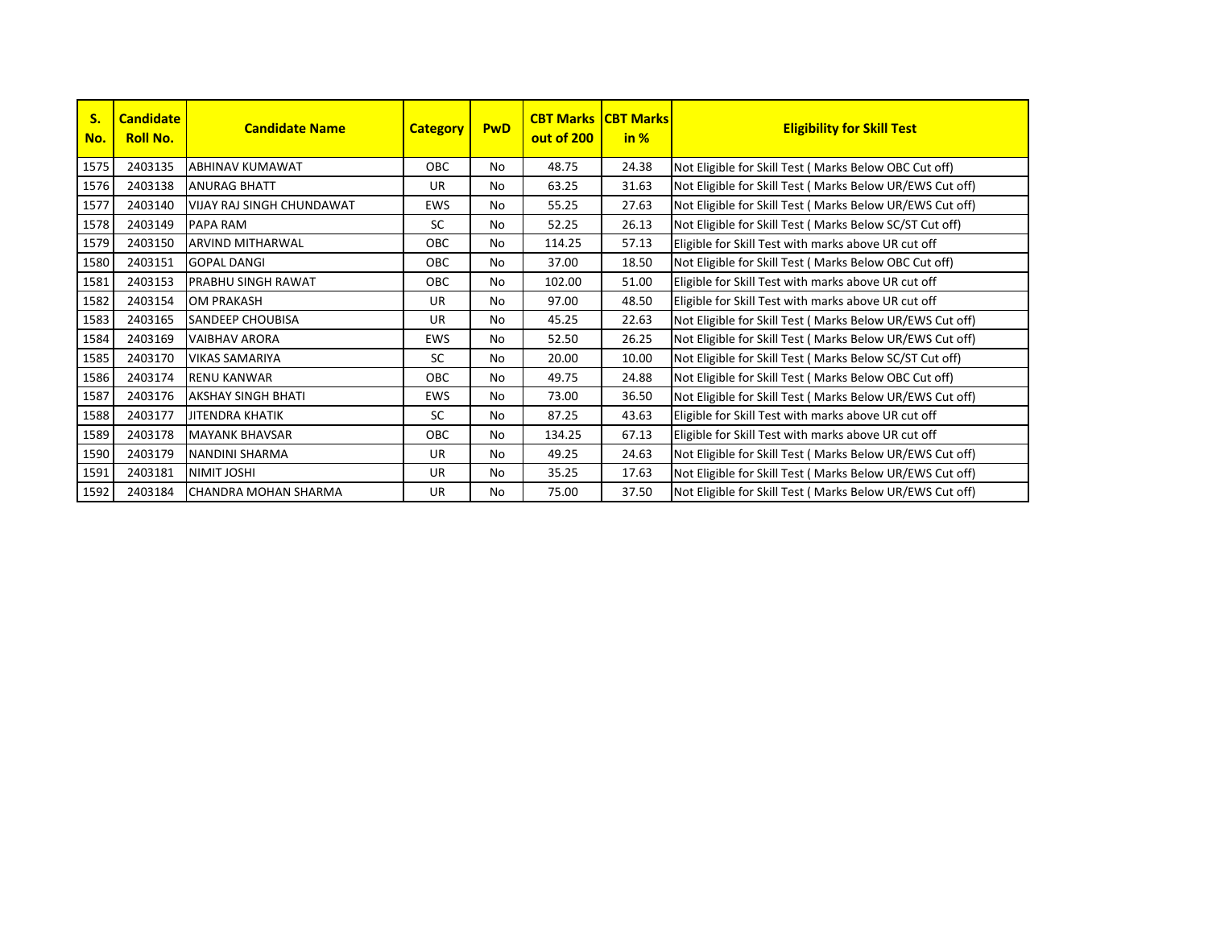| S. No. | Candidate Roll No. | Candidate Name | Category | PwD | CBT Marks out of 200 | CBT Marks in % | Eligibility for Skill Test |
|---|---|---|---|---|---|---|---|
| 1575 | 2403135 | ABHINAV KUMAWAT | OBC | No | 48.75 | 24.38 | Not Eligible for Skill Test ( Marks Below OBC Cut off) |
| 1576 | 2403138 | ANURAG BHATT | UR | No | 63.25 | 31.63 | Not Eligible for Skill Test ( Marks Below UR/EWS Cut off) |
| 1577 | 2403140 | VIJAY RAJ SINGH CHUNDAWAT | EWS | No | 55.25 | 27.63 | Not Eligible for Skill Test ( Marks Below UR/EWS Cut off) |
| 1578 | 2403149 | PAPA RAM | SC | No | 52.25 | 26.13 | Not Eligible for Skill Test ( Marks Below SC/ST Cut off) |
| 1579 | 2403150 | ARVIND MITHARWAL | OBC | No | 114.25 | 57.13 | Eligible for Skill Test with marks above UR cut off |
| 1580 | 2403151 | GOPAL DANGI | OBC | No | 37.00 | 18.50 | Not Eligible for Skill Test ( Marks Below OBC Cut off) |
| 1581 | 2403153 | PRABHU SINGH RAWAT | OBC | No | 102.00 | 51.00 | Eligible for Skill Test with marks above UR cut off |
| 1582 | 2403154 | OM PRAKASH | UR | No | 97.00 | 48.50 | Eligible for Skill Test with marks above UR cut off |
| 1583 | 2403165 | SANDEEP CHOUBISA | UR | No | 45.25 | 22.63 | Not Eligible for Skill Test ( Marks Below UR/EWS Cut off) |
| 1584 | 2403169 | VAIBHAV ARORA | EWS | No | 52.50 | 26.25 | Not Eligible for Skill Test ( Marks Below UR/EWS Cut off) |
| 1585 | 2403170 | VIKAS SAMARIYA | SC | No | 20.00 | 10.00 | Not Eligible for Skill Test ( Marks Below SC/ST Cut off) |
| 1586 | 2403174 | RENU KANWAR | OBC | No | 49.75 | 24.88 | Not Eligible for Skill Test ( Marks Below OBC Cut off) |
| 1587 | 2403176 | AKSHAY SINGH BHATI | EWS | No | 73.00 | 36.50 | Not Eligible for Skill Test ( Marks Below UR/EWS Cut off) |
| 1588 | 2403177 | JITENDRA KHATIK | SC | No | 87.25 | 43.63 | Eligible for Skill Test with marks above UR cut off |
| 1589 | 2403178 | MAYANK BHAVSAR | OBC | No | 134.25 | 67.13 | Eligible for Skill Test with marks above UR cut off |
| 1590 | 2403179 | NANDINI SHARMA | UR | No | 49.25 | 24.63 | Not Eligible for Skill Test ( Marks Below UR/EWS Cut off) |
| 1591 | 2403181 | NIMIT JOSHI | UR | No | 35.25 | 17.63 | Not Eligible for Skill Test ( Marks Below UR/EWS Cut off) |
| 1592 | 2403184 | CHANDRA MOHAN SHARMA | UR | No | 75.00 | 37.50 | Not Eligible for Skill Test ( Marks Below UR/EWS Cut off) |